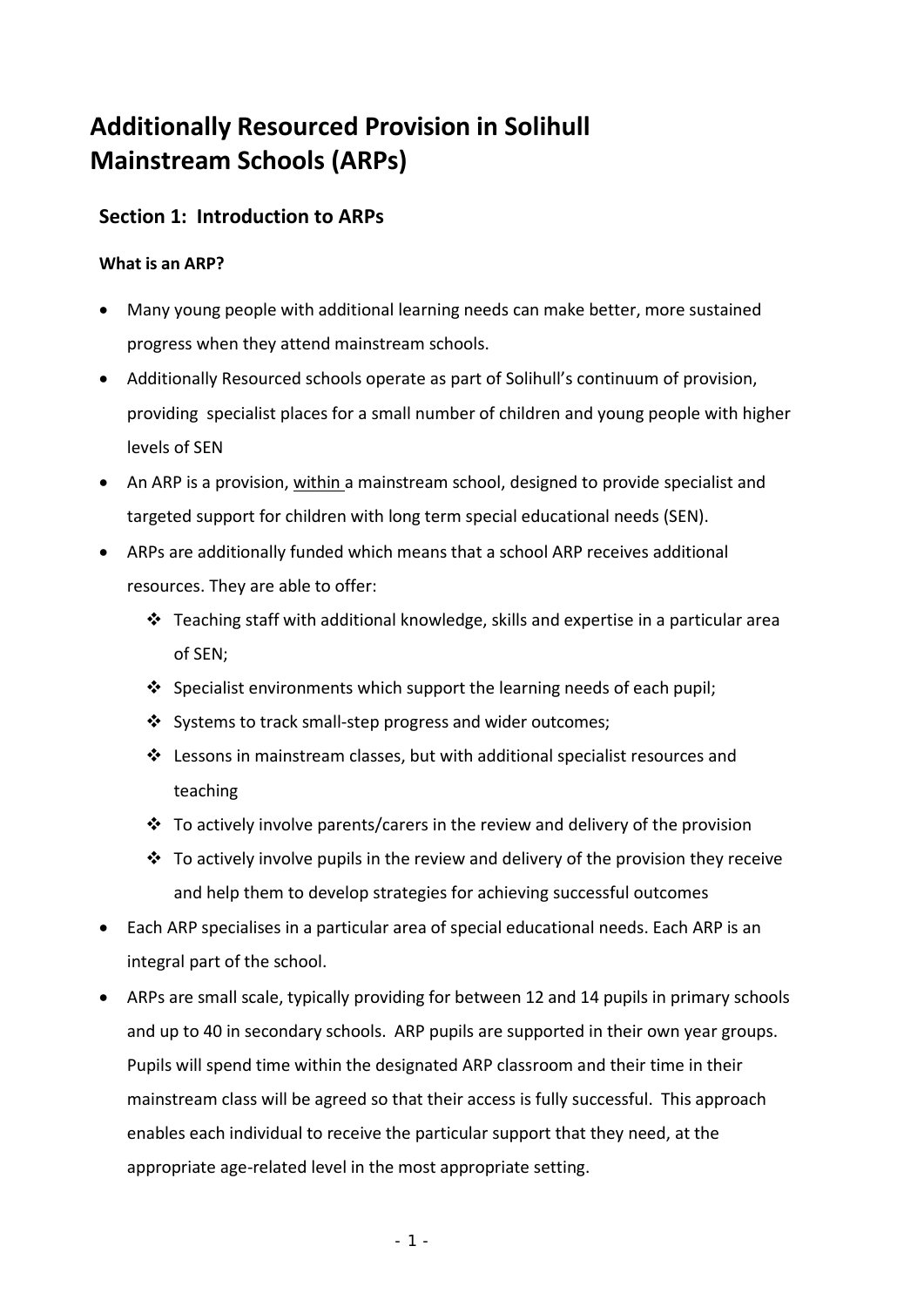# Additionally Resourced Provision in Solihull Mainstream Schools (ARPs)

## Section 1: Introduction to ARPs

### What is an ARP?

- Many young people with additional learning needs can make better, more sustained progress when they attend mainstream schools.
- Additionally Resourced schools operate as part of Solihull's continuum of provision, providing specialist places for a small number of children and young people with higher levels of SEN
- An ARP is a provision, <u>within</u> a mainstream school, designed to provide specialist and targeted support for children with long term special educational needs (SEN).
- ARPs are additionally funded which means that a school ARP receives additional resources. They are able to offer:
  - Teaching staff with additional knowledge, skills and expertise in a particular area of SEN;
  - Specialist environments which support the learning needs of each pupil;
  - Systems to track small-step progress and wider outcomes;
  - Lessons in mainstream classes, but with additional specialist resources and teaching
  - To actively involve parents/carers in the review and delivery of the provision
  - To actively involve pupils in the review and delivery of the provision they receive and help them to develop strategies for achieving successful outcomes
- Each ARP specialises in a particular area of special educational needs. Each ARP is an integral part of the school.
- ARPs are small scale, typically providing for between 12 and 14 pupils in primary schools and up to 40 in secondary schools. ARP pupils are supported in their own year groups. Pupils will spend time within the designated ARP classroom and their time in their mainstream class will be agreed so that their access is fully successful. This approach enables each individual to receive the particular support that they need, at the appropriate age-related level in the most appropriate setting.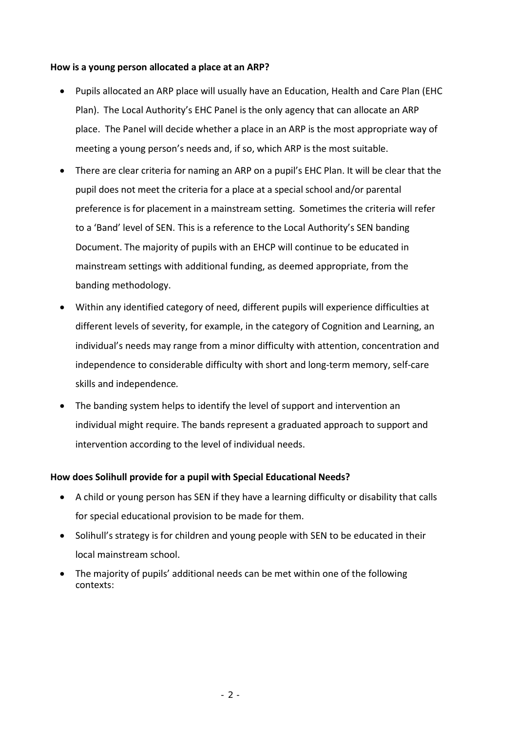**How is a young person allocated a place at an ARP?**

- Pupils allocated an ARP place will usually have an Education, Health and Care Plan (EHC Plan). The Local Authority's EHC Panel is the only agency that can allocate an ARP place. The Panel will decide whether a place in an ARP is the most appropriate way of meeting a young person's needs and, if so, which ARP is the most suitable.
- There are clear criteria for naming an ARP on a pupil's EHC Plan. It will be clear that the pupil does not meet the criteria for a place at a special school and/or parental preference is for placement in a mainstream setting. Sometimes the criteria will refer to a 'Band' level of SEN. This is a reference to the Local Authority's SEN banding Document. The majority of pupils with an EHCP will continue to be educated in mainstream settings with additional funding, as deemed appropriate, from the banding methodology.
- Within any identified category of need, different pupils will experience difficulties at different levels of severity, for example, in the category of Cognition and Learning, an individual's needs may range from a minor difficulty with attention, concentration and independence to considerable difficulty with short and long-term memory, self-care skills and independence*.*
- The banding system helps to identify the level of support and intervention an individual might require. The bands represent a graduated approach to support and intervention according to the level of individual needs.

**How does Solihull provide for a pupil with Special Educational Needs?**

- A child or young person has SEN if they have a learning difficulty or disability that calls for special educational provision to be made for them.
- Solihull's strategy is for children and young people with SEN to be educated in their local mainstream school.
- The majority of pupils' additional needs can be met within one of the following contexts: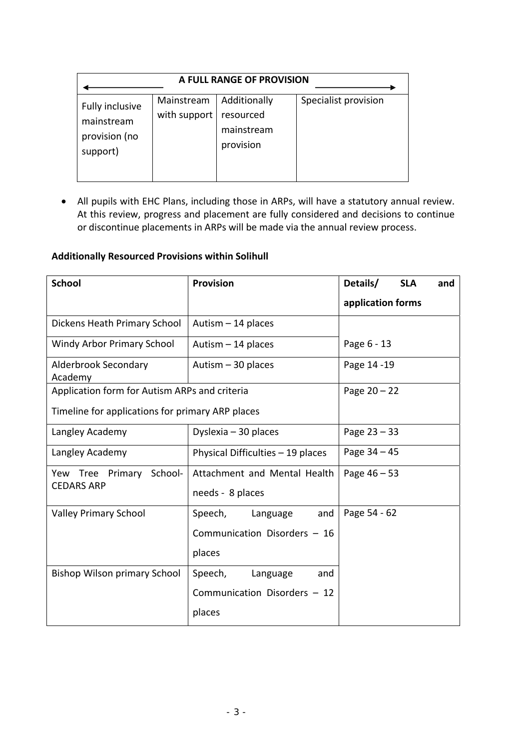| A FULL RANGE OF PROVISION | | | |
|---|---|---|---|
| Fully inclusive mainstream provision (no support) | Mainstream with support | Additionally resourced mainstream provision | Specialist provision |

- All pupils with EHC Plans, including those in ARPs, will have a statutory annual review. At this review, progress and placement are fully considered and decisions to continue or discontinue placements in ARPs will be made via the annual review process.

**Additionally Resourced Provisions within Solihull**

| School | Provision | Details/ SLA and application forms |
|---|---|---|
| Dickens Heath Primary School | Autism – 14 places | Page 6 - 13 |
| Windy Arbor Primary School | Autism – 14 places | |
| Alderbrook Secondary Academy | Autism – 30 places | Page 14 -19 |
| Application form for Autism ARPs and criteria<br>Timeline for applications for primary ARP places | | Page 20 – 22 |
| Langley Academy | Dyslexia – 30 places | Page 23 – 33 |
| Langley Academy | Physical Difficulties – 19 places | Page 34 – 45 |
| Yew Tree Primary School- CEDARS ARP | Attachment and Mental Health needs - 8 places | Page 46 – 53 |
| Valley Primary School | Speech, Language and Communication Disorders – 16 places | Page 54 - 62 |
| Bishop Wilson primary School | Speech, Language and Communication Disorders – 12 places | |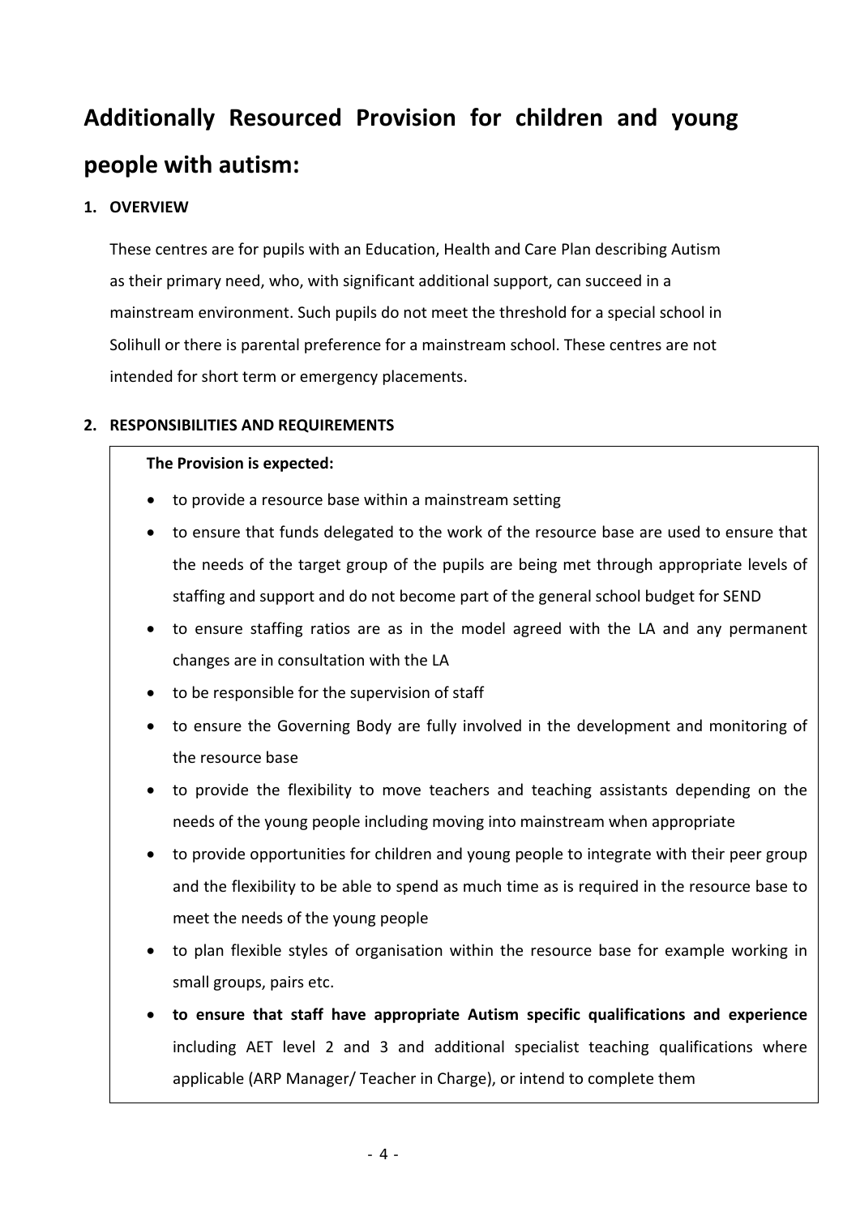# Additionally Resourced Provision for children and young people with autism:

## 1. OVERVIEW

These centres are for pupils with an Education, Health and Care Plan describing Autism as their primary need, who, with significant additional support, can succeed in a mainstream environment. Such pupils do not meet the threshold for a special school in Solihull or there is parental preference for a mainstream school. These centres are not intended for short term or emergency placements.

## 2. RESPONSIBILITIES AND REQUIREMENTS

**The Provision is expected:**

- to provide a resource base within a mainstream setting
- to ensure that funds delegated to the work of the resource base are used to ensure that the needs of the target group of the pupils are being met through appropriate levels of staffing and support and do not become part of the general school budget for SEND
- to ensure staffing ratios are as in the model agreed with the LA and any permanent changes are in consultation with the LA
- to be responsible for the supervision of staff
- to ensure the Governing Body are fully involved in the development and monitoring of the resource base
- to provide the flexibility to move teachers and teaching assistants depending on the needs of the young people including moving into mainstream when appropriate
- to provide opportunities for children and young people to integrate with their peer group and the flexibility to be able to spend as much time as is required in the resource base to meet the needs of the young people
- to plan flexible styles of organisation within the resource base for example working in small groups, pairs etc.
- **to ensure that staff have appropriate Autism specific qualifications and experience** including AET level 2 and 3 and additional specialist teaching qualifications where applicable (ARP Manager/ Teacher in Charge), or intend to complete them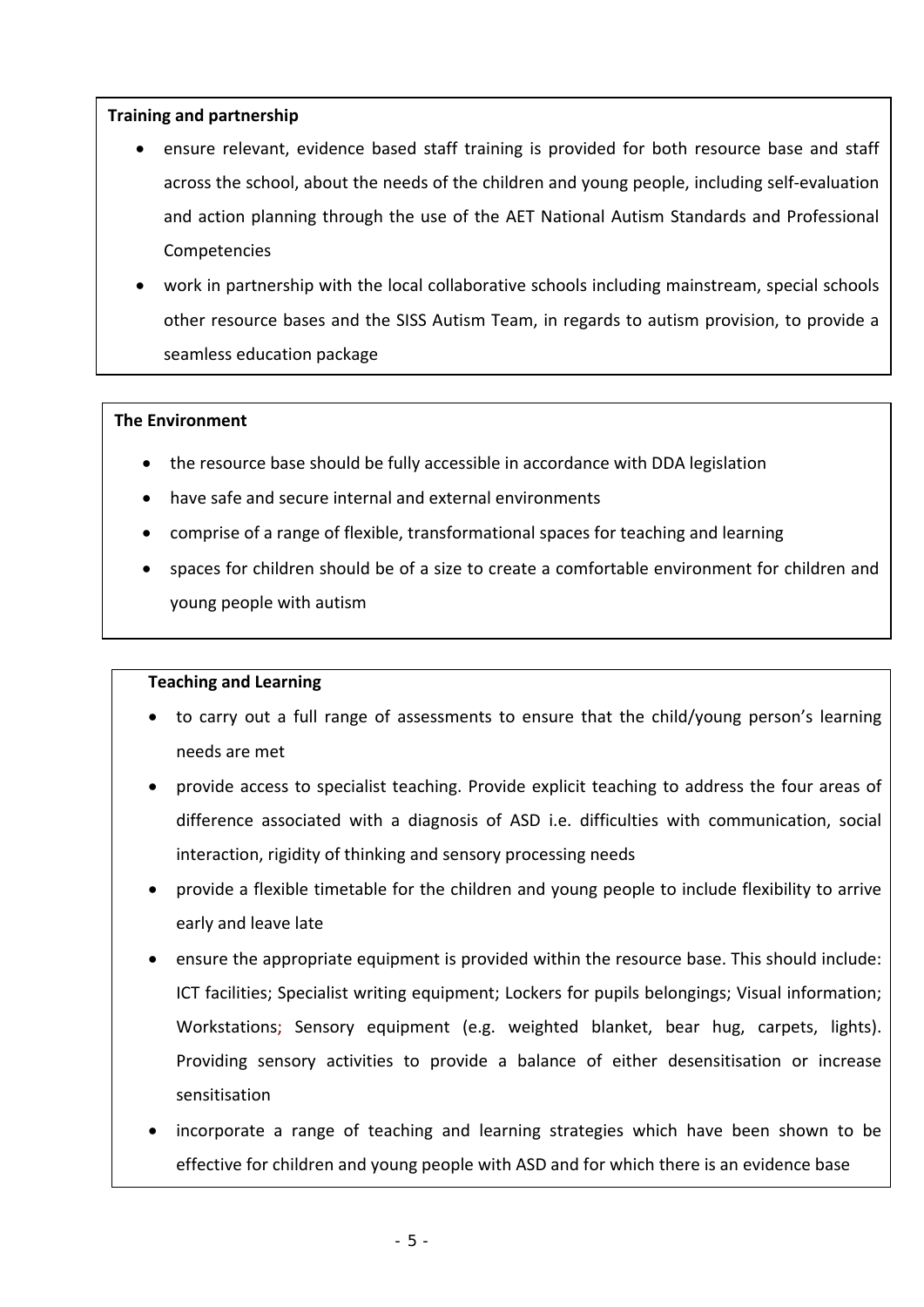**Training and partnership**

- ensure relevant, evidence based staff training is provided for both resource base and staff across the school, about the needs of the children and young people, including self-evaluation and action planning through the use of the AET National Autism Standards and Professional Competencies
- work in partnership with the local collaborative schools including mainstream, special schools other resource bases and the SISS Autism Team, in regards to autism provision, to provide a seamless education package

**The Environment**

- the resource base should be fully accessible in accordance with DDA legislation
- have safe and secure internal and external environments
- comprise of a range of flexible, transformational spaces for teaching and learning
- spaces for children should be of a size to create a comfortable environment for children and young people with autism

**Teaching and Learning**

- to carry out a full range of assessments to ensure that the child/young person's learning needs are met
- provide access to specialist teaching. Provide explicit teaching to address the four areas of difference associated with a diagnosis of ASD i.e. difficulties with communication, social interaction, rigidity of thinking and sensory processing needs
- provide a flexible timetable for the children and young people to include flexibility to arrive early and leave late
- ensure the appropriate equipment is provided within the resource base. This should include: ICT facilities; Specialist writing equipment; Lockers for pupils belongings; Visual information; Workstations; Sensory equipment (e.g. weighted blanket, bear hug, carpets, lights). Providing sensory activities to provide a balance of either desensitisation or increase sensitisation
- incorporate a range of teaching and learning strategies which have been shown to be effective for children and young people with ASD and for which there is an evidence base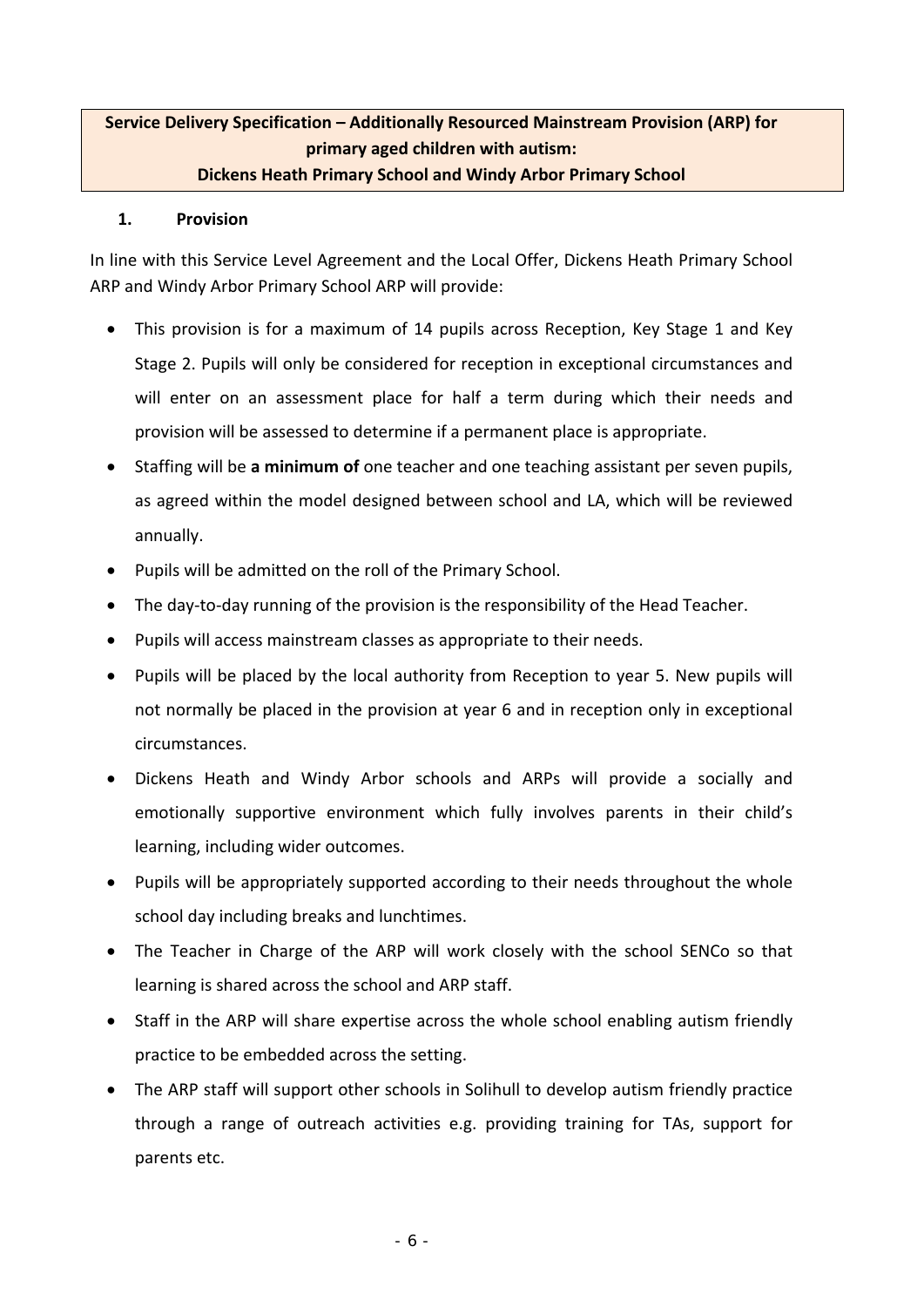**Service Delivery Specification – Additionally Resourced Mainstream Provision (ARP) for primary aged children with autism:**
**Dickens Heath Primary School and Windy Arbor Primary School**

## 1. Provision

In line with this Service Level Agreement and the Local Offer, Dickens Heath Primary School ARP and Windy Arbor Primary School ARP will provide:

- This provision is for a maximum of 14 pupils across Reception, Key Stage 1 and Key Stage 2. Pupils will only be considered for reception in exceptional circumstances and will enter on an assessment place for half a term during which their needs and provision will be assessed to determine if a permanent place is appropriate.
- Staffing will be **a minimum of** one teacher and one teaching assistant per seven pupils, as agreed within the model designed between school and LA, which will be reviewed annually.
- Pupils will be admitted on the roll of the Primary School.
- The day-to-day running of the provision is the responsibility of the Head Teacher.
- Pupils will access mainstream classes as appropriate to their needs.
- Pupils will be placed by the local authority from Reception to year 5. New pupils will not normally be placed in the provision at year 6 and in reception only in exceptional circumstances.
- Dickens Heath and Windy Arbor schools and ARPs will provide a socially and emotionally supportive environment which fully involves parents in their child's learning, including wider outcomes.
- Pupils will be appropriately supported according to their needs throughout the whole school day including breaks and lunchtimes.
- The Teacher in Charge of the ARP will work closely with the school SENCo so that learning is shared across the school and ARP staff.
- Staff in the ARP will share expertise across the whole school enabling autism friendly practice to be embedded across the setting.
- The ARP staff will support other schools in Solihull to develop autism friendly practice through a range of outreach activities e.g. providing training for TAs, support for parents etc.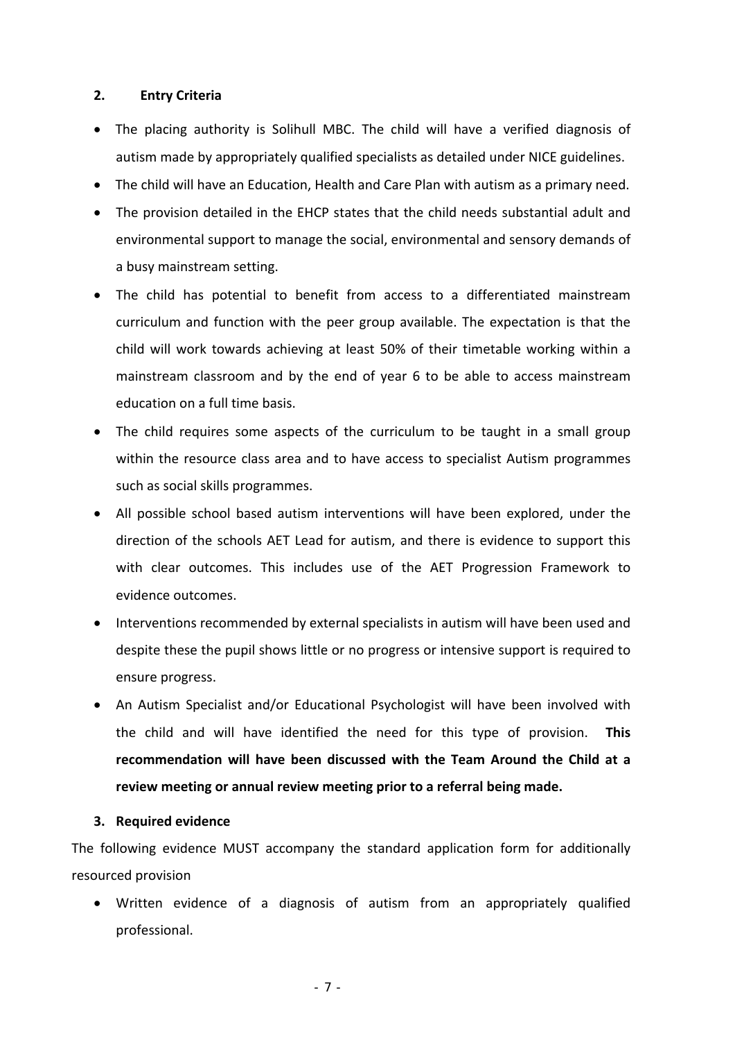## 2. Entry Criteria

- The placing authority is Solihull MBC. The child will have a verified diagnosis of autism made by appropriately qualified specialists as detailed under NICE guidelines.
- The child will have an Education, Health and Care Plan with autism as a primary need.
- The provision detailed in the EHCP states that the child needs substantial adult and environmental support to manage the social, environmental and sensory demands of a busy mainstream setting.
- The child has potential to benefit from access to a differentiated mainstream curriculum and function with the peer group available. The expectation is that the child will work towards achieving at least 50% of their timetable working within a mainstream classroom and by the end of year 6 to be able to access mainstream education on a full time basis.
- The child requires some aspects of the curriculum to be taught in a small group within the resource class area and to have access to specialist Autism programmes such as social skills programmes.
- All possible school based autism interventions will have been explored, under the direction of the schools AET Lead for autism, and there is evidence to support this with clear outcomes. This includes use of the AET Progression Framework to evidence outcomes.
- Interventions recommended by external specialists in autism will have been used and despite these the pupil shows little or no progress or intensive support is required to ensure progress.
- An Autism Specialist and/or Educational Psychologist will have been involved with the child and will have identified the need for this type of provision. **This recommendation will have been discussed with the Team Around the Child at a review meeting or annual review meeting prior to a referral being made.**

## 3. Required evidence

The following evidence MUST accompany the standard application form for additionally resourced provision

- Written evidence of a diagnosis of autism from an appropriately qualified professional.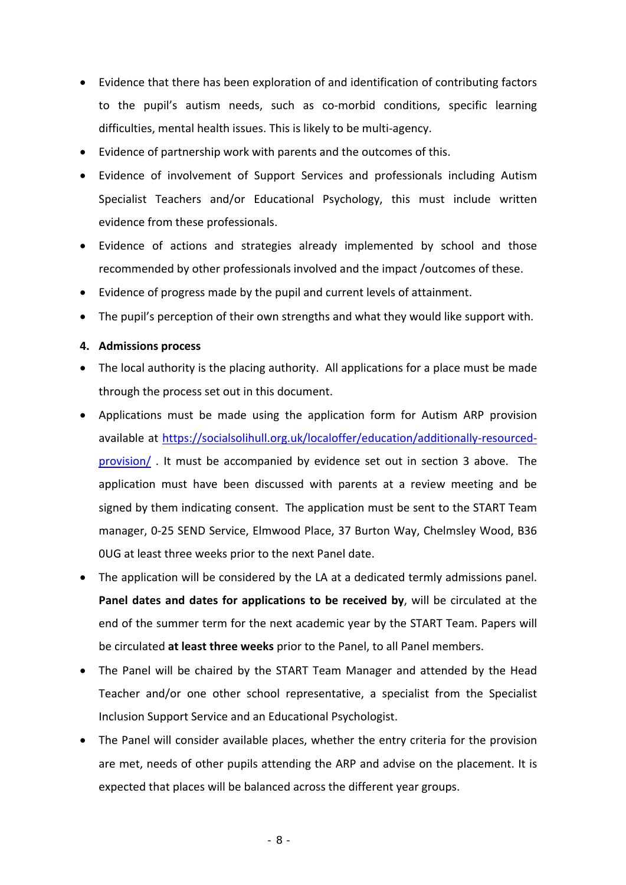- Evidence that there has been exploration of and identification of contributing factors to the pupil's autism needs, such as co-morbid conditions, specific learning difficulties, mental health issues. This is likely to be multi-agency.
- Evidence of partnership work with parents and the outcomes of this.
- Evidence of involvement of Support Services and professionals including Autism Specialist Teachers and/or Educational Psychology, this must include written evidence from these professionals.
- Evidence of actions and strategies already implemented by school and those recommended by other professionals involved and the impact /outcomes of these.
- Evidence of progress made by the pupil and current levels of attainment.
- The pupil's perception of their own strengths and what they would like support with.

## 4. Admissions process

- The local authority is the placing authority. All applications for a place must be made through the process set out in this document.
- Applications must be made using the application form for Autism ARP provision available at [https://socialsolihull.org.uk/localoffer/education/additionally-resourced-provision/](https://socialsolihull.org.uk/localoffer/education/additionally-resourced-provision/) . It must be accompanied by evidence set out in section 3 above. The application must have been discussed with parents at a review meeting and be signed by them indicating consent. The application must be sent to the START Team manager, 0-25 SEND Service, Elmwood Place, 37 Burton Way, Chelmsley Wood, B36 0UG at least three weeks prior to the next Panel date.
- The application will be considered by the LA at a dedicated termly admissions panel. **Panel dates and dates for applications to be received by**, will be circulated at the end of the summer term for the next academic year by the START Team. Papers will be circulated **at least three weeks** prior to the Panel, to all Panel members.
- The Panel will be chaired by the START Team Manager and attended by the Head Teacher and/or one other school representative, a specialist from the Specialist Inclusion Support Service and an Educational Psychologist.
- The Panel will consider available places, whether the entry criteria for the provision are met, needs of other pupils attending the ARP and advise on the placement. It is expected that places will be balanced across the different year groups.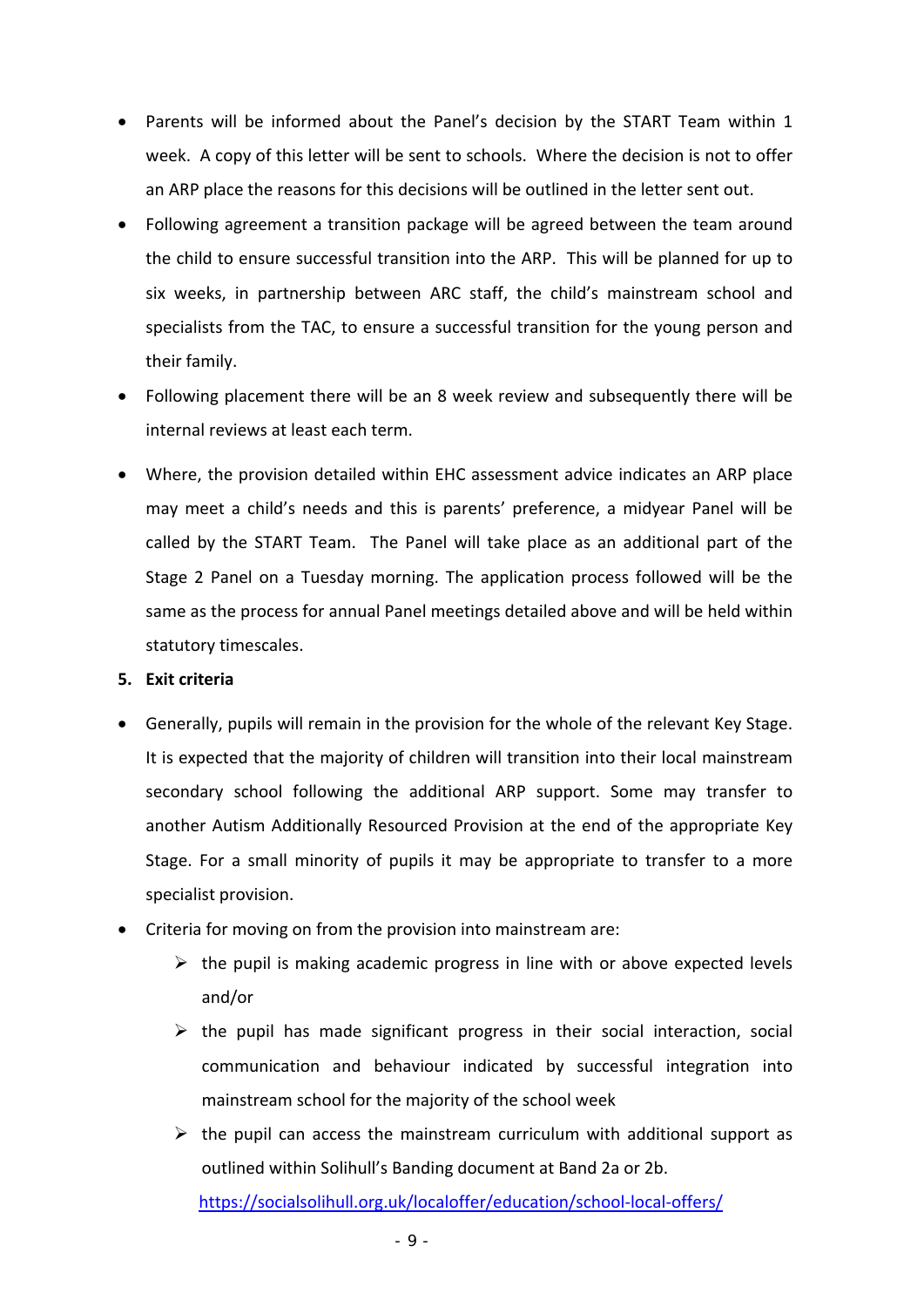- Parents will be informed about the Panel's decision by the START Team within 1 week. A copy of this letter will be sent to schools. Where the decision is not to offer an ARP place the reasons for this decisions will be outlined in the letter sent out.
- Following agreement a transition package will be agreed between the team around the child to ensure successful transition into the ARP. This will be planned for up to six weeks, in partnership between ARC staff, the child's mainstream school and specialists from the TAC, to ensure a successful transition for the young person and their family.
- Following placement there will be an 8 week review and subsequently there will be internal reviews at least each term.
- Where, the provision detailed within EHC assessment advice indicates an ARP place may meet a child's needs and this is parents' preference, a midyear Panel will be called by the START Team. The Panel will take place as an additional part of the Stage 2 Panel on a Tuesday morning. The application process followed will be the same as the process for annual Panel meetings detailed above and will be held within statutory timescales.

**5. Exit criteria**

- Generally, pupils will remain in the provision for the whole of the relevant Key Stage. It is expected that the majority of children will transition into their local mainstream secondary school following the additional ARP support. Some may transfer to another Autism Additionally Resourced Provision at the end of the appropriate Key Stage. For a small minority of pupils it may be appropriate to transfer to a more specialist provision.
- Criteria for moving on from the provision into mainstream are:
  - the pupil is making academic progress in line with or above expected levels and/or
  - the pupil has made significant progress in their social interaction, social communication and behaviour indicated by successful integration into mainstream school for the majority of the school week
  - the pupil can access the mainstream curriculum with additional support as outlined within Solihull's Banding document at Band 2a or 2b.

    https://socialsolihull.org.uk/localoffer/education/school-local-offers/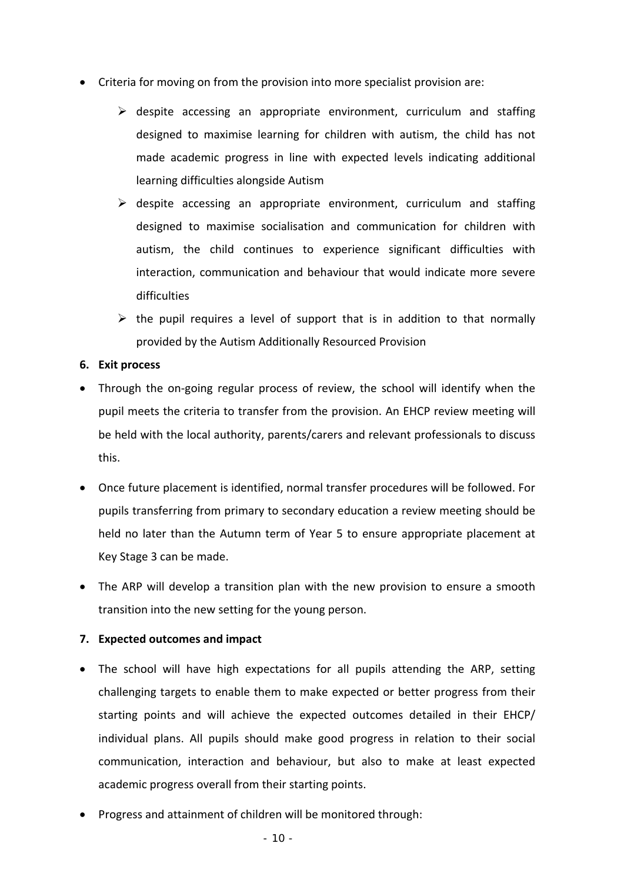- Criteria for moving on from the provision into more specialist provision are:
  - despite accessing an appropriate environment, curriculum and staffing designed to maximise learning for children with autism, the child has not made academic progress in line with expected levels indicating additional learning difficulties alongside Autism
  - despite accessing an appropriate environment, curriculum and staffing designed to maximise socialisation and communication for children with autism, the child continues to experience significant difficulties with interaction, communication and behaviour that would indicate more severe difficulties
  - the pupil requires a level of support that is in addition to that normally provided by the Autism Additionally Resourced Provision

**6. Exit process**

- Through the on-going regular process of review, the school will identify when the pupil meets the criteria to transfer from the provision. An EHCP review meeting will be held with the local authority, parents/carers and relevant professionals to discuss this.
- Once future placement is identified, normal transfer procedures will be followed. For pupils transferring from primary to secondary education a review meeting should be held no later than the Autumn term of Year 5 to ensure appropriate placement at Key Stage 3 can be made.
- The ARP will develop a transition plan with the new provision to ensure a smooth transition into the new setting for the young person.

**7. Expected outcomes and impact**

- The school will have high expectations for all pupils attending the ARP, setting challenging targets to enable them to make expected or better progress from their starting points and will achieve the expected outcomes detailed in their EHCP/ individual plans. All pupils should make good progress in relation to their social communication, interaction and behaviour, but also to make at least expected academic progress overall from their starting points.
- Progress and attainment of children will be monitored through: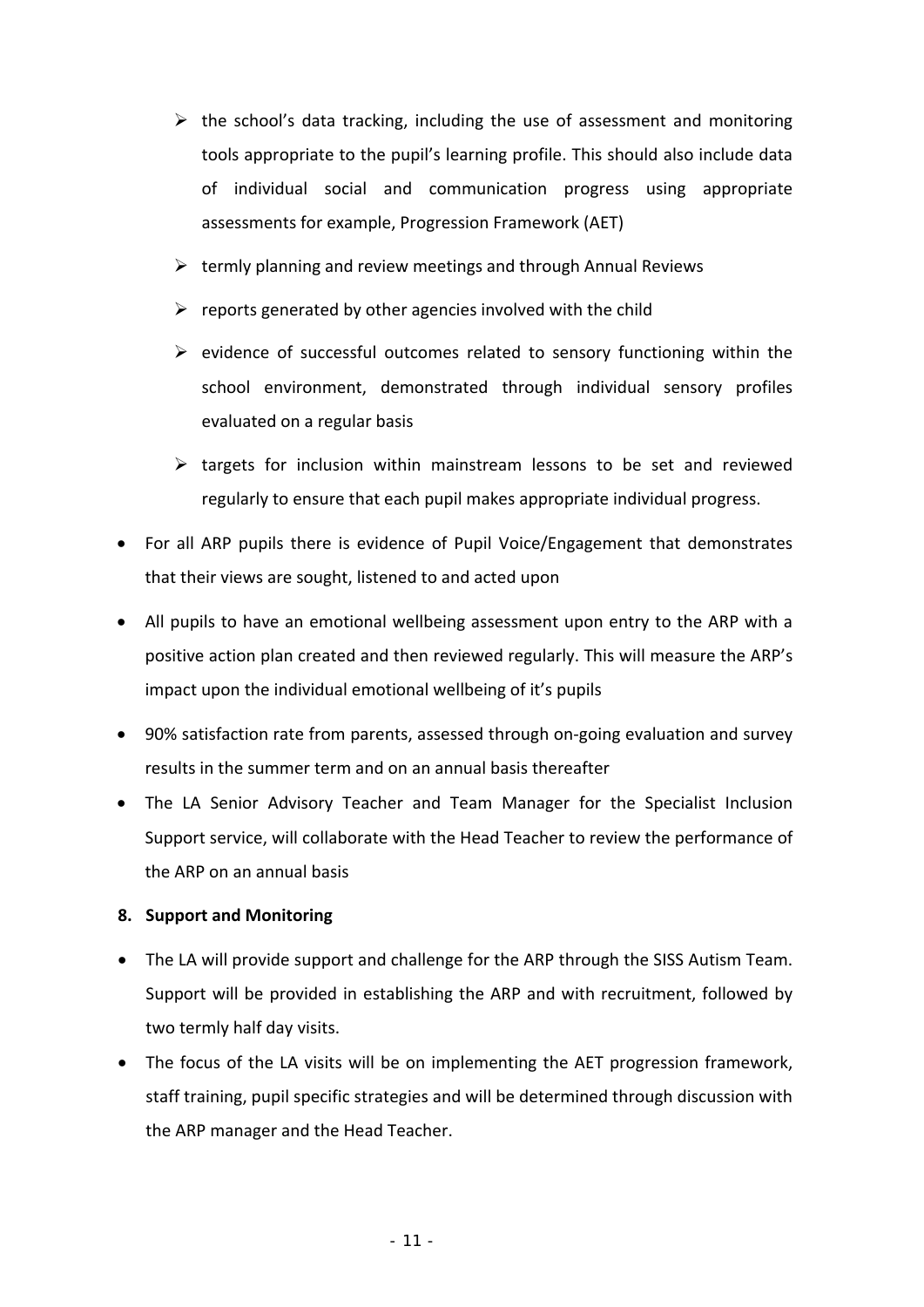- the school's data tracking, including the use of assessment and monitoring tools appropriate to the pupil's learning profile. This should also include data of individual social and communication progress using appropriate assessments for example, Progression Framework (AET)
  - termly planning and review meetings and through Annual Reviews
  - reports generated by other agencies involved with the child
  - evidence of successful outcomes related to sensory functioning within the school environment, demonstrated through individual sensory profiles evaluated on a regular basis
  - targets for inclusion within mainstream lessons to be set and reviewed regularly to ensure that each pupil makes appropriate individual progress.

- For all ARP pupils there is evidence of Pupil Voice/Engagement that demonstrates that their views are sought, listened to and acted upon
- All pupils to have an emotional wellbeing assessment upon entry to the ARP with a positive action plan created and then reviewed regularly. This will measure the ARP's impact upon the individual emotional wellbeing of it's pupils
- 90% satisfaction rate from parents, assessed through on-going evaluation and survey results in the summer term and on an annual basis thereafter
- The LA Senior Advisory Teacher and Team Manager for the Specialist Inclusion Support service, will collaborate with the Head Teacher to review the performance of the ARP on an annual basis

**8. Support and Monitoring**

- The LA will provide support and challenge for the ARP through the SISS Autism Team. Support will be provided in establishing the ARP and with recruitment, followed by two termly half day visits.
- The focus of the LA visits will be on implementing the AET progression framework, staff training, pupil specific strategies and will be determined through discussion with the ARP manager and the Head Teacher.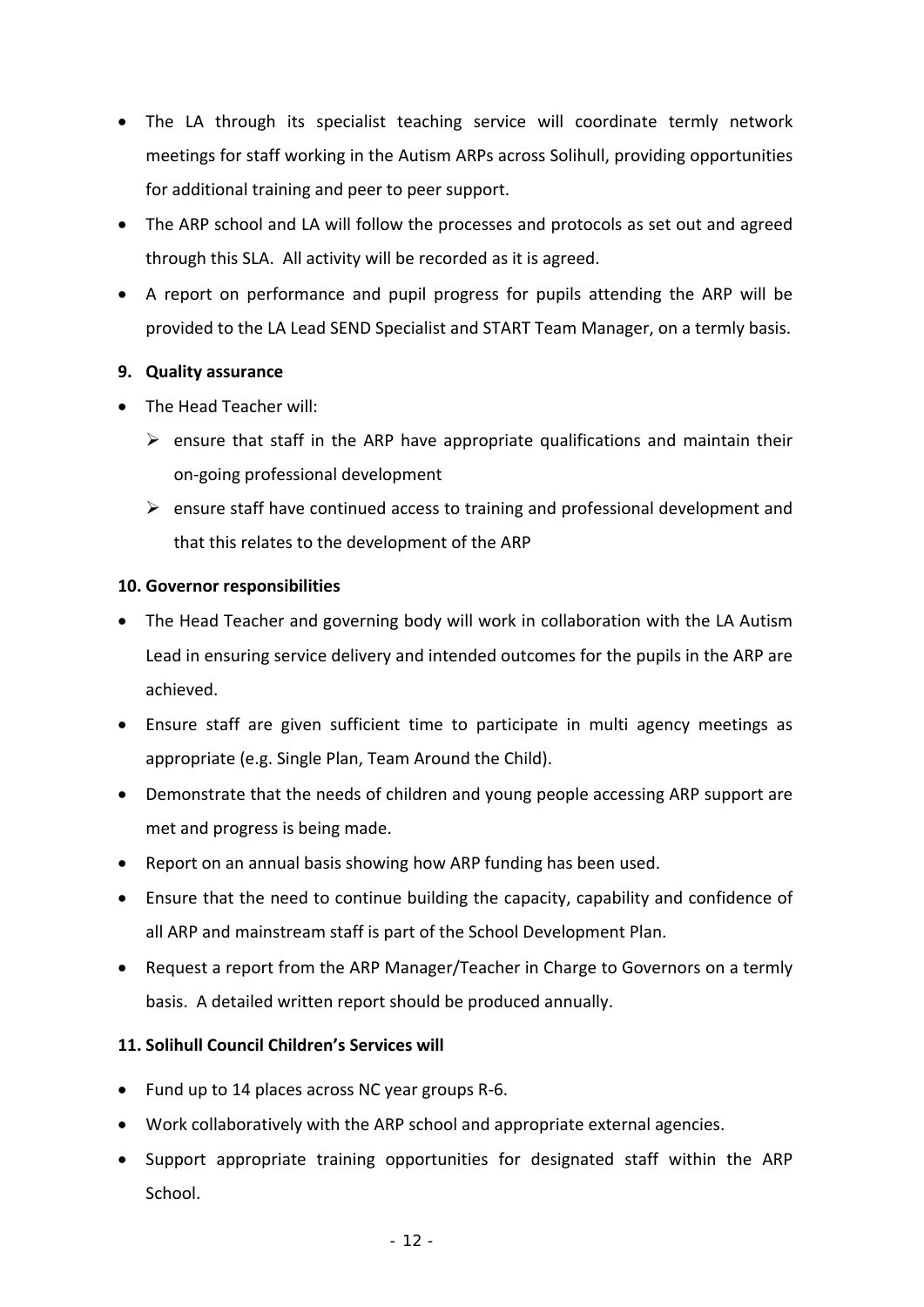- The LA through its specialist teaching service will coordinate termly network meetings for staff working in the Autism ARPs across Solihull, providing opportunities for additional training and peer to peer support.
- The ARP school and LA will follow the processes and protocols as set out and agreed through this SLA. All activity will be recorded as it is agreed.
- A report on performance and pupil progress for pupils attending the ARP will be provided to the LA Lead SEND Specialist and START Team Manager, on a termly basis.

**9. Quality assurance**

- The Head Teacher will:
  - ensure that staff in the ARP have appropriate qualifications and maintain their on-going professional development
  - ensure staff have continued access to training and professional development and that this relates to the development of the ARP

**10. Governor responsibilities**

- The Head Teacher and governing body will work in collaboration with the LA Autism Lead in ensuring service delivery and intended outcomes for the pupils in the ARP are achieved.
- Ensure staff are given sufficient time to participate in multi agency meetings as appropriate (e.g. Single Plan, Team Around the Child).
- Demonstrate that the needs of children and young people accessing ARP support are met and progress is being made.
- Report on an annual basis showing how ARP funding has been used.
- Ensure that the need to continue building the capacity, capability and confidence of all ARP and mainstream staff is part of the School Development Plan.
- Request a report from the ARP Manager/Teacher in Charge to Governors on a termly basis. A detailed written report should be produced annually.

**11. Solihull Council Children's Services will**

- Fund up to 14 places across NC year groups R-6.
- Work collaboratively with the ARP school and appropriate external agencies.
- Support appropriate training opportunities for designated staff within the ARP School.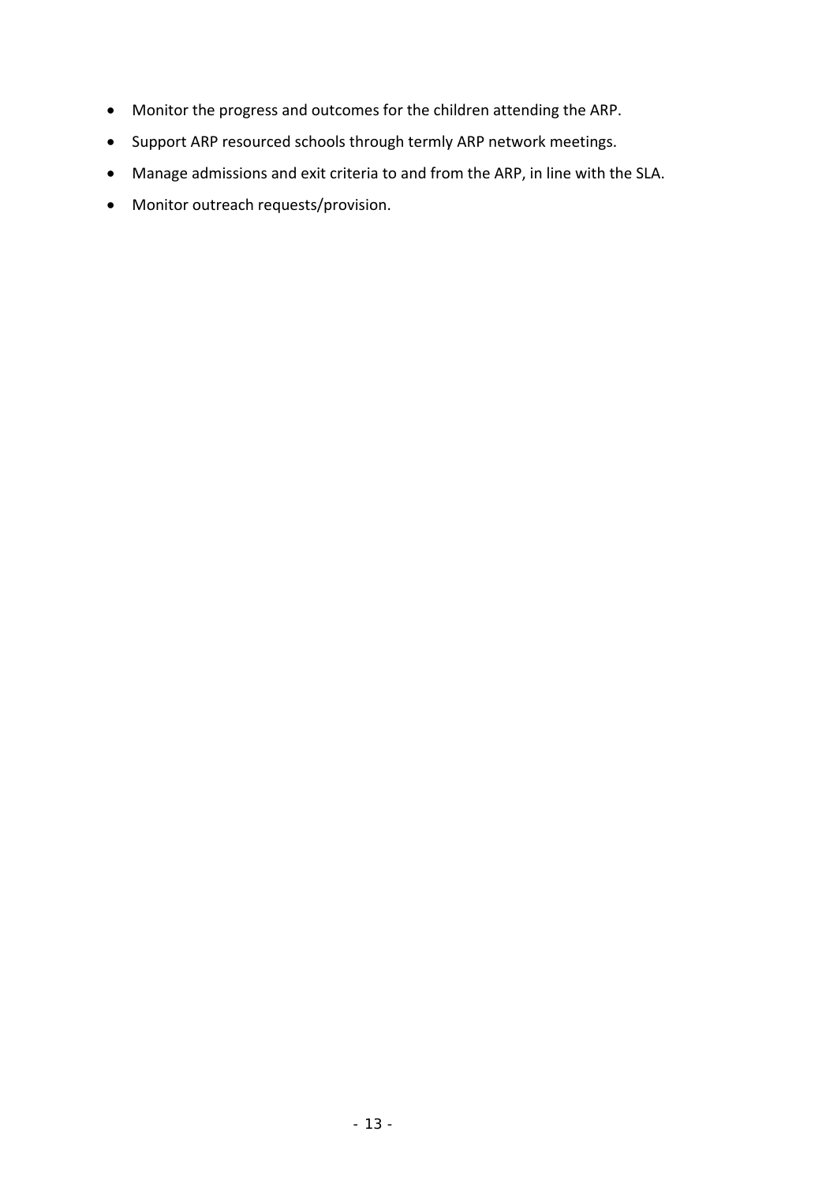- Monitor the progress and outcomes for the children attending the ARP.
- Support ARP resourced schools through termly ARP network meetings.
- Manage admissions and exit criteria to and from the ARP, in line with the SLA.
- Monitor outreach requests/provision.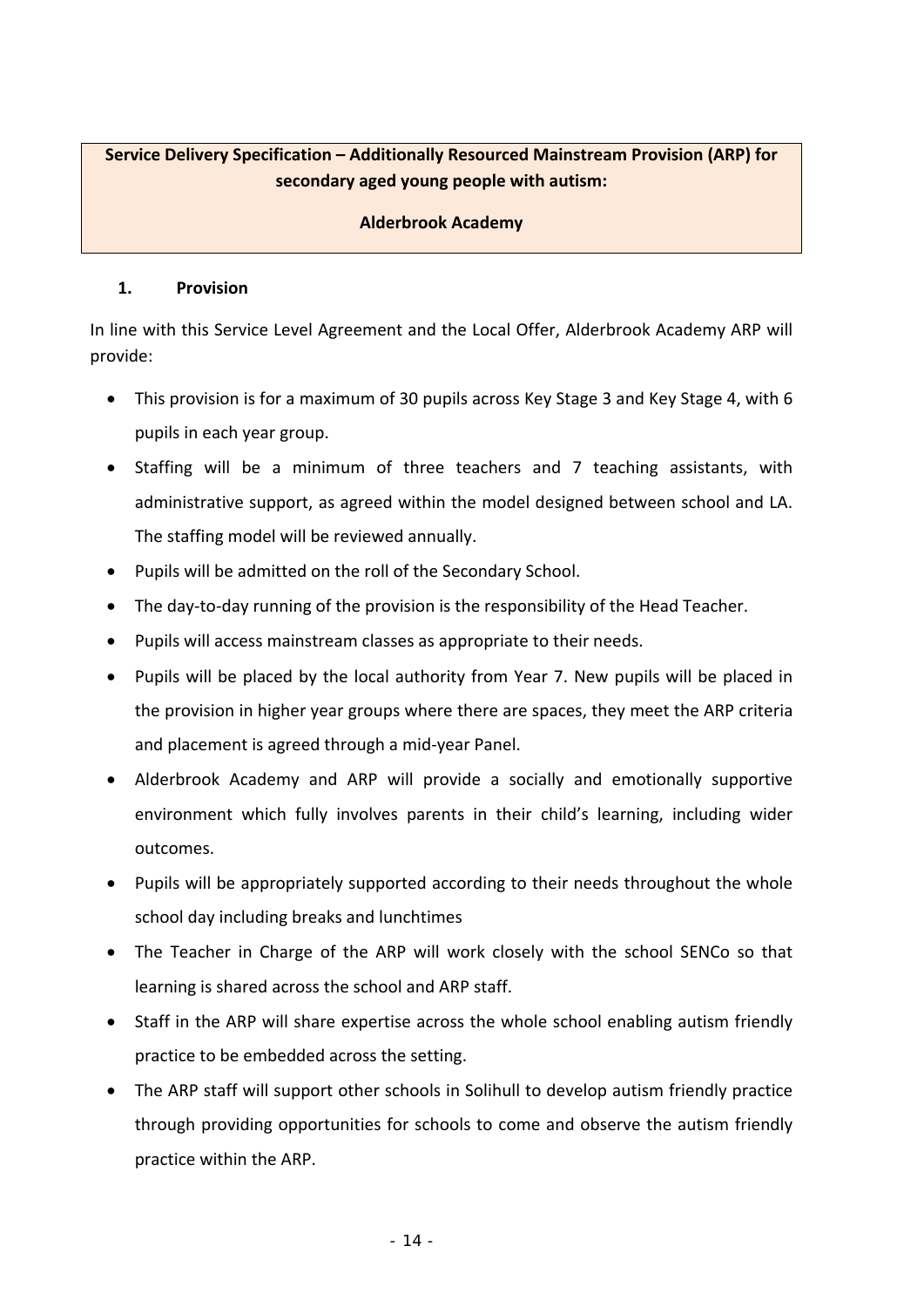**Service Delivery Specification – Additionally Resourced Mainstream Provision (ARP) for secondary aged young people with autism:**

**Alderbrook Academy**

### 1. Provision

In line with this Service Level Agreement and the Local Offer, Alderbrook Academy ARP will provide:

- This provision is for a maximum of 30 pupils across Key Stage 3 and Key Stage 4, with 6 pupils in each year group.
- Staffing will be a minimum of three teachers and 7 teaching assistants, with administrative support, as agreed within the model designed between school and LA. The staffing model will be reviewed annually.
- Pupils will be admitted on the roll of the Secondary School.
- The day-to-day running of the provision is the responsibility of the Head Teacher.
- Pupils will access mainstream classes as appropriate to their needs.
- Pupils will be placed by the local authority from Year 7. New pupils will be placed in the provision in higher year groups where there are spaces, they meet the ARP criteria and placement is agreed through a mid-year Panel.
- Alderbrook Academy and ARP will provide a socially and emotionally supportive environment which fully involves parents in their child's learning, including wider outcomes.
- Pupils will be appropriately supported according to their needs throughout the whole school day including breaks and lunchtimes
- The Teacher in Charge of the ARP will work closely with the school SENCo so that learning is shared across the school and ARP staff.
- Staff in the ARP will share expertise across the whole school enabling autism friendly practice to be embedded across the setting.
- The ARP staff will support other schools in Solihull to develop autism friendly practice through providing opportunities for schools to come and observe the autism friendly practice within the ARP.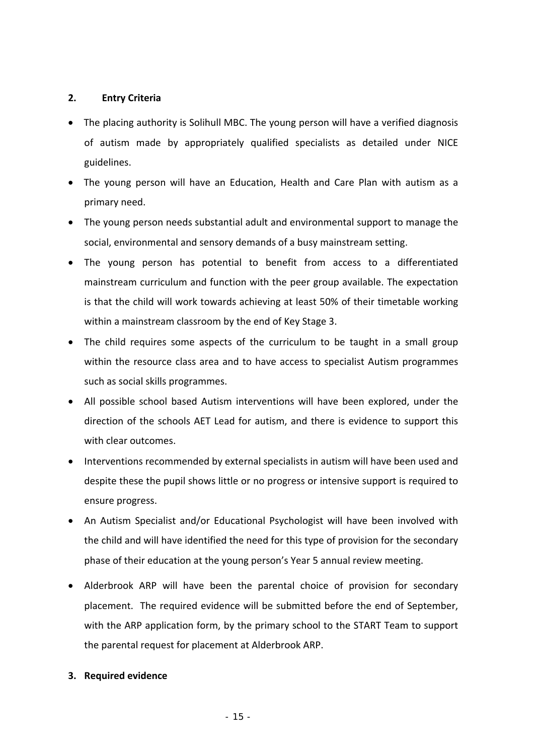## 2. Entry Criteria

- The placing authority is Solihull MBC. The young person will have a verified diagnosis of autism made by appropriately qualified specialists as detailed under NICE guidelines.
- The young person will have an Education, Health and Care Plan with autism as a primary need.
- The young person needs substantial adult and environmental support to manage the social, environmental and sensory demands of a busy mainstream setting.
- The young person has potential to benefit from access to a differentiated mainstream curriculum and function with the peer group available. The expectation is that the child will work towards achieving at least 50% of their timetable working within a mainstream classroom by the end of Key Stage 3.
- The child requires some aspects of the curriculum to be taught in a small group within the resource class area and to have access to specialist Autism programmes such as social skills programmes.
- All possible school based Autism interventions will have been explored, under the direction of the schools AET Lead for autism, and there is evidence to support this with clear outcomes.
- Interventions recommended by external specialists in autism will have been used and despite these the pupil shows little or no progress or intensive support is required to ensure progress.
- An Autism Specialist and/or Educational Psychologist will have been involved with the child and will have identified the need for this type of provision for the secondary phase of their education at the young person's Year 5 annual review meeting.
- Alderbrook ARP will have been the parental choice of provision for secondary placement. The required evidence will be submitted before the end of September, with the ARP application form, by the primary school to the START Team to support the parental request for placement at Alderbrook ARP.

## 3. Required evidence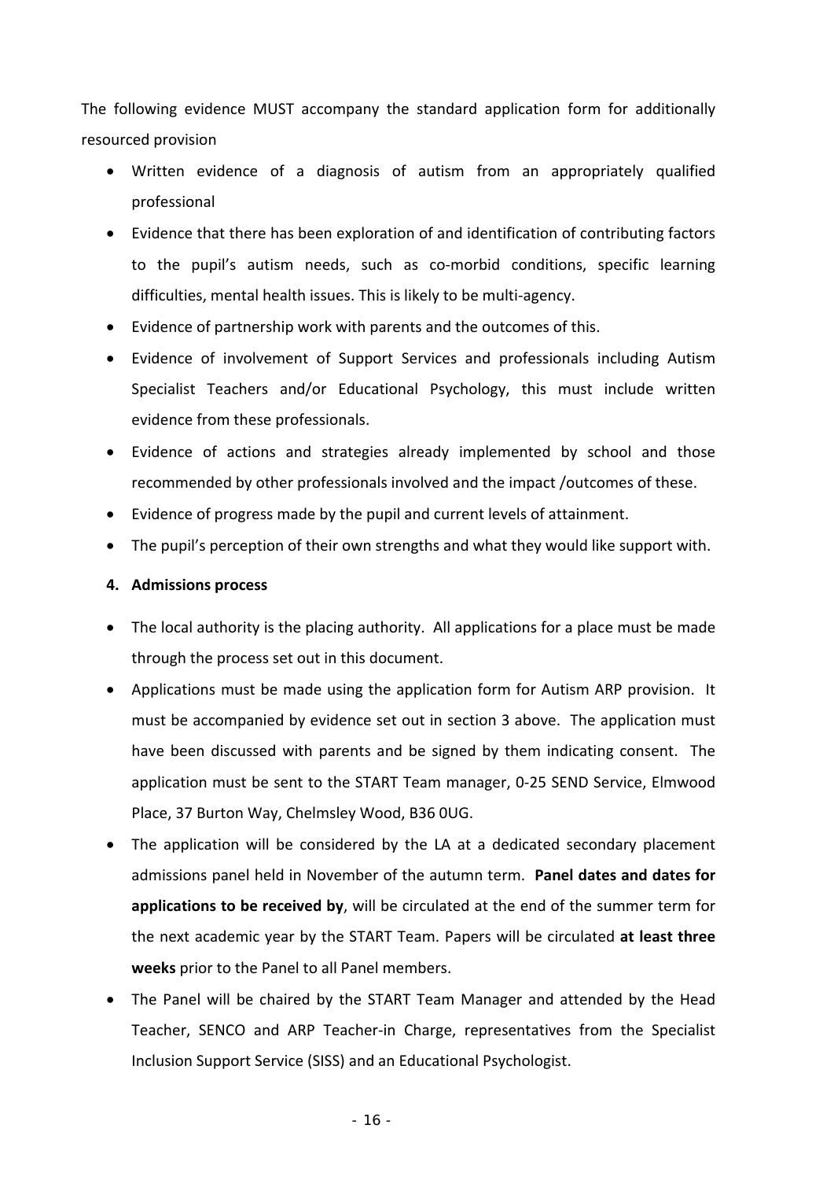The following evidence MUST accompany the standard application form for additionally resourced provision

- Written evidence of a diagnosis of autism from an appropriately qualified professional
- Evidence that there has been exploration of and identification of contributing factors to the pupil's autism needs, such as co-morbid conditions, specific learning difficulties, mental health issues. This is likely to be multi-agency.
- Evidence of partnership work with parents and the outcomes of this.
- Evidence of involvement of Support Services and professionals including Autism Specialist Teachers and/or Educational Psychology, this must include written evidence from these professionals.
- Evidence of actions and strategies already implemented by school and those recommended by other professionals involved and the impact /outcomes of these.
- Evidence of progress made by the pupil and current levels of attainment.
- The pupil's perception of their own strengths and what they would like support with.

**4. Admissions process**

- The local authority is the placing authority. All applications for a place must be made through the process set out in this document.
- Applications must be made using the application form for Autism ARP provision. It must be accompanied by evidence set out in section 3 above. The application must have been discussed with parents and be signed by them indicating consent. The application must be sent to the START Team manager, 0-25 SEND Service, Elmwood Place, 37 Burton Way, Chelmsley Wood, B36 0UG.
- The application will be considered by the LA at a dedicated secondary placement admissions panel held in November of the autumn term. **Panel dates and dates for applications to be received by**, will be circulated at the end of the summer term for the next academic year by the START Team. Papers will be circulated **at least three weeks** prior to the Panel to all Panel members.
- The Panel will be chaired by the START Team Manager and attended by the Head Teacher, SENCO and ARP Teacher-in Charge, representatives from the Specialist Inclusion Support Service (SISS) and an Educational Psychologist.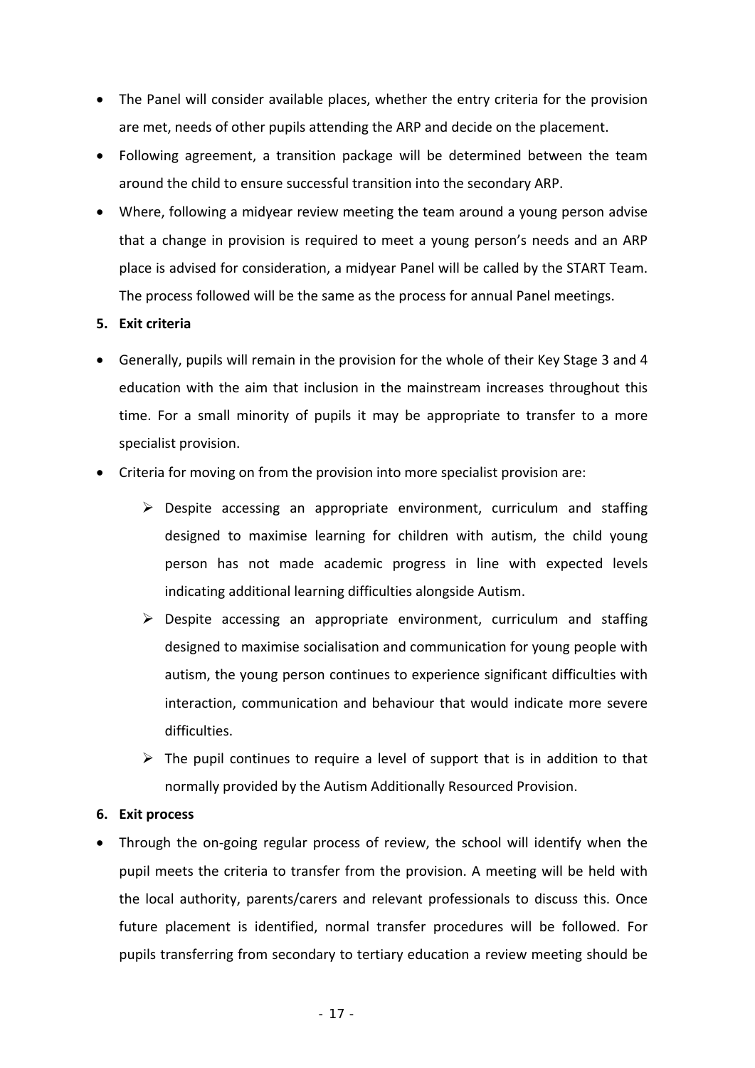- The Panel will consider available places, whether the entry criteria for the provision are met, needs of other pupils attending the ARP and decide on the placement.
- Following agreement, a transition package will be determined between the team around the child to ensure successful transition into the secondary ARP.
- Where, following a midyear review meeting the team around a young person advise that a change in provision is required to meet a young person's needs and an ARP place is advised for consideration, a midyear Panel will be called by the START Team. The process followed will be the same as the process for annual Panel meetings.

**5. Exit criteria**

- Generally, pupils will remain in the provision for the whole of their Key Stage 3 and 4 education with the aim that inclusion in the mainstream increases throughout this time. For a small minority of pupils it may be appropriate to transfer to a more specialist provision.
- Criteria for moving on from the provision into more specialist provision are:
    - Despite accessing an appropriate environment, curriculum and staffing designed to maximise learning for children with autism, the child young person has not made academic progress in line with expected levels indicating additional learning difficulties alongside Autism.
    - Despite accessing an appropriate environment, curriculum and staffing designed to maximise socialisation and communication for young people with autism, the young person continues to experience significant difficulties with interaction, communication and behaviour that would indicate more severe difficulties.
    - The pupil continues to require a level of support that is in addition to that normally provided by the Autism Additionally Resourced Provision.

**6. Exit process**

- Through the on-going regular process of review, the school will identify when the pupil meets the criteria to transfer from the provision. A meeting will be held with the local authority, parents/carers and relevant professionals to discuss this. Once future placement is identified, normal transfer procedures will be followed. For pupils transferring from secondary to tertiary education a review meeting should be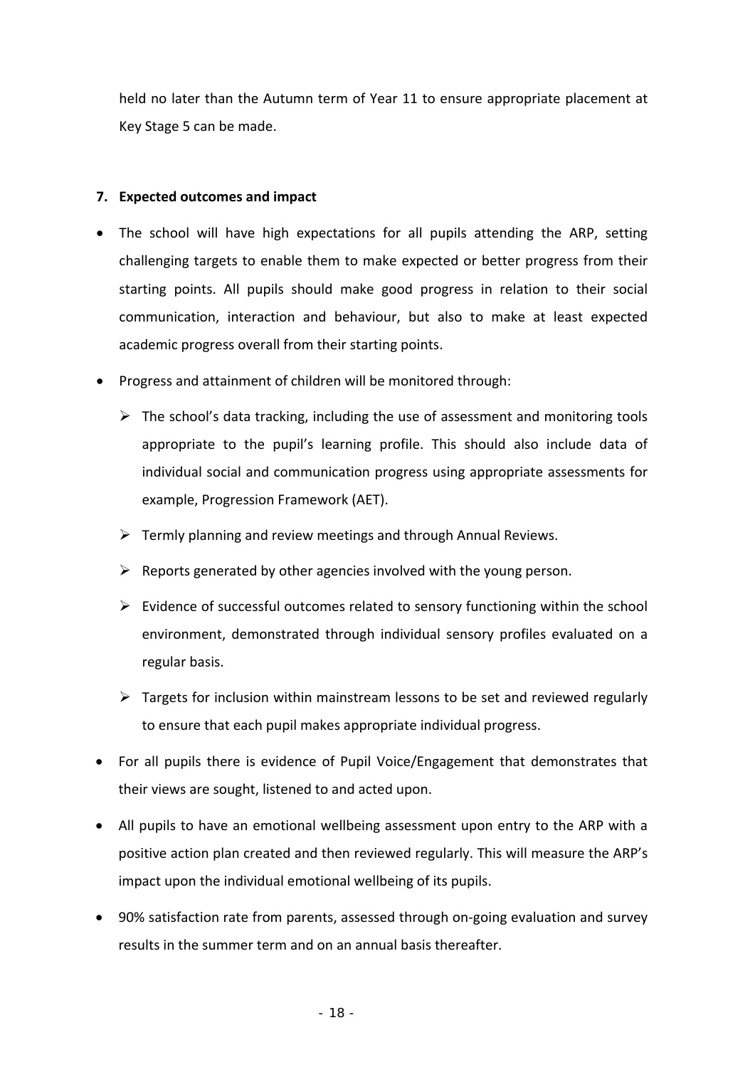held no later than the Autumn term of Year 11 to ensure appropriate placement at Key Stage 5 can be made.

**7. Expected outcomes and impact**

- The school will have high expectations for all pupils attending the ARP, setting challenging targets to enable them to make expected or better progress from their starting points. All pupils should make good progress in relation to their social communication, interaction and behaviour, but also to make at least expected academic progress overall from their starting points.
- Progress and attainment of children will be monitored through:
  - The school's data tracking, including the use of assessment and monitoring tools appropriate to the pupil's learning profile. This should also include data of individual social and communication progress using appropriate assessments for example, Progression Framework (AET).
  - Termly planning and review meetings and through Annual Reviews.
  - Reports generated by other agencies involved with the young person.
  - Evidence of successful outcomes related to sensory functioning within the school environment, demonstrated through individual sensory profiles evaluated on a regular basis.
  - Targets for inclusion within mainstream lessons to be set and reviewed regularly to ensure that each pupil makes appropriate individual progress.
- For all pupils there is evidence of Pupil Voice/Engagement that demonstrates that their views are sought, listened to and acted upon.
- All pupils to have an emotional wellbeing assessment upon entry to the ARP with a positive action plan created and then reviewed regularly. This will measure the ARP's impact upon the individual emotional wellbeing of its pupils.
- 90% satisfaction rate from parents, assessed through on-going evaluation and survey results in the summer term and on an annual basis thereafter.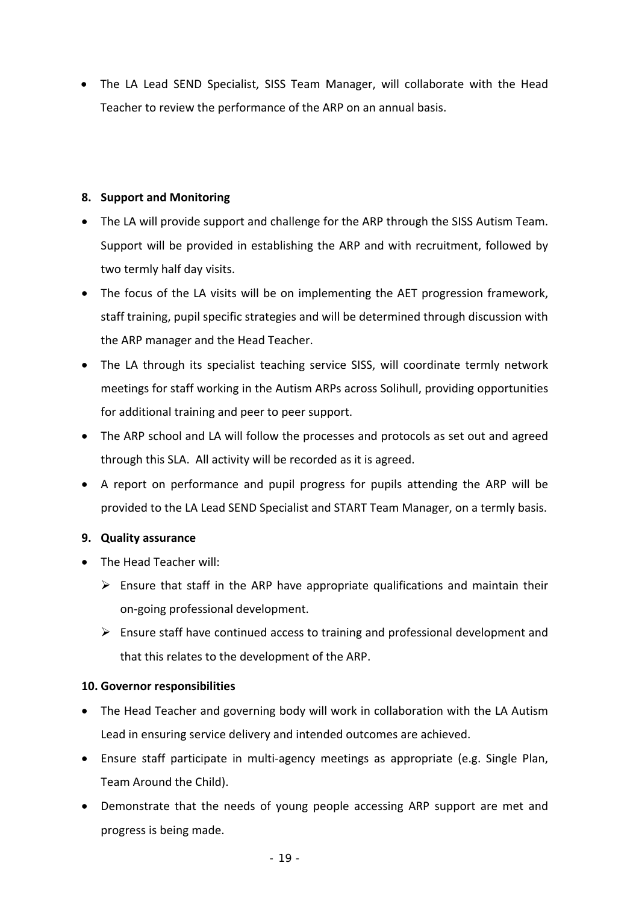- The LA Lead SEND Specialist, SISS Team Manager, will collaborate with the Head Teacher to review the performance of the ARP on an annual basis.

**8. Support and Monitoring**

- The LA will provide support and challenge for the ARP through the SISS Autism Team. Support will be provided in establishing the ARP and with recruitment, followed by two termly half day visits.
- The focus of the LA visits will be on implementing the AET progression framework, staff training, pupil specific strategies and will be determined through discussion with the ARP manager and the Head Teacher.
- The LA through its specialist teaching service SISS, will coordinate termly network meetings for staff working in the Autism ARPs across Solihull, providing opportunities for additional training and peer to peer support.
- The ARP school and LA will follow the processes and protocols as set out and agreed through this SLA. All activity will be recorded as it is agreed.
- A report on performance and pupil progress for pupils attending the ARP will be provided to the LA Lead SEND Specialist and START Team Manager, on a termly basis.

**9. Quality assurance**

- The Head Teacher will:
  - Ensure that staff in the ARP have appropriate qualifications and maintain their on-going professional development.
  - Ensure staff have continued access to training and professional development and that this relates to the development of the ARP.

**10. Governor responsibilities**

- The Head Teacher and governing body will work in collaboration with the LA Autism Lead in ensuring service delivery and intended outcomes are achieved.
- Ensure staff participate in multi-agency meetings as appropriate (e.g. Single Plan, Team Around the Child).
- Demonstrate that the needs of young people accessing ARP support are met and progress is being made.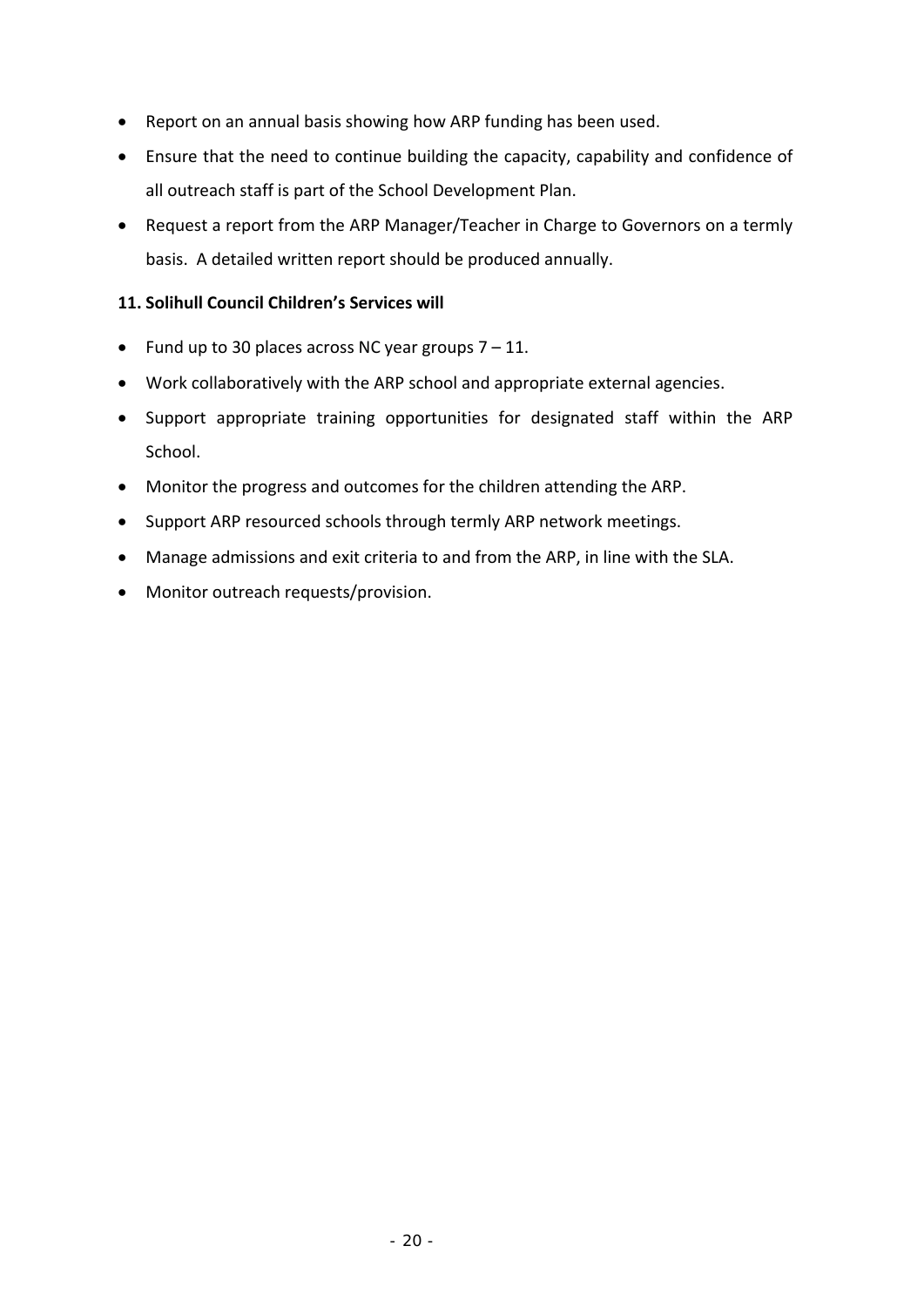- Report on an annual basis showing how ARP funding has been used.
- Ensure that the need to continue building the capacity, capability and confidence of all outreach staff is part of the School Development Plan.
- Request a report from the ARP Manager/Teacher in Charge to Governors on a termly basis. A detailed written report should be produced annually.

**11. Solihull Council Children's Services will**

- Fund up to 30 places across NC year groups 7 – 11.
- Work collaboratively with the ARP school and appropriate external agencies.
- Support appropriate training opportunities for designated staff within the ARP School.
- Monitor the progress and outcomes for the children attending the ARP.
- Support ARP resourced schools through termly ARP network meetings.
- Manage admissions and exit criteria to and from the ARP, in line with the SLA.
- Monitor outreach requests/provision.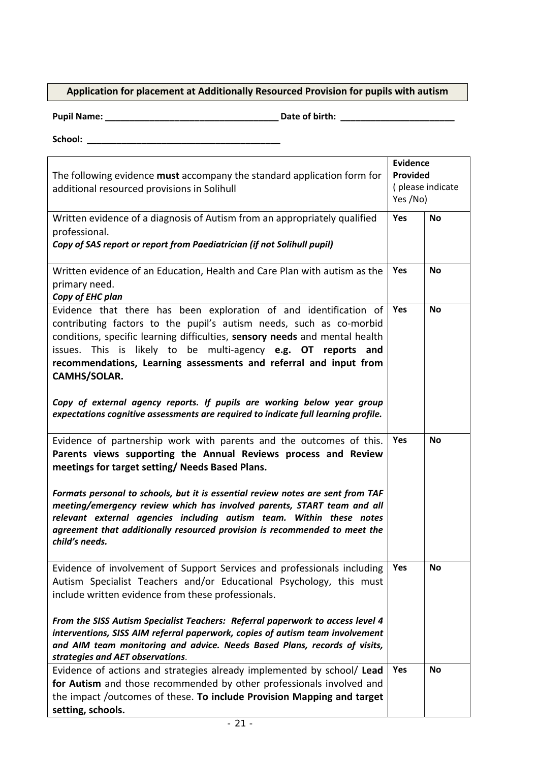| **Application for placement at Additionally Resourced Provision for pupils with autism** |
|---|

**Pupil Name: ___________________________________ Date of birth: _______________________**

**School: _______________________________________**

| The following evidence **must** accompany the standard application form for additional resourced provisions in Solihull | **Evidence Provided** ( please indicate Yes /No) | |
|---|---|---|
| Written evidence of a diagnosis of Autism from an appropriately qualified professional.<br>***Copy of SAS report or report from Paediatrician (if not Solihull pupil)*** | **Yes** | **No** |
| Written evidence of an Education, Health and Care Plan with autism as the primary need.<br>***Copy of EHC plan*** | **Yes** | **No** |
| Evidence that there has been exploration of and identification of contributing factors to the pupil's autism needs, such as co-morbid conditions, specific learning difficulties, **sensory needs** and mental health issues. This is likely to be multi-agency **e.g. OT reports and recommendations, Learning assessments and referral and input from CAMHS/SOLAR.**<br><br>***Copy of external agency reports. If pupils are working below year group expectations cognitive assessments are required to indicate full learning profile.*** | **Yes** | **No** |
| Evidence of partnership work with parents and the outcomes of this. **Parents views supporting the Annual Reviews process and Review meetings for target setting/ Needs Based Plans.**<br><br>***Formats personal to schools, but it is essential review notes are sent from TAF meeting/emergency review which has involved parents, START team and all relevant external agencies including autism team. Within these notes agreement that additionally resourced provision is recommended to meet the child's needs.*** | **Yes** | **No** |
| Evidence of involvement of Support Services and professionals including Autism Specialist Teachers and/or Educational Psychology, this must include written evidence from these professionals.<br><br>***From the SISS Autism Specialist Teachers: Referral paperwork to access level 4 interventions, SISS AIM referral paperwork, copies of autism team involvement and AIM team monitoring and advice. Needs Based Plans, records of visits, strategies and AET observations.*** | **Yes** | **No** |
| Evidence of actions and strategies already implemented by school/ **Lead for Autism** and those recommended by other professionals involved and the impact /outcomes of these. **To include Provision Mapping and target setting, schools.** | **Yes** | **No** |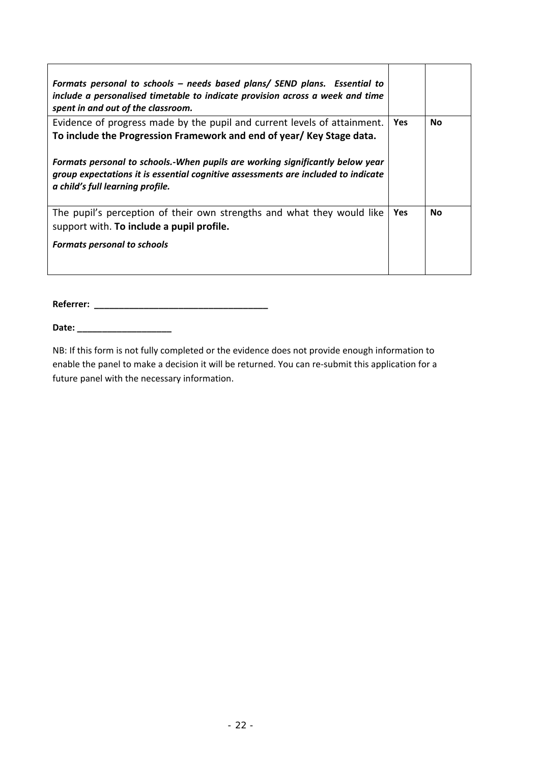| | | |
|---|---|---|
| ***Formats personal to schools – needs based plans/ SEND plans. Essential to include a personalised timetable to indicate provision across a week and time spent in and out of the classroom.*** | | |
| Evidence of progress made by the pupil and current levels of attainment. **To include the Progression Framework and end of year/ Key Stage data.**<br><br>***Formats personal to schools.-When pupils are working significantly below year group expectations it is essential cognitive assessments are included to indicate a child's full learning profile.*** | **Yes** | **No** |
| The pupil's perception of their own strengths and what they would like support with. **To include a pupil profile.**<br><br>***Formats personal to schools*** | **Yes** | **No** |

**Referrer: ____________________________________**

**Date: ___________________**

NB: If this form is not fully completed or the evidence does not provide enough information to enable the panel to make a decision it will be returned. You can re-submit this application for a future panel with the necessary information.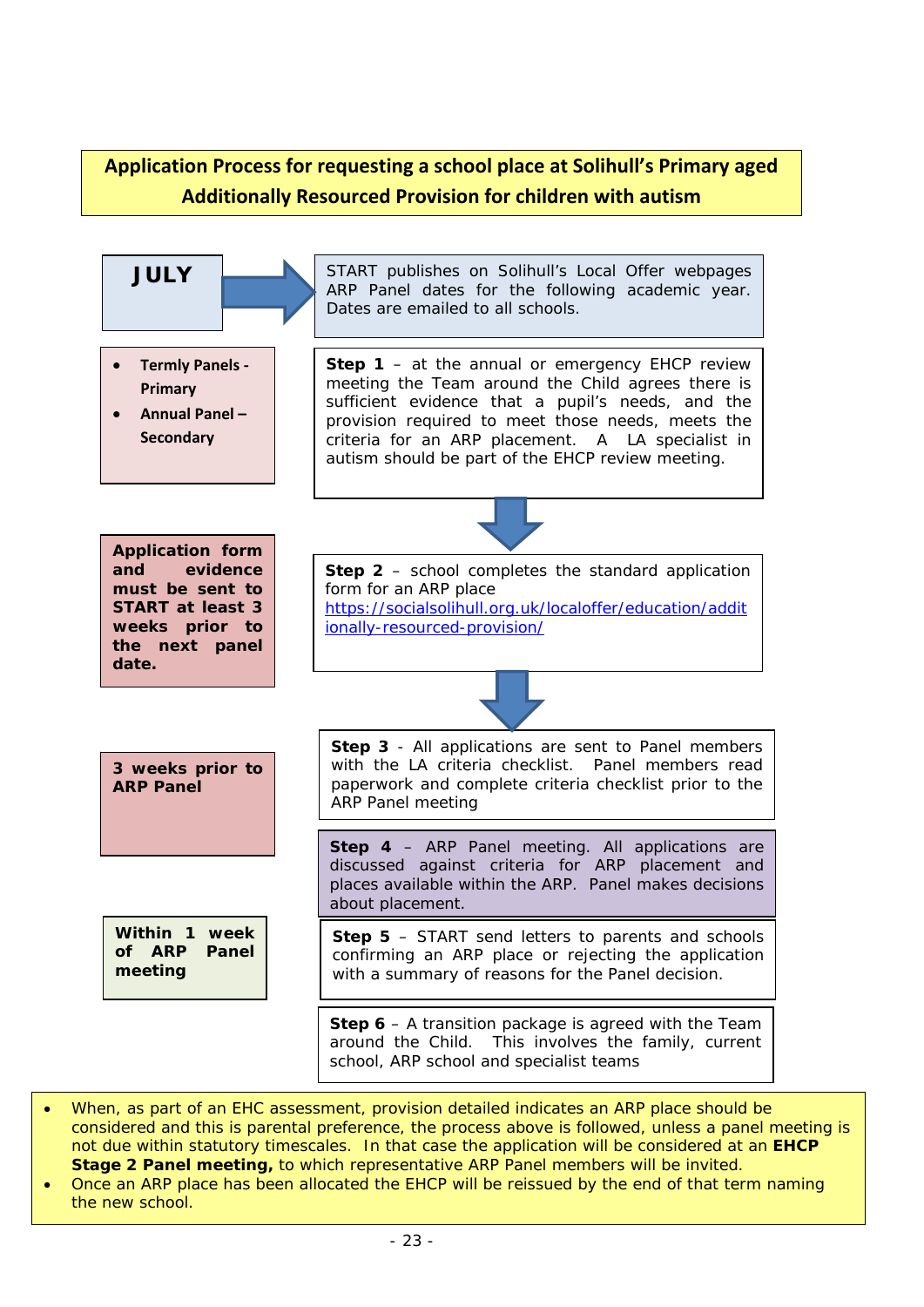# Application Process for requesting a school place at Solihull's Primary aged Additionally Resourced Provision for children with autism

**JULY** → START publishes on Solihull's Local Offer webpages ARP Panel dates for the following academic year. Dates are emailed to all schools.

- **Termly Panels - Primary**
- **Annual Panel – Secondary**

**Step 1** – at the annual or emergency EHCP review meeting the Team around the Child agrees there is sufficient evidence that a pupil's needs, and the provision required to meet those needs, meets the criteria for an ARP placement. A LA specialist in autism should be part of the EHCP review meeting.

↓

**Application form and evidence must be sent to START at least 3 weeks prior to the next panel date.**

**Step 2** – school completes the standard application form for an ARP place https://socialsolihull.org.uk/localoffer/education/additionally-resourced-provision/

↓

**3 weeks prior to ARP Panel**

**Step 3** - All applications are sent to Panel members with the LA criteria checklist. Panel members read paperwork and complete criteria checklist prior to the ARP Panel meeting

**Step 4** – ARP Panel meeting. All applications are discussed against criteria for ARP placement and places available within the ARP. Panel makes decisions about placement.

**Within 1 week of ARP Panel meeting**

**Step 5** – START send letters to parents and schools confirming an ARP place or rejecting the application with a summary of reasons for the Panel decision.

**Step 6** – A transition package is agreed with the Team around the Child. This involves the family, current school, ARP school and specialist teams

- When, as part of an EHC assessment, provision detailed indicates an ARP place should be considered and this is parental preference, the process above is followed, unless a panel meeting is not due within statutory timescales. In that case the application will be considered at an **EHCP Stage 2 Panel meeting,** to which representative ARP Panel members will be invited.
- Once an ARP place has been allocated the EHCP will be reissued by the end of that term naming the new school.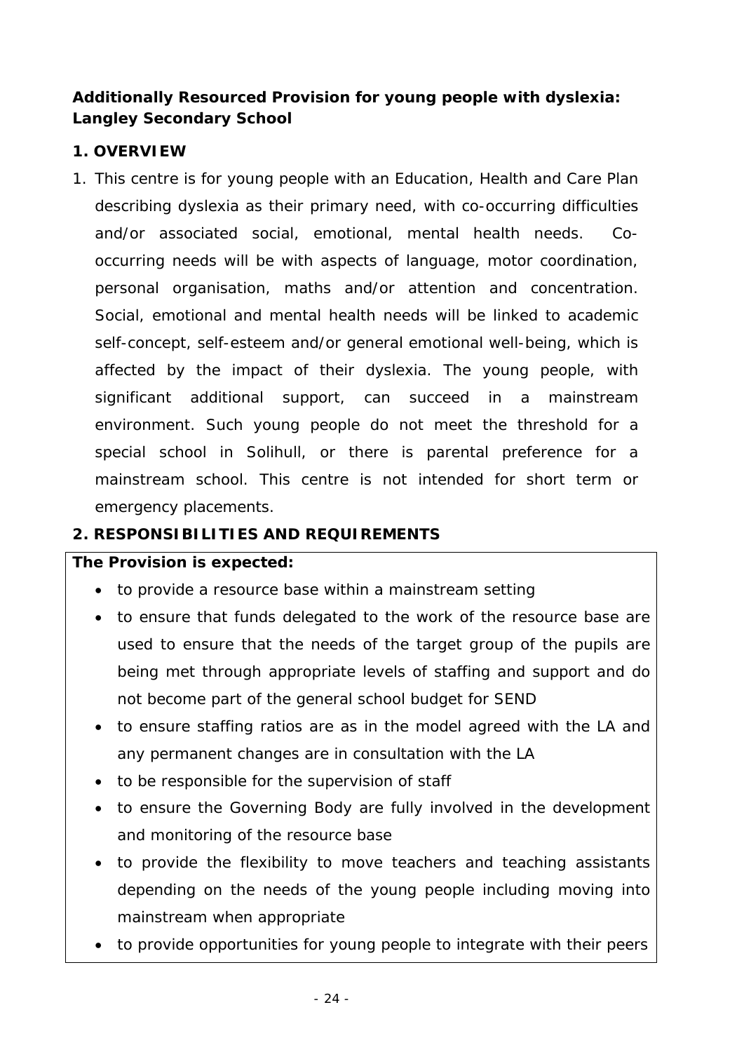**Additionally Resourced Provision for young people with dyslexia: Langley Secondary School**

**1. OVERVIEW**

1. This centre is for young people with an Education, Health and Care Plan describing dyslexia as their primary need, with co-occurring difficulties and/or associated social, emotional, mental health needs. Co-occurring needs will be with aspects of language, motor coordination, personal organisation, maths and/or attention and concentration. Social, emotional and mental health needs will be linked to academic self-concept, self-esteem and/or general emotional well-being, which is affected by the impact of their dyslexia. The young people, with significant additional support, can succeed in a mainstream environment. Such young people do not meet the threshold for a special school in Solihull, or there is parental preference for a mainstream school. This centre is not intended for short term or emergency placements.

**2. RESPONSIBILITIES AND REQUIREMENTS**

**The Provision is expected:**

- to provide a resource base within a mainstream setting
- to ensure that funds delegated to the work of the resource base are used to ensure that the needs of the target group of the pupils are being met through appropriate levels of staffing and support and do not become part of the general school budget for SEND
- to ensure staffing ratios are as in the model agreed with the LA and any permanent changes are in consultation with the LA
- to be responsible for the supervision of staff
- to ensure the Governing Body are fully involved in the development and monitoring of the resource base
- to provide the flexibility to move teachers and teaching assistants depending on the needs of the young people including moving into mainstream when appropriate
- to provide opportunities for young people to integrate with their peers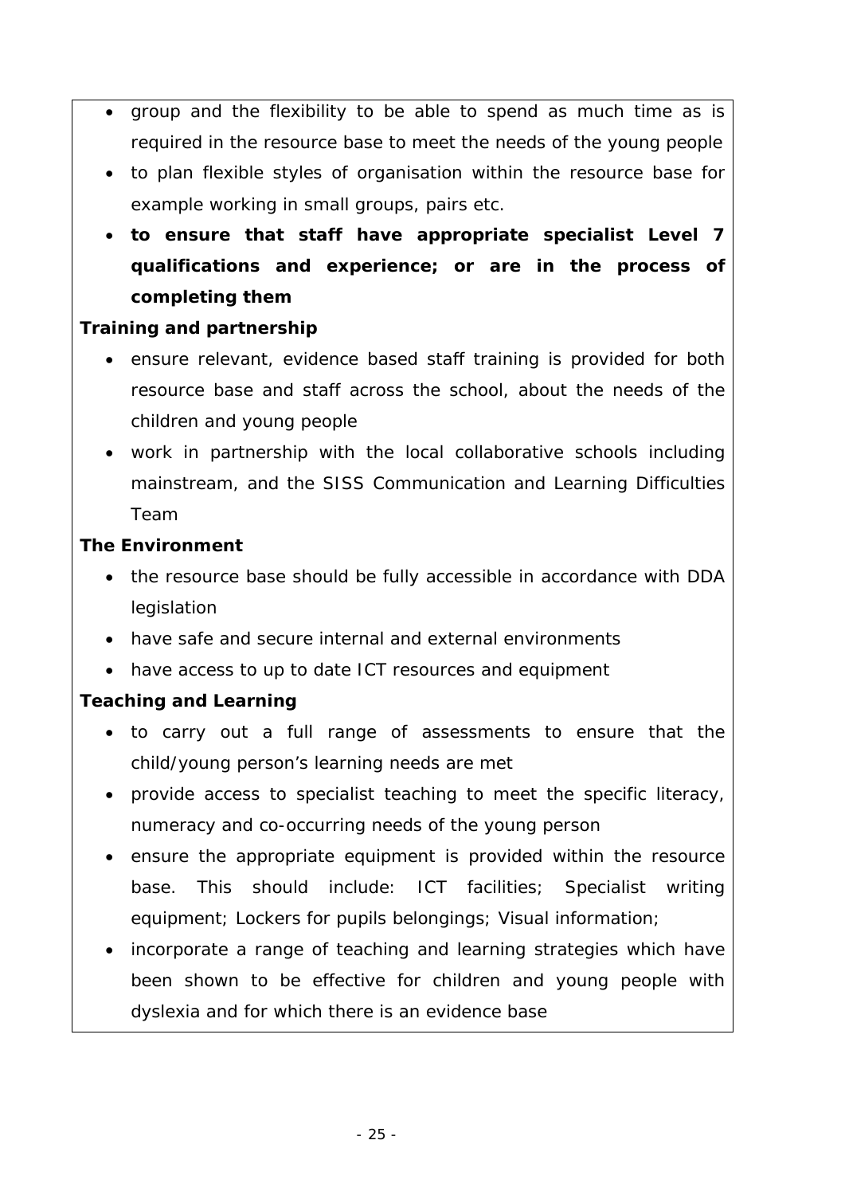- group and the flexibility to be able to spend as much time as is required in the resource base to meet the needs of the young people
- to plan flexible styles of organisation within the resource base for example working in small groups, pairs etc.
- **to ensure that staff have appropriate specialist Level 7 qualifications and experience; or are in the process of completing them**

**Training and partnership**

- ensure relevant, evidence based staff training is provided for both resource base and staff across the school, about the needs of the children and young people
- work in partnership with the local collaborative schools including mainstream, and the SISS Communication and Learning Difficulties Team

**The Environment**

- the resource base should be fully accessible in accordance with DDA legislation
- have safe and secure internal and external environments
- have access to up to date ICT resources and equipment

**Teaching and Learning**

- to carry out a full range of assessments to ensure that the child/young person's learning needs are met
- provide access to specialist teaching to meet the specific literacy, numeracy and co-occurring needs of the young person
- ensure the appropriate equipment is provided within the resource base. This should include: ICT facilities; Specialist writing equipment; Lockers for pupils belongings; Visual information;
- incorporate a range of teaching and learning strategies which have been shown to be effective for children and young people with dyslexia and for which there is an evidence base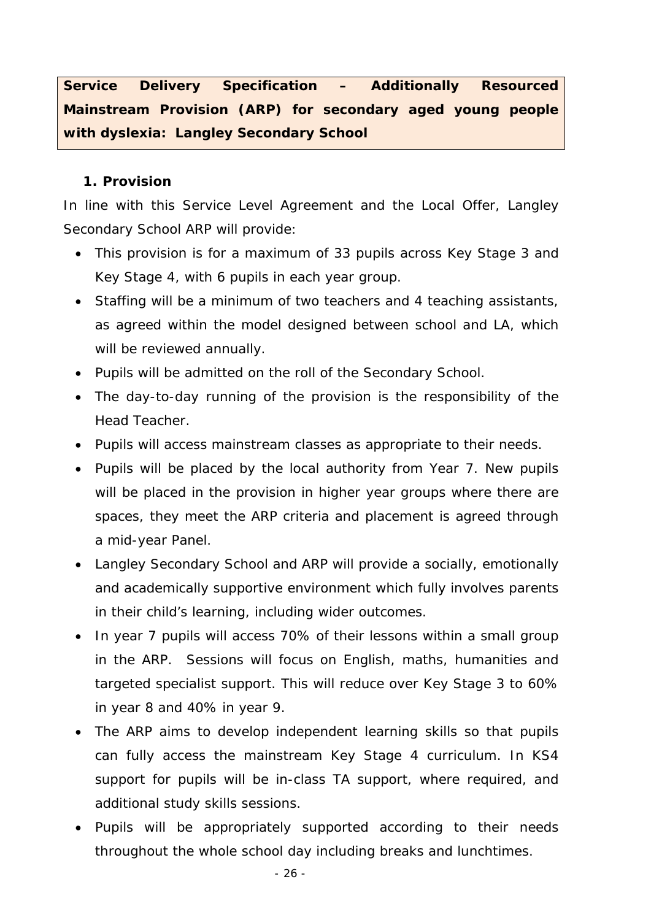**Service Delivery Specification – Additionally Resourced Mainstream Provision (ARP) for secondary aged young people with dyslexia: Langley Secondary School**

1. **Provision**

In line with this Service Level Agreement and the Local Offer, Langley Secondary School ARP will provide:

- This provision is for a maximum of 33 pupils across Key Stage 3 and Key Stage 4, with 6 pupils in each year group.
- Staffing will be a minimum of two teachers and 4 teaching assistants, as agreed within the model designed between school and LA, which will be reviewed annually.
- Pupils will be admitted on the roll of the Secondary School.
- The day-to-day running of the provision is the responsibility of the Head Teacher.
- Pupils will access mainstream classes as appropriate to their needs.
- Pupils will be placed by the local authority from Year 7. New pupils will be placed in the provision in higher year groups where there are spaces, they meet the ARP criteria and placement is agreed through a mid-year Panel.
- Langley Secondary School and ARP will provide a socially, emotionally and academically supportive environment which fully involves parents in their child's learning, including wider outcomes.
- In year 7 pupils will access 70% of their lessons within a small group in the ARP. Sessions will focus on English, maths, humanities and targeted specialist support. This will reduce over Key Stage 3 to 60% in year 8 and 40% in year 9.
- The ARP aims to develop independent learning skills so that pupils can fully access the mainstream Key Stage 4 curriculum. In KS4 support for pupils will be in-class TA support, where required, and additional study skills sessions.
- Pupils will be appropriately supported according to their needs throughout the whole school day including breaks and lunchtimes.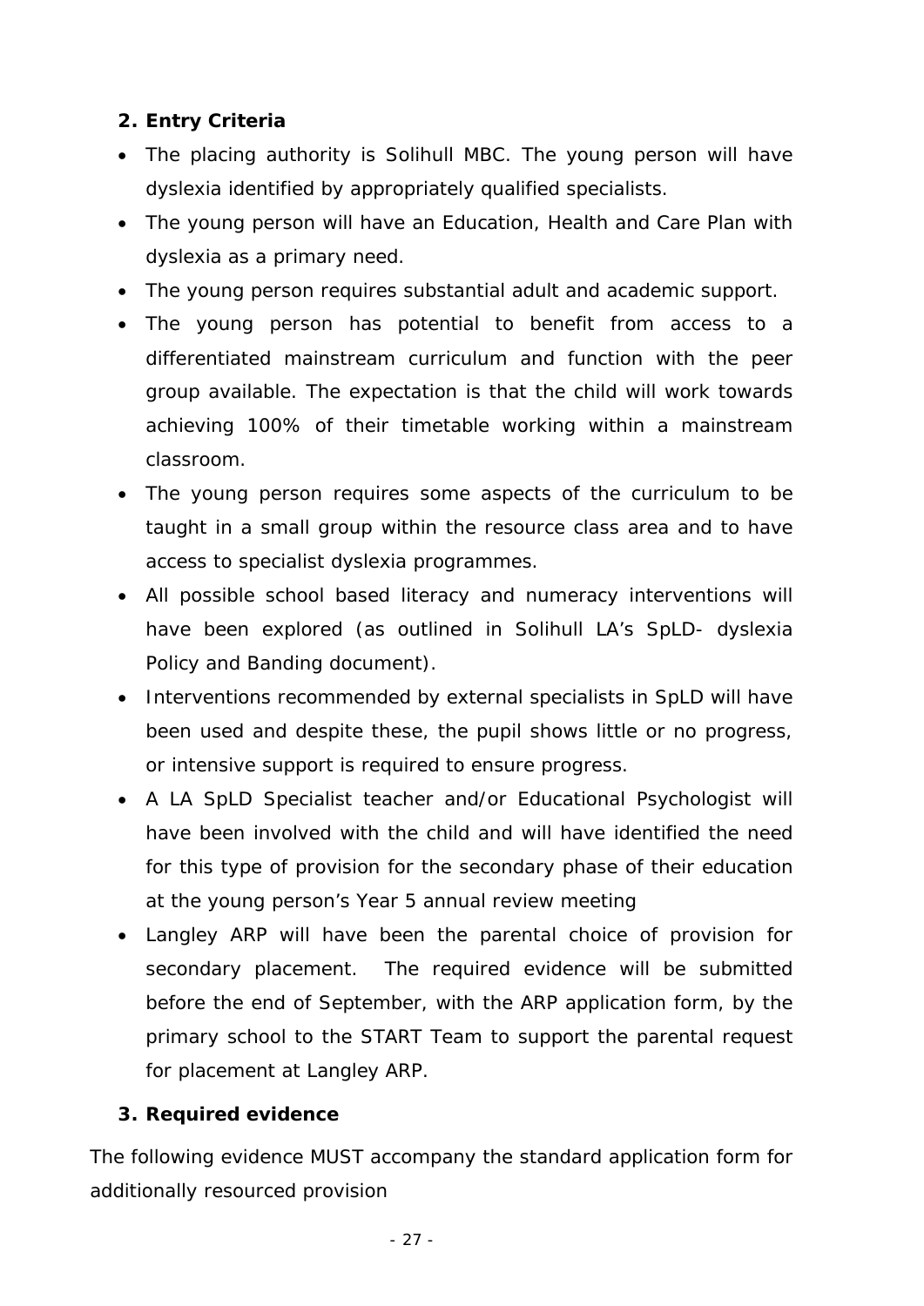**2. Entry Criteria**

- The placing authority is Solihull MBC. The young person will have dyslexia identified by appropriately qualified specialists.
- The young person will have an Education, Health and Care Plan with dyslexia as a primary need.
- The young person requires substantial adult and academic support.
- The young person has potential to benefit from access to a differentiated mainstream curriculum and function with the peer group available. The expectation is that the child will work towards achieving 100% of their timetable working within a mainstream classroom.
- The young person requires some aspects of the curriculum to be taught in a small group within the resource class area and to have access to specialist dyslexia programmes.
- All possible school based literacy and numeracy interventions will have been explored (as outlined in Solihull LA's SpLD- dyslexia Policy and Banding document).
- Interventions recommended by external specialists in SpLD will have been used and despite these, the pupil shows little or no progress, or intensive support is required to ensure progress.
- A LA SpLD Specialist teacher and/or Educational Psychologist will have been involved with the child and will have identified the need for this type of provision for the secondary phase of their education at the young person's Year 5 annual review meeting
- Langley ARP will have been the parental choice of provision for secondary placement. The required evidence will be submitted before the end of September, with the ARP application form, by the primary school to the START Team to support the parental request for placement at Langley ARP.

**3. Required evidence**

The following evidence MUST accompany the standard application form for additionally resourced provision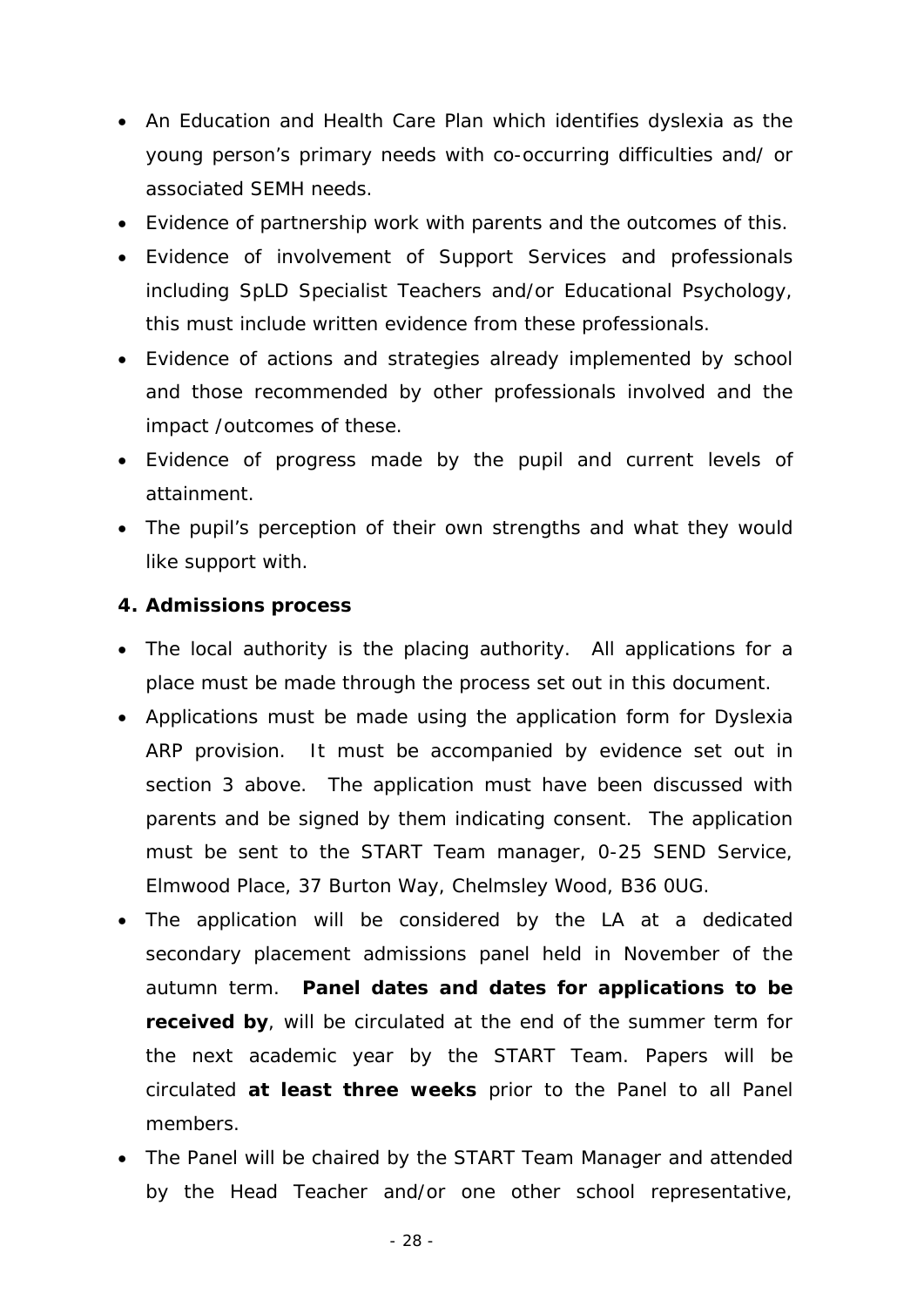- An Education and Health Care Plan which identifies dyslexia as the young person's primary needs with co-occurring difficulties and/ or associated SEMH needs.
- Evidence of partnership work with parents and the outcomes of this.
- Evidence of involvement of Support Services and professionals including SpLD Specialist Teachers and/or Educational Psychology, this must include written evidence from these professionals.
- Evidence of actions and strategies already implemented by school and those recommended by other professionals involved and the impact /outcomes of these.
- Evidence of progress made by the pupil and current levels of attainment.
- The pupil's perception of their own strengths and what they would like support with.

**4. Admissions process**

- The local authority is the placing authority. All applications for a place must be made through the process set out in this document.
- Applications must be made using the application form for Dyslexia ARP provision. It must be accompanied by evidence set out in section 3 above. The application must have been discussed with parents and be signed by them indicating consent. The application must be sent to the START Team manager, 0-25 SEND Service, Elmwood Place, 37 Burton Way, Chelmsley Wood, B36 0UG.
- The application will be considered by the LA at a dedicated secondary placement admissions panel held in November of the autumn term. **Panel dates and dates for applications to be received by**, will be circulated at the end of the summer term for the next academic year by the START Team. Papers will be circulated **at least three weeks** prior to the Panel to all Panel members.
- The Panel will be chaired by the START Team Manager and attended by the Head Teacher and/or one other school representative,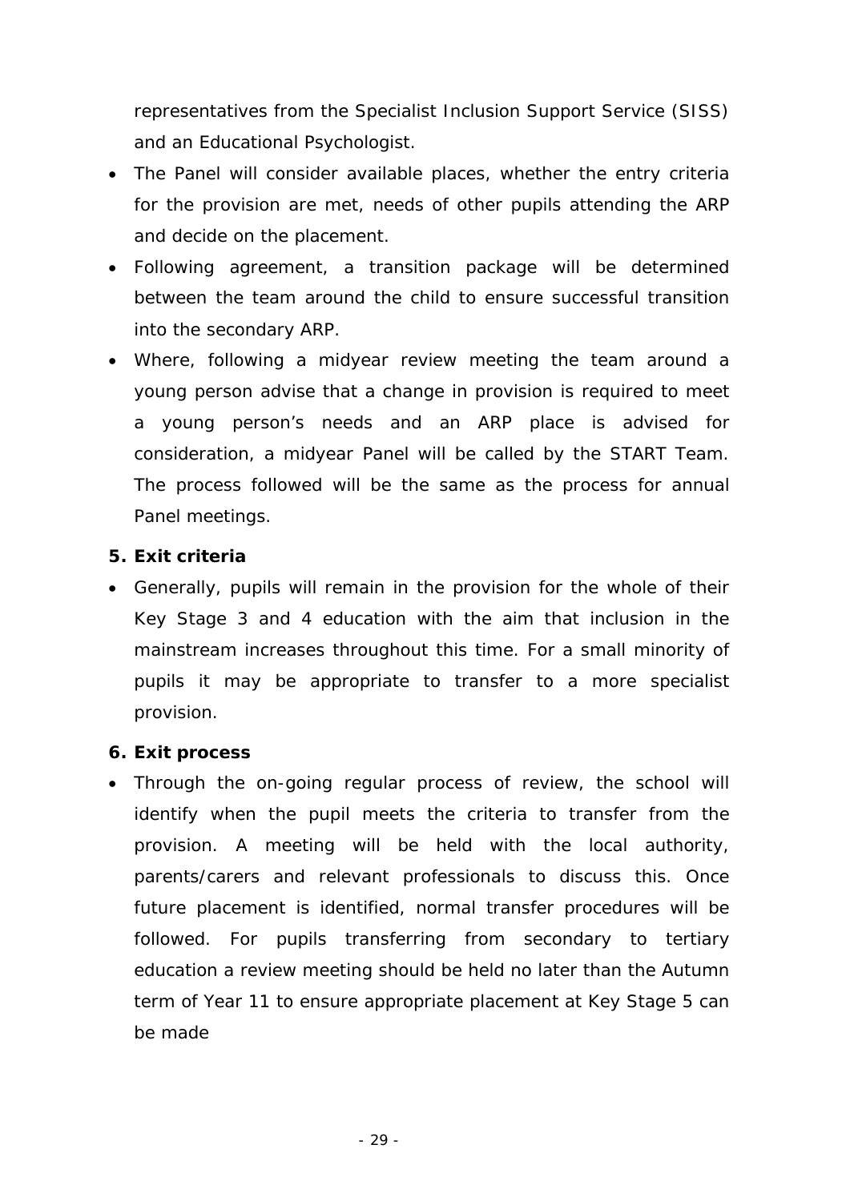representatives from the Specialist Inclusion Support Service (SISS) and an Educational Psychologist.

- The Panel will consider available places, whether the entry criteria for the provision are met, needs of other pupils attending the ARP and decide on the placement.
- Following agreement, a transition package will be determined between the team around the child to ensure successful transition into the secondary ARP.
- Where, following a midyear review meeting the team around a young person advise that a change in provision is required to meet a young person's needs and an ARP place is advised for consideration, a midyear Panel will be called by the START Team. The process followed will be the same as the process for annual Panel meetings.

**5. Exit criteria**

- Generally, pupils will remain in the provision for the whole of their Key Stage 3 and 4 education with the aim that inclusion in the mainstream increases throughout this time. For a small minority of pupils it may be appropriate to transfer to a more specialist provision.

**6. Exit process**

- Through the on-going regular process of review, the school will identify when the pupil meets the criteria to transfer from the provision. A meeting will be held with the local authority, parents/carers and relevant professionals to discuss this. Once future placement is identified, normal transfer procedures will be followed. For pupils transferring from secondary to tertiary education a review meeting should be held no later than the Autumn term of Year 11 to ensure appropriate placement at Key Stage 5 can be made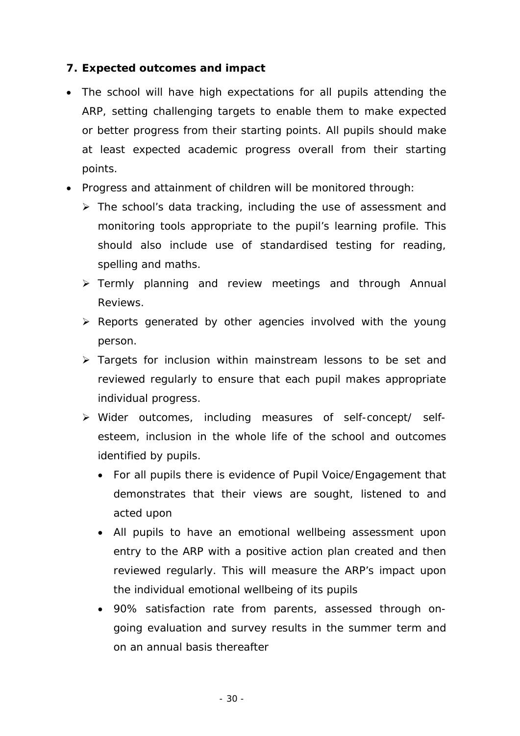### 7. Expected outcomes and impact

- The school will have high expectations for all pupils attending the ARP, setting challenging targets to enable them to make expected or better progress from their starting points. All pupils should make at least expected academic progress overall from their starting points.
- Progress and attainment of children will be monitored through:
  - The school's data tracking, including the use of assessment and monitoring tools appropriate to the pupil's learning profile. This should also include use of standardised testing for reading, spelling and maths.
  - Termly planning and review meetings and through Annual Reviews.
  - Reports generated by other agencies involved with the young person.
  - Targets for inclusion within mainstream lessons to be set and reviewed regularly to ensure that each pupil makes appropriate individual progress.
  - Wider outcomes, including measures of self-concept/ self-esteem, inclusion in the whole life of the school and outcomes identified by pupils.
    - For all pupils there is evidence of Pupil Voice/Engagement that demonstrates that their views are sought, listened to and acted upon
    - All pupils to have an emotional wellbeing assessment upon entry to the ARP with a positive action plan created and then reviewed regularly. This will measure the ARP's impact upon the individual emotional wellbeing of its pupils
    - 90% satisfaction rate from parents, assessed through on-going evaluation and survey results in the summer term and on an annual basis thereafter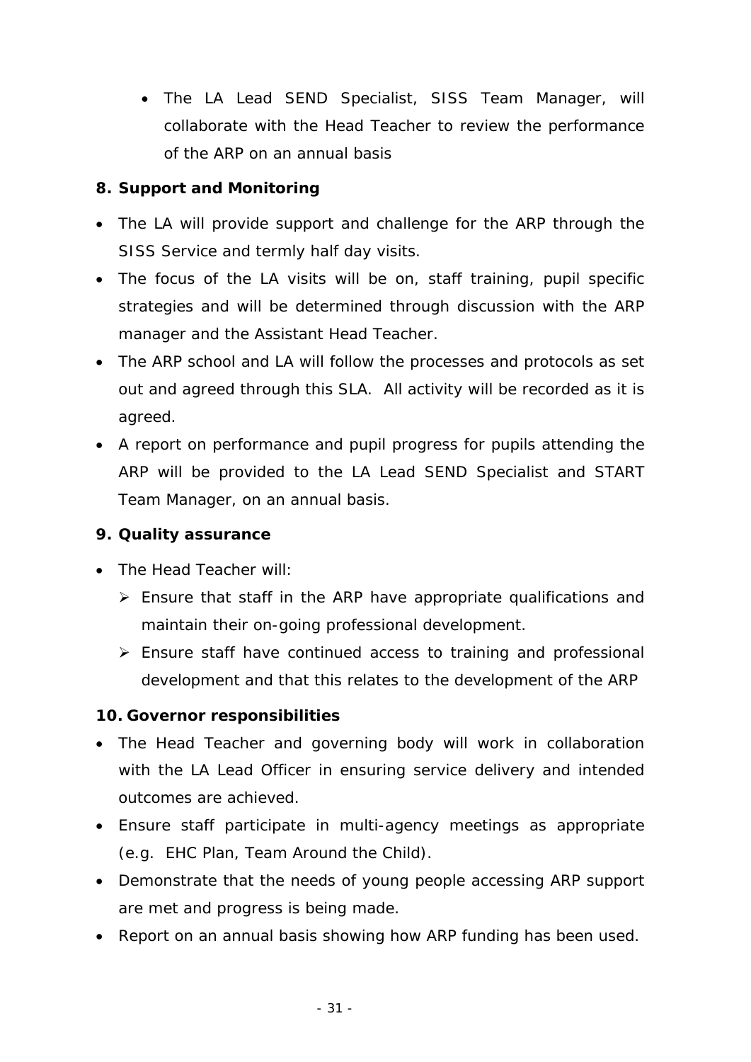- The LA Lead SEND Specialist, SISS Team Manager, will collaborate with the Head Teacher to review the performance of the ARP on an annual basis

**8. Support and Monitoring**

- The LA will provide support and challenge for the ARP through the SISS Service and termly half day visits.
- The focus of the LA visits will be on, staff training, pupil specific strategies and will be determined through discussion with the ARP manager and the Assistant Head Teacher.
- The ARP school and LA will follow the processes and protocols as set out and agreed through this SLA. All activity will be recorded as it is agreed.
- A report on performance and pupil progress for pupils attending the ARP will be provided to the LA Lead SEND Specialist and START Team Manager, on an annual basis.

**9. Quality assurance**

- The Head Teacher will:
  - Ensure that staff in the ARP have appropriate qualifications and maintain their on-going professional development.
  - Ensure staff have continued access to training and professional development and that this relates to the development of the ARP

**10. Governor responsibilities**

- The Head Teacher and governing body will work in collaboration with the LA Lead Officer in ensuring service delivery and intended outcomes are achieved.
- Ensure staff participate in multi-agency meetings as appropriate (e.g. EHC Plan, Team Around the Child).
- Demonstrate that the needs of young people accessing ARP support are met and progress is being made.
- Report on an annual basis showing how ARP funding has been used.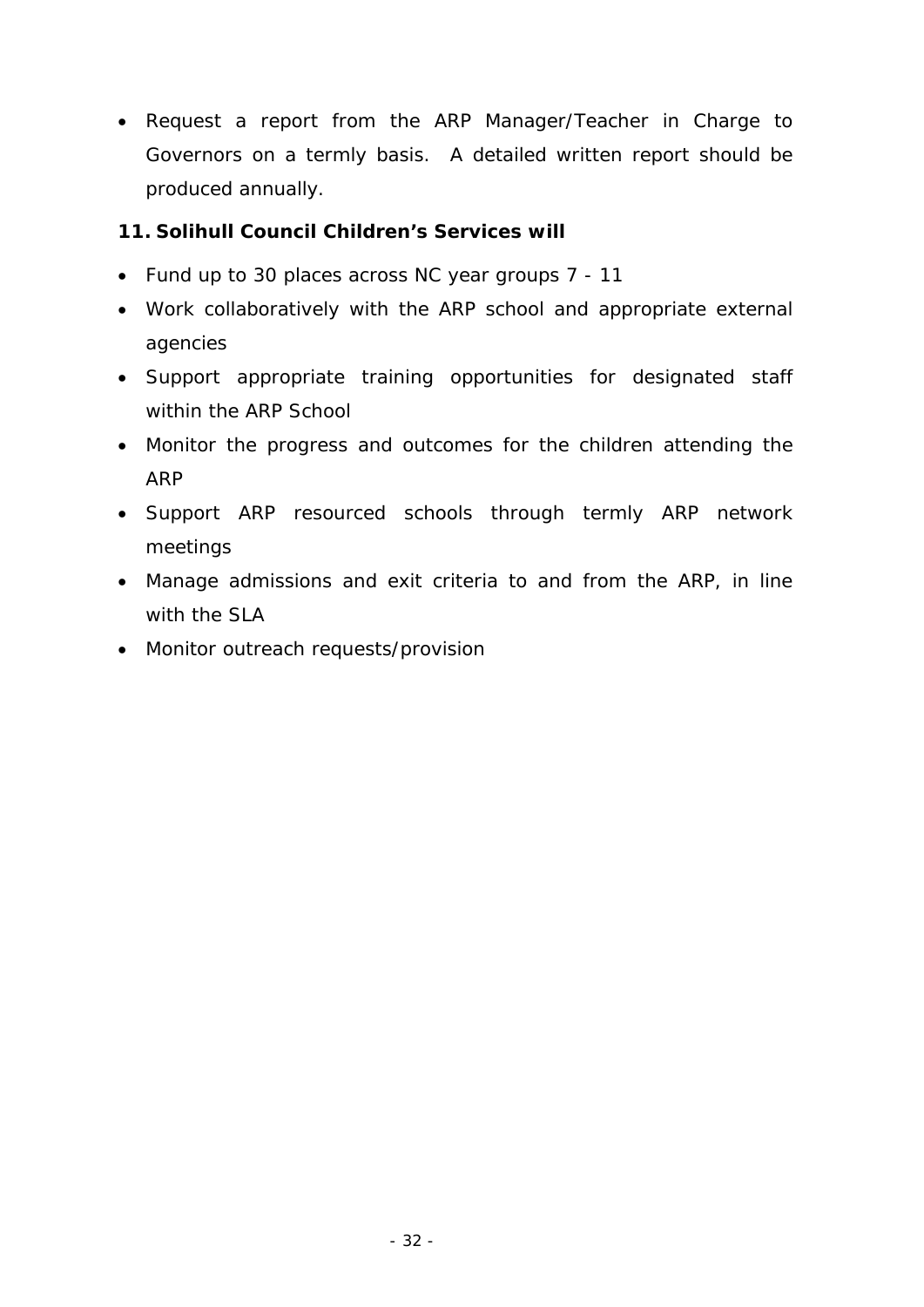- Request a report from the ARP Manager/Teacher in Charge to Governors on a termly basis.  A detailed written report should be produced annually.

**11. Solihull Council Children's Services will**

- Fund up to 30 places across NC year groups 7 - 11
- Work collaboratively with the ARP school and appropriate external agencies
- Support appropriate training opportunities for designated staff within the ARP School
- Monitor the progress and outcomes for the children attending the ARP
- Support ARP resourced schools through termly ARP network meetings
- Manage admissions and exit criteria to and from the ARP, in line with the SLA
- Monitor outreach requests/provision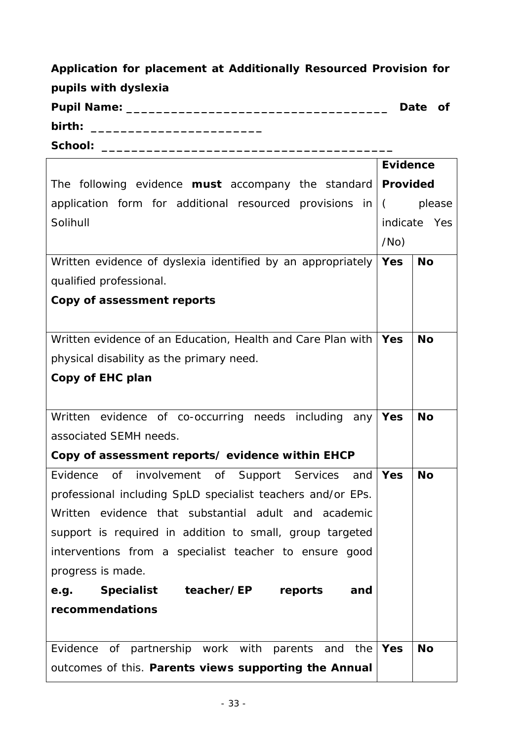**Application for placement at Additionally Resourced Provision for pupils with dyslexia**

**Pupil Name: ___________________________________ Date of birth: _______________________**

**School: ________________________________________**

| The following evidence **must** accompany the standard application form for additional resourced provisions in Solihull | Evidence Provided ( please indicate Yes /No) | |
|---|---|---|
| Written evidence of dyslexia identified by an appropriately qualified professional. **Copy of assessment reports** | **Yes** | **No** |
| Written evidence of an Education, Health and Care Plan with physical disability as the primary need. **Copy of EHC plan** | **Yes** | **No** |
| Written evidence of co-occurring needs including any associated SEMH needs. **Copy of assessment reports/ evidence within EHCP** | **Yes** | **No** |
| Evidence of involvement of Support Services and professional including SpLD specialist teachers and/or EPs. Written evidence that substantial adult and academic support is required in addition to small, group targeted interventions from a specialist teacher to ensure good progress is made. **e.g. Specialist teacher/EP reports and recommendations** | **Yes** | **No** |
| Evidence of partnership work with parents and the outcomes of this. **Parents views supporting the Annual** | **Yes** | **No** |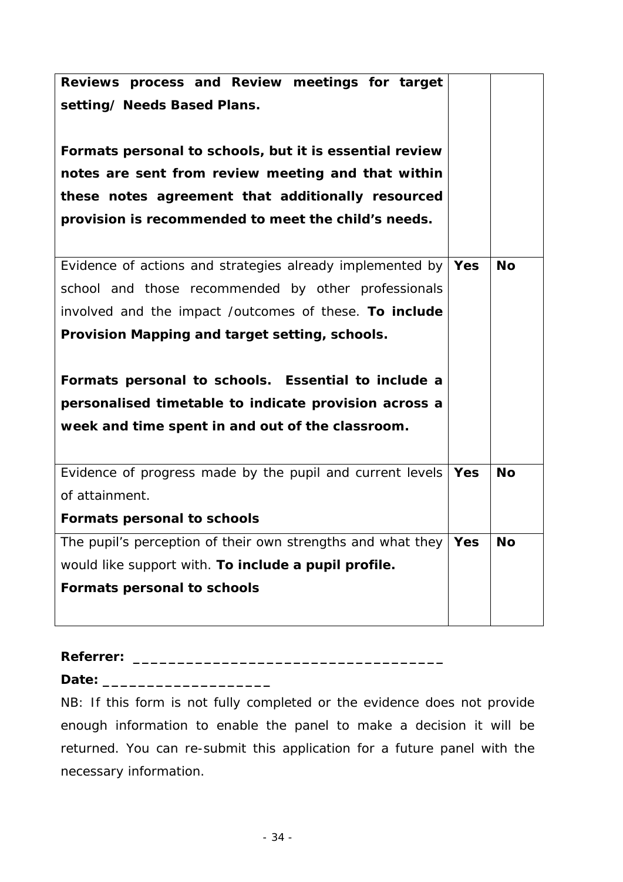| | | |
|---|---|---|
| **Reviews process and Review meetings for target setting/ Needs Based Plans.**<br><br>**Formats personal to schools, but it is essential review notes are sent from review meeting and that within these notes agreement that additionally resourced provision is recommended to meet the child's needs.** | | |
| Evidence of actions and strategies already implemented by school and those recommended by other professionals involved and the impact /outcomes of these. **To include Provision Mapping and target setting, schools.**<br><br>**Formats personal to schools. Essential to include a personalised timetable to indicate provision across a week and time spent in and out of the classroom.** | **Yes** | **No** |
| Evidence of progress made by the pupil and current levels of attainment.<br>**Formats personal to schools** | **Yes** | **No** |
| The pupil's perception of their own strengths and what they would like support with. **To include a pupil profile.**<br>**Formats personal to schools** | **Yes** | **No** |

**Referrer: ___________________________________**

**Date: ___________________**

NB: If this form is not fully completed or the evidence does not provide enough information to enable the panel to make a decision it will be returned. You can re-submit this application for a future panel with the necessary information.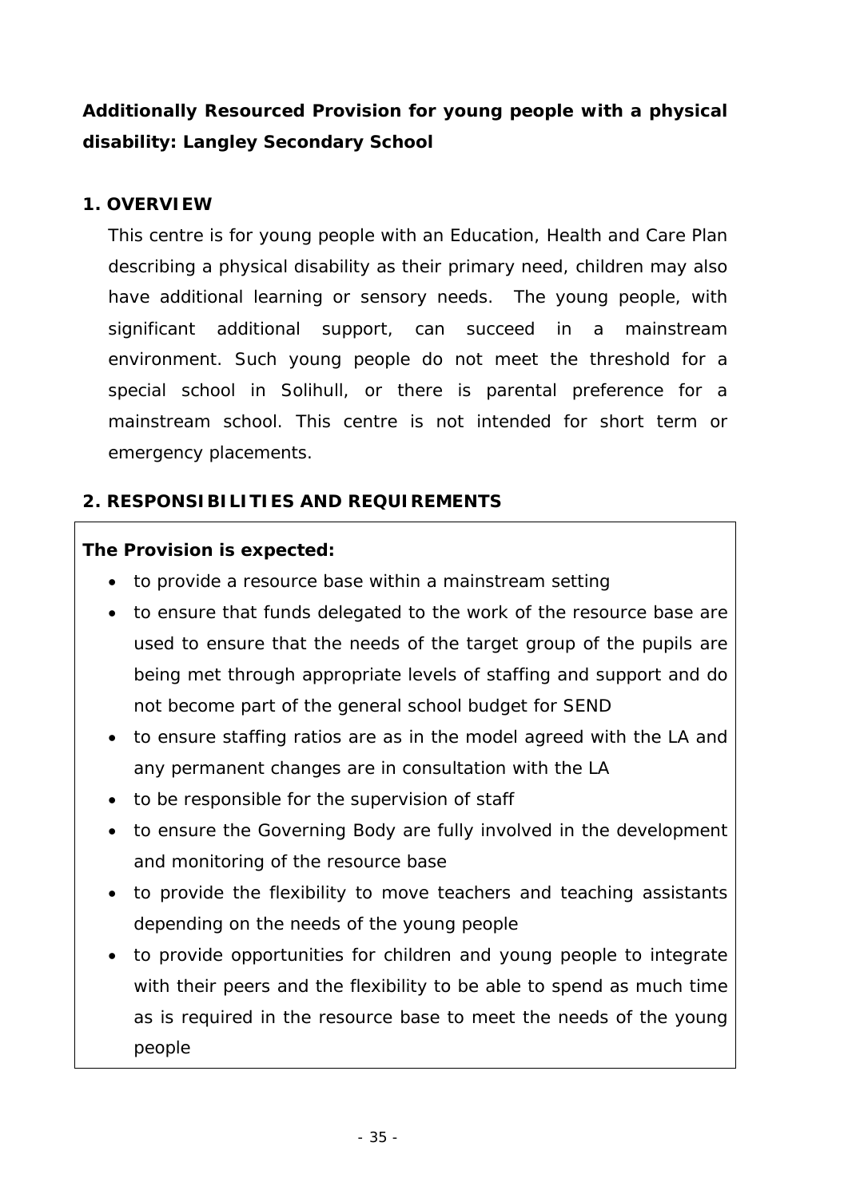**Additionally Resourced Provision for young people with a physical disability: Langley Secondary School**

## 1. OVERVIEW

This centre is for young people with an Education, Health and Care Plan describing a physical disability as their primary need, children may also have additional learning or sensory needs. The young people, with significant additional support, can succeed in a mainstream environment. Such young people do not meet the threshold for a special school in Solihull, or there is parental preference for a mainstream school. This centre is not intended for short term or emergency placements.

## 2. RESPONSIBILITIES AND REQUIREMENTS

**The Provision is expected:**

- to provide a resource base within a mainstream setting
- to ensure that funds delegated to the work of the resource base are used to ensure that the needs of the target group of the pupils are being met through appropriate levels of staffing and support and do not become part of the general school budget for SEND
- to ensure staffing ratios are as in the model agreed with the LA and any permanent changes are in consultation with the LA
- to be responsible for the supervision of staff
- to ensure the Governing Body are fully involved in the development and monitoring of the resource base
- to provide the flexibility to move teachers and teaching assistants depending on the needs of the young people
- to provide opportunities for children and young people to integrate with their peers and the flexibility to be able to spend as much time as is required in the resource base to meet the needs of the young people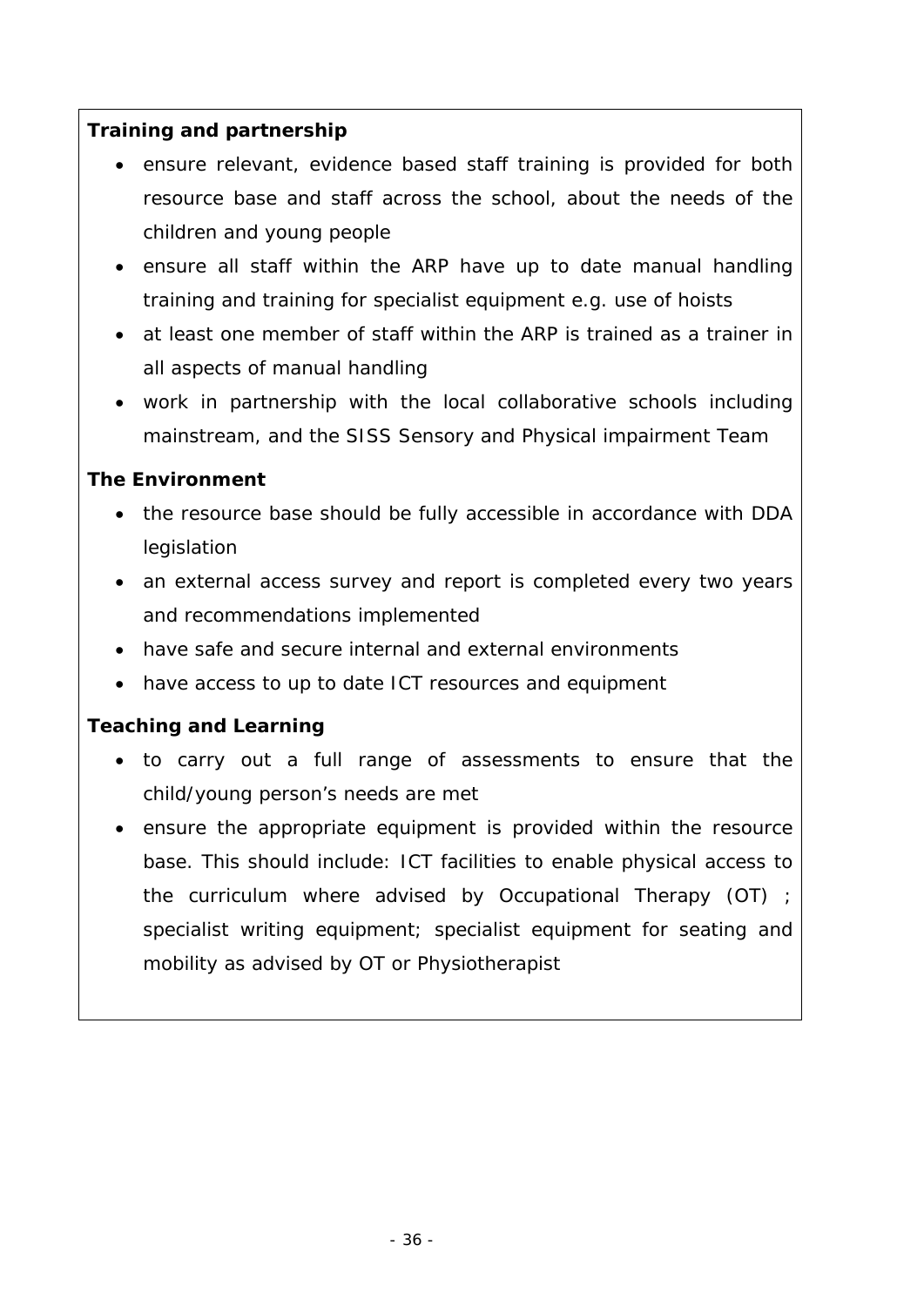**Training and partnership**

- ensure relevant, evidence based staff training is provided for both resource base and staff across the school, about the needs of the children and young people
- ensure all staff within the ARP have up to date manual handling training and training for specialist equipment e.g. use of hoists
- at least one member of staff within the ARP is trained as a trainer in all aspects of manual handling
- work in partnership with the local collaborative schools including mainstream, and the SISS Sensory and Physical impairment Team

**The Environment**

- the resource base should be fully accessible in accordance with DDA legislation
- an external access survey and report is completed every two years and recommendations implemented
- have safe and secure internal and external environments
- have access to up to date ICT resources and equipment

**Teaching and Learning**

- to carry out a full range of assessments to ensure that the child/young person's needs are met
- ensure the appropriate equipment is provided within the resource base. This should include: ICT facilities to enable physical access to the curriculum where advised by Occupational Therapy (OT) ; specialist writing equipment; specialist equipment for seating and mobility as advised by OT or Physiotherapist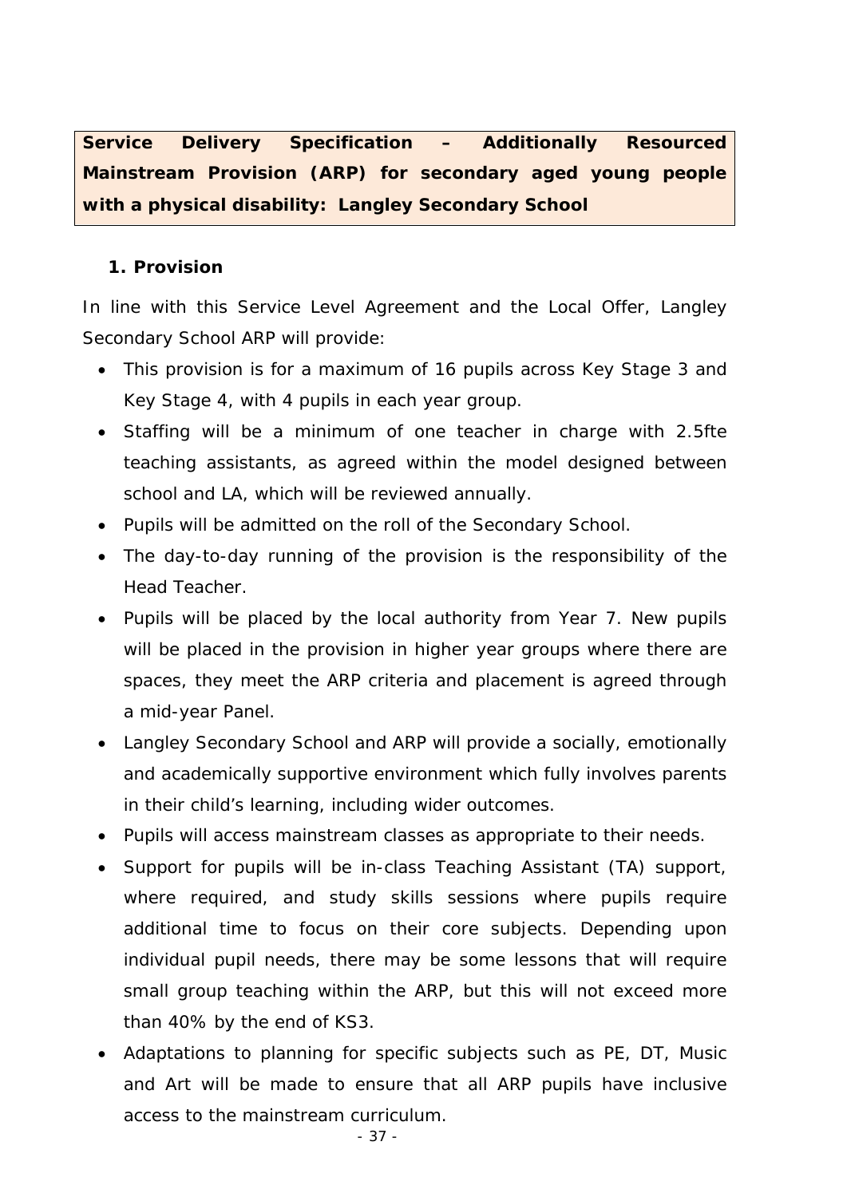**Service Delivery Specification – Additionally Resourced Mainstream Provision (ARP) for secondary aged young people with a physical disability: Langley Secondary School**

**1. Provision**

In line with this Service Level Agreement and the Local Offer, Langley Secondary School ARP will provide:

- This provision is for a maximum of 16 pupils across Key Stage 3 and Key Stage 4, with 4 pupils in each year group.
- Staffing will be a minimum of one teacher in charge with 2.5fte teaching assistants, as agreed within the model designed between school and LA, which will be reviewed annually.
- Pupils will be admitted on the roll of the Secondary School.
- The day-to-day running of the provision is the responsibility of the Head Teacher.
- Pupils will be placed by the local authority from Year 7. New pupils will be placed in the provision in higher year groups where there are spaces, they meet the ARP criteria and placement is agreed through a mid-year Panel.
- Langley Secondary School and ARP will provide a socially, emotionally and academically supportive environment which fully involves parents in their child's learning, including wider outcomes.
- Pupils will access mainstream classes as appropriate to their needs.
- Support for pupils will be in-class Teaching Assistant (TA) support, where required, and study skills sessions where pupils require additional time to focus on their core subjects. Depending upon individual pupil needs, there may be some lessons that will require small group teaching within the ARP, but this will not exceed more than 40% by the end of KS3.
- Adaptations to planning for specific subjects such as PE, DT, Music and Art will be made to ensure that all ARP pupils have inclusive access to the mainstream curriculum.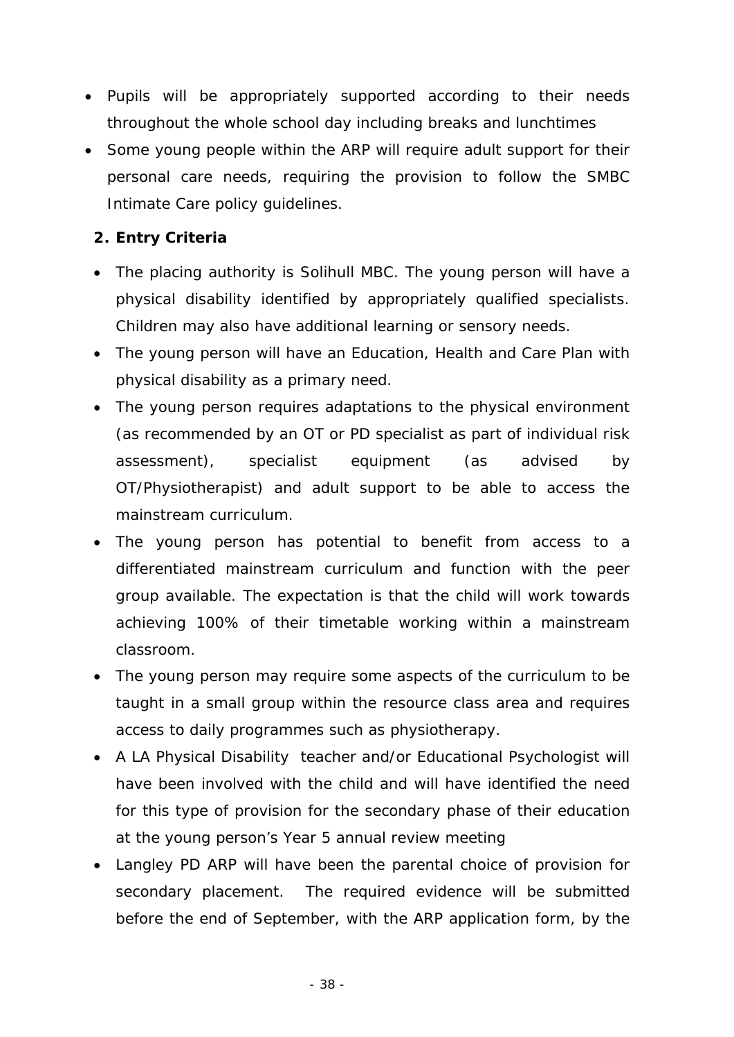- Pupils will be appropriately supported according to their needs throughout the whole school day including breaks and lunchtimes
- Some young people within the ARP will require adult support for their personal care needs, requiring the provision to follow the SMBC Intimate Care policy guidelines.

**2. Entry Criteria**

- The placing authority is Solihull MBC. The young person will have a physical disability identified by appropriately qualified specialists. Children may also have additional learning or sensory needs.
- The young person will have an Education, Health and Care Plan with physical disability as a primary need.
- The young person requires adaptations to the physical environment (as recommended by an OT or PD specialist as part of individual risk assessment), specialist equipment (as advised by OT/Physiotherapist) and adult support to be able to access the mainstream curriculum.
- The young person has potential to benefit from access to a differentiated mainstream curriculum and function with the peer group available. The expectation is that the child will work towards achieving 100% of their timetable working within a mainstream classroom.
- The young person may require some aspects of the curriculum to be taught in a small group within the resource class area and requires access to daily programmes such as physiotherapy.
- A LA Physical Disability teacher and/or Educational Psychologist will have been involved with the child and will have identified the need for this type of provision for the secondary phase of their education at the young person's Year 5 annual review meeting
- Langley PD ARP will have been the parental choice of provision for secondary placement. The required evidence will be submitted before the end of September, with the ARP application form, by the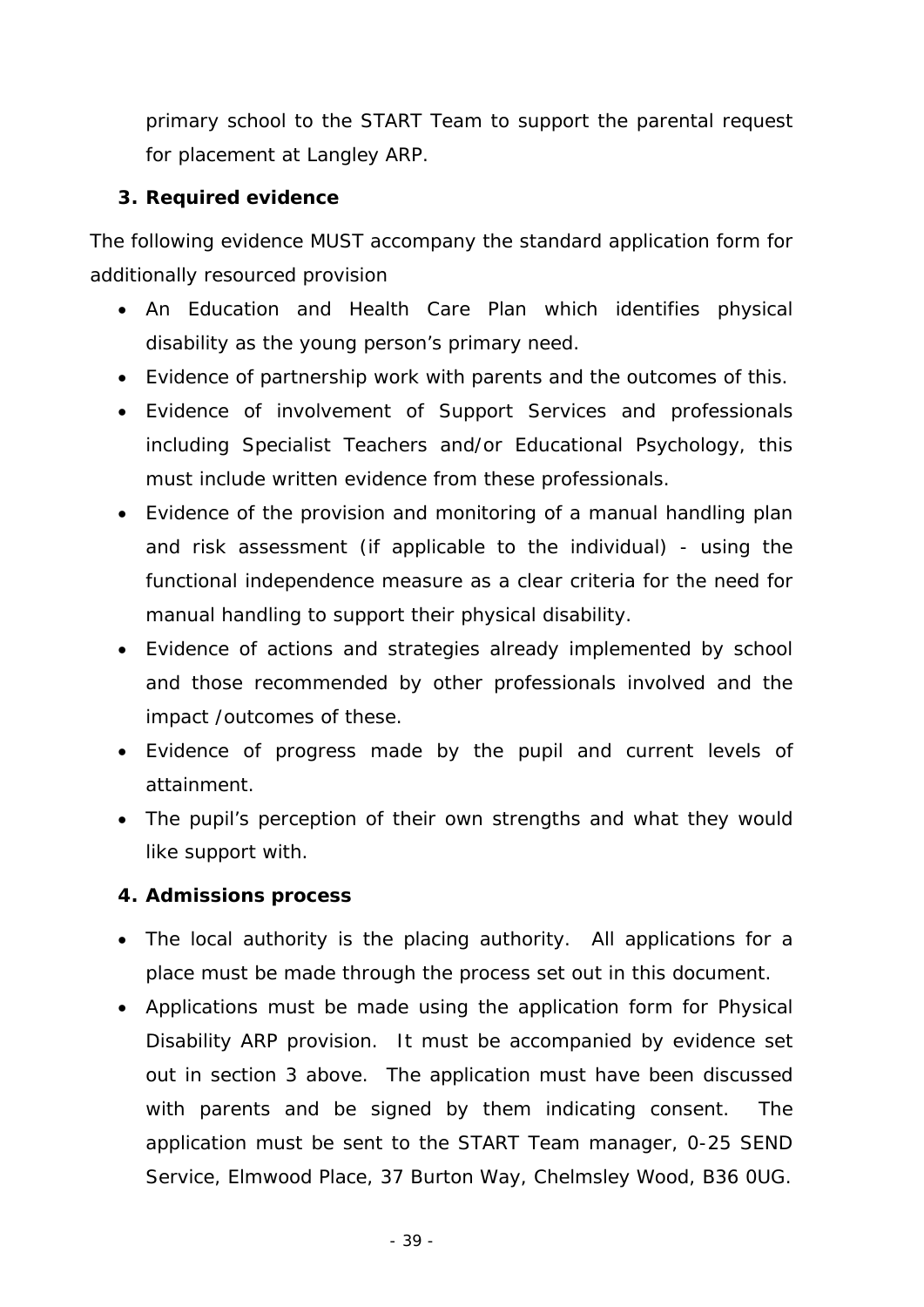primary school to the START Team to support the parental request for placement at Langley ARP.

### 3. Required evidence

The following evidence MUST accompany the standard application form for additionally resourced provision

- An Education and Health Care Plan which identifies physical disability as the young person's primary need.
- Evidence of partnership work with parents and the outcomes of this.
- Evidence of involvement of Support Services and professionals including Specialist Teachers and/or Educational Psychology, this must include written evidence from these professionals.
- Evidence of the provision and monitoring of a manual handling plan and risk assessment (if applicable to the individual) - using the functional independence measure as a clear criteria for the need for manual handling to support their physical disability.
- Evidence of actions and strategies already implemented by school and those recommended by other professionals involved and the impact /outcomes of these.
- Evidence of progress made by the pupil and current levels of attainment.
- The pupil's perception of their own strengths and what they would like support with.

### 4. Admissions process

- The local authority is the placing authority. All applications for a place must be made through the process set out in this document.
- Applications must be made using the application form for Physical Disability ARP provision. It must be accompanied by evidence set out in section 3 above. The application must have been discussed with parents and be signed by them indicating consent. The application must be sent to the START Team manager, 0-25 SEND Service, Elmwood Place, 37 Burton Way, Chelmsley Wood, B36 0UG.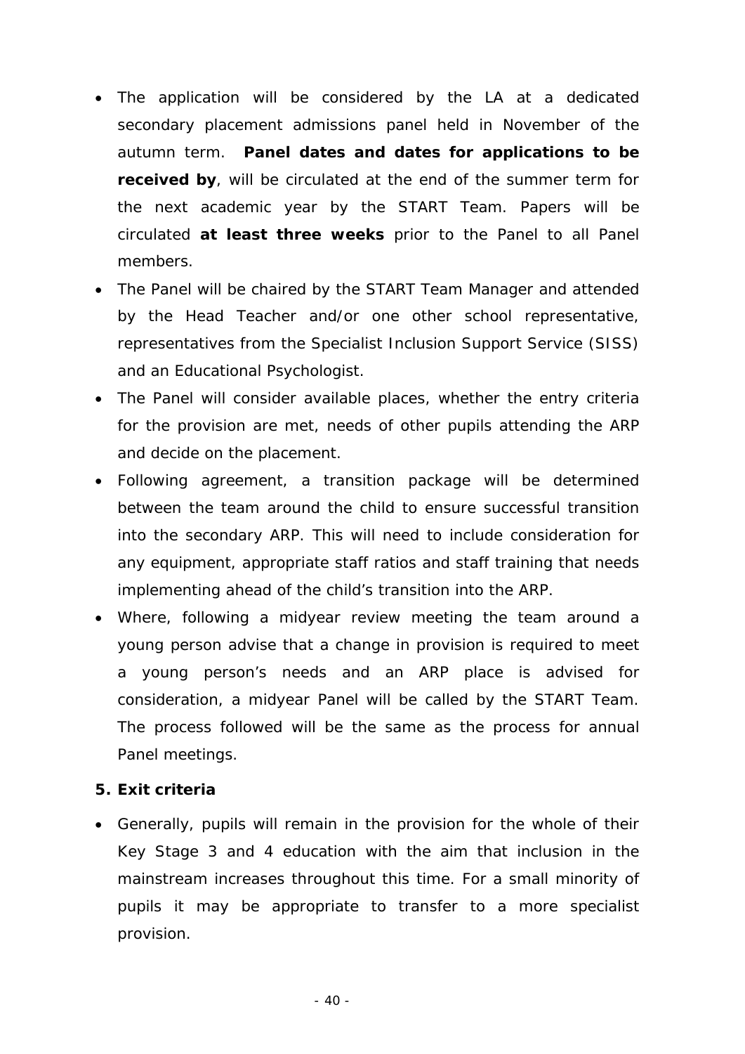- The application will be considered by the LA at a dedicated secondary placement admissions panel held in November of the autumn term. **Panel dates and dates for applications to be received by**, will be circulated at the end of the summer term for the next academic year by the START Team. Papers will be circulated **at least three weeks** prior to the Panel to all Panel members.
- The Panel will be chaired by the START Team Manager and attended by the Head Teacher and/or one other school representative, representatives from the Specialist Inclusion Support Service (SISS) and an Educational Psychologist.
- The Panel will consider available places, whether the entry criteria for the provision are met, needs of other pupils attending the ARP and decide on the placement.
- Following agreement, a transition package will be determined between the team around the child to ensure successful transition into the secondary ARP. This will need to include consideration for any equipment, appropriate staff ratios and staff training that needs implementing ahead of the child's transition into the ARP.
- Where, following a midyear review meeting the team around a young person advise that a change in provision is required to meet a young person's needs and an ARP place is advised for consideration, a midyear Panel will be called by the START Team. The process followed will be the same as the process for annual Panel meetings.

**5. Exit criteria**

- Generally, pupils will remain in the provision for the whole of their Key Stage 3 and 4 education with the aim that inclusion in the mainstream increases throughout this time. For a small minority of pupils it may be appropriate to transfer to a more specialist provision.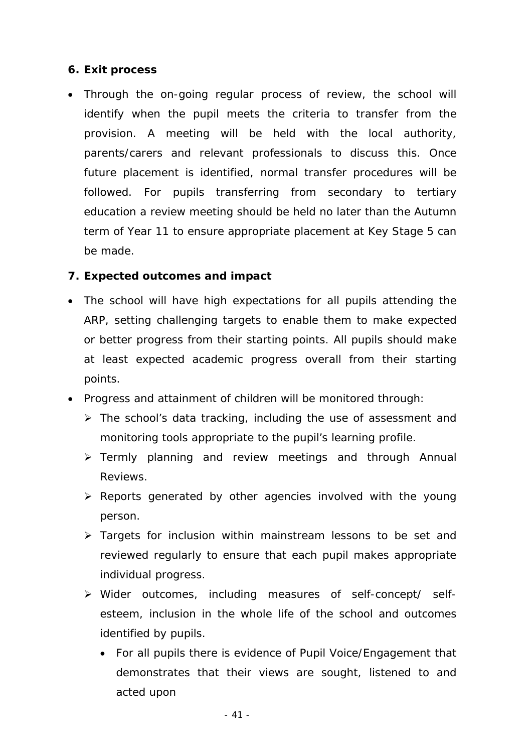**6. Exit process**

- Through the on-going regular process of review, the school will identify when the pupil meets the criteria to transfer from the provision. A meeting will be held with the local authority, parents/carers and relevant professionals to discuss this. Once future placement is identified, normal transfer procedures will be followed. For pupils transferring from secondary to tertiary education a review meeting should be held no later than the Autumn term of Year 11 to ensure appropriate placement at Key Stage 5 can be made.

**7. Expected outcomes and impact**

- The school will have high expectations for all pupils attending the ARP, setting challenging targets to enable them to make expected or better progress from their starting points. All pupils should make at least expected academic progress overall from their starting points.
- Progress and attainment of children will be monitored through:
  - The school's data tracking, including the use of assessment and monitoring tools appropriate to the pupil's learning profile.
  - Termly planning and review meetings and through Annual Reviews.
  - Reports generated by other agencies involved with the young person.
  - Targets for inclusion within mainstream lessons to be set and reviewed regularly to ensure that each pupil makes appropriate individual progress.
  - Wider outcomes, including measures of self-concept/ self-esteem, inclusion in the whole life of the school and outcomes identified by pupils.
    - For all pupils there is evidence of Pupil Voice/Engagement that demonstrates that their views are sought, listened to and acted upon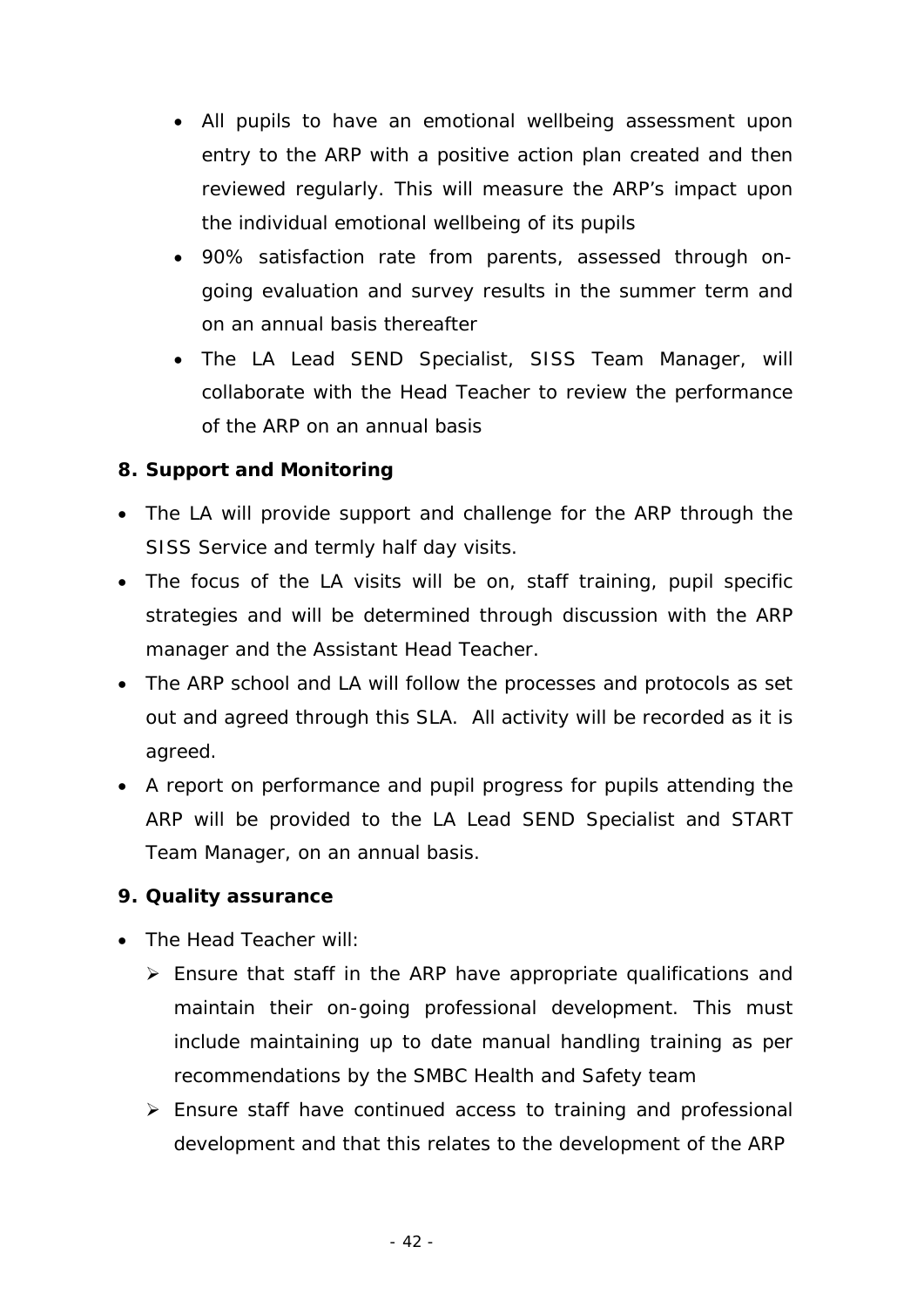- All pupils to have an emotional wellbeing assessment upon entry to the ARP with a positive action plan created and then reviewed regularly. This will measure the ARP's impact upon the individual emotional wellbeing of its pupils
- 90% satisfaction rate from parents, assessed through on-going evaluation and survey results in the summer term and on an annual basis thereafter
- The LA Lead SEND Specialist, SISS Team Manager, will collaborate with the Head Teacher to review the performance of the ARP on an annual basis

**8. Support and Monitoring**

- The LA will provide support and challenge for the ARP through the SISS Service and termly half day visits.
- The focus of the LA visits will be on, staff training, pupil specific strategies and will be determined through discussion with the ARP manager and the Assistant Head Teacher.
- The ARP school and LA will follow the processes and protocols as set out and agreed through this SLA. All activity will be recorded as it is agreed.
- A report on performance and pupil progress for pupils attending the ARP will be provided to the LA Lead SEND Specialist and START Team Manager, on an annual basis.

**9. Quality assurance**

- The Head Teacher will:
  - Ensure that staff in the ARP have appropriate qualifications and maintain their on-going professional development. This must include maintaining up to date manual handling training as per recommendations by the SMBC Health and Safety team
  - Ensure staff have continued access to training and professional development and that this relates to the development of the ARP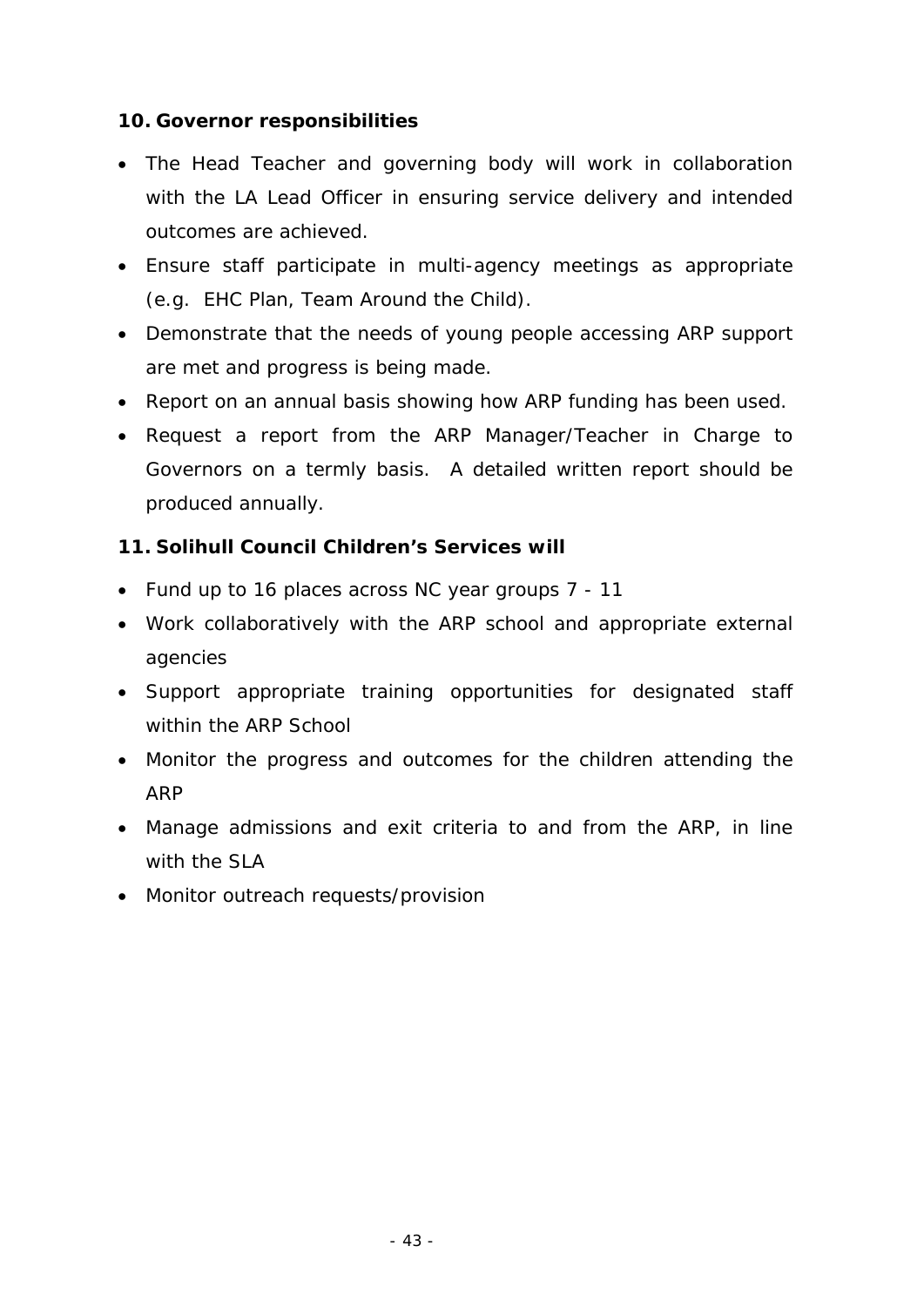## 10. Governor responsibilities

- The Head Teacher and governing body will work in collaboration with the LA Lead Officer in ensuring service delivery and intended outcomes are achieved.
- Ensure staff participate in multi-agency meetings as appropriate (e.g. EHC Plan, Team Around the Child).
- Demonstrate that the needs of young people accessing ARP support are met and progress is being made.
- Report on an annual basis showing how ARP funding has been used.
- Request a report from the ARP Manager/Teacher in Charge to Governors on a termly basis. A detailed written report should be produced annually.

## 11. Solihull Council Children's Services will

- Fund up to 16 places across NC year groups 7 - 11
- Work collaboratively with the ARP school and appropriate external agencies
- Support appropriate training opportunities for designated staff within the ARP School
- Monitor the progress and outcomes for the children attending the ARP
- Manage admissions and exit criteria to and from the ARP, in line with the SLA
- Monitor outreach requests/provision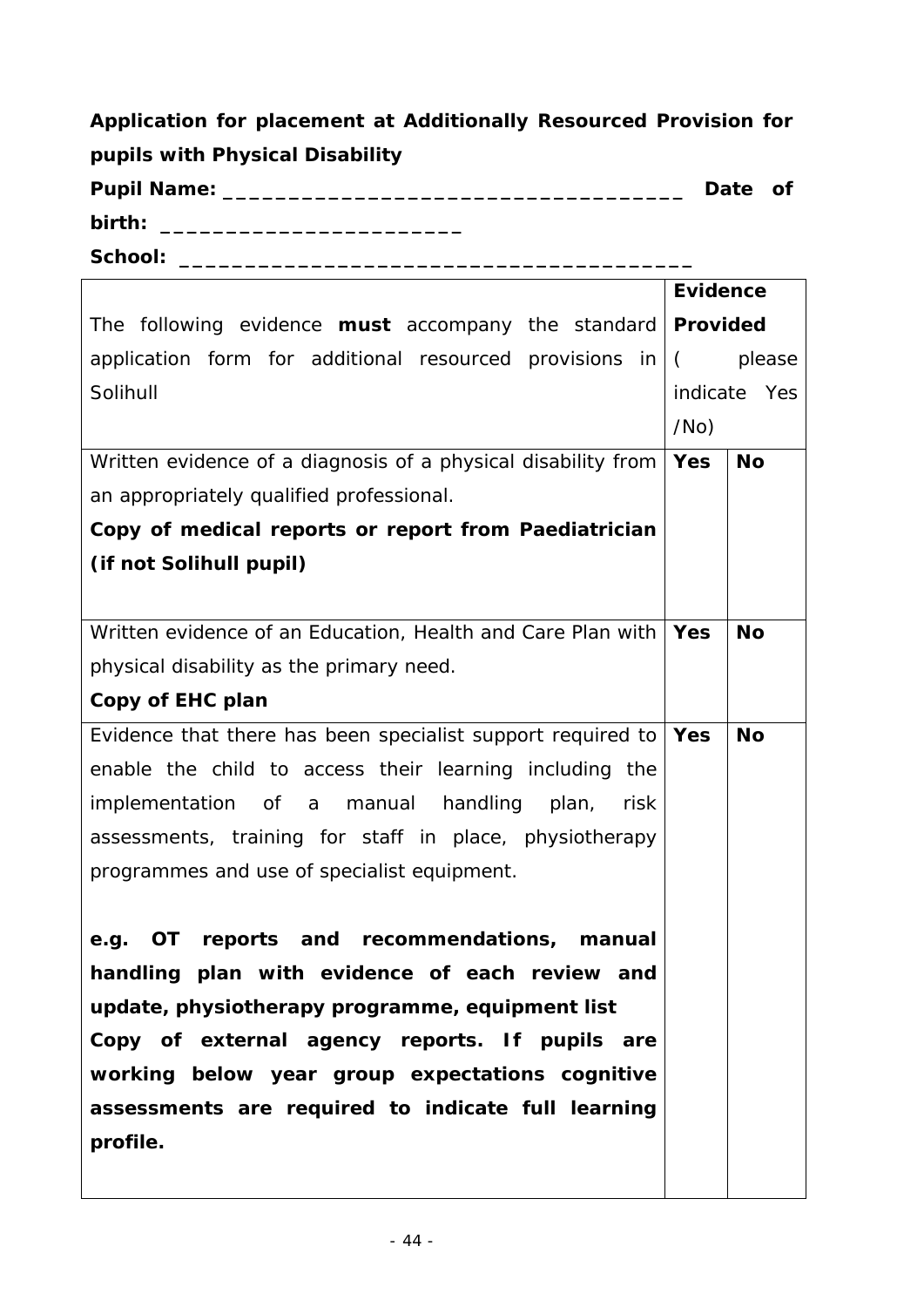**Application for placement at Additionally Resourced Provision for pupils with Physical Disability**

**Pupil Name:** ___________________________________ **Date of birth:** _______________________

**School:** ________________________________________

| The following evidence **must** accompany the standard application form for additional resourced provisions in Solihull | **Evidence Provided** ( please indicate Yes /No) | |
|---|---|---|
| Written evidence of a diagnosis of a physical disability from an appropriately qualified professional.<br>**Copy of medical reports or report from Paediatrician (if not Solihull pupil)** | **Yes** | **No** |
| Written evidence of an Education, Health and Care Plan with physical disability as the primary need.<br>**Copy of EHC plan** | **Yes** | **No** |
| Evidence that there has been specialist support required to enable the child to access their learning including the implementation of a manual handling plan, risk assessments, training for staff in place, physiotherapy programmes and use of specialist equipment.<br><br>**e.g. OT reports and recommendations, manual handling plan with evidence of each review and update, physiotherapy programme, equipment list**<br>**Copy of external agency reports. If pupils are working below year group expectations cognitive assessments are required to indicate full learning profile.** | **Yes** | **No** |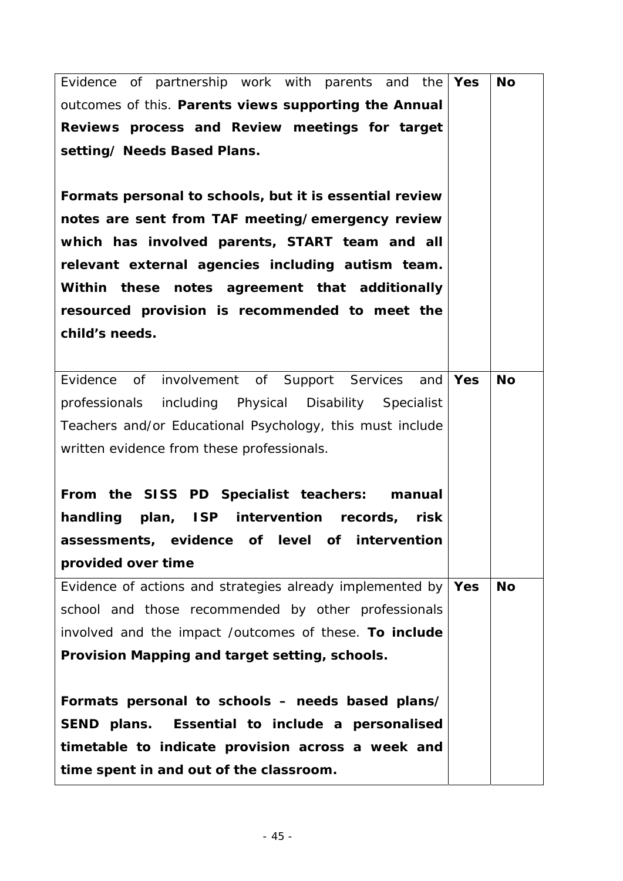| | | |
|---|---|---|
| Evidence of partnership work with parents and the outcomes of this. **Parents views supporting the Annual Reviews process and Review meetings for target setting/ Needs Based Plans.**<br><br>**Formats personal to schools, but it is essential review notes are sent from TAF meeting/emergency review which has involved parents, START team and all relevant external agencies including autism team. Within these notes agreement that additionally resourced provision is recommended to meet the child's needs.** | **Yes** | **No** |
| Evidence of involvement of Support Services and professionals including Physical Disability Specialist Teachers and/or Educational Psychology, this must include written evidence from these professionals.<br><br>**From the SISS PD Specialist teachers: manual handling plan, ISP intervention records, risk assessments, evidence of level of intervention provided over time** | **Yes** | **No** |
| Evidence of actions and strategies already implemented by school and those recommended by other professionals involved and the impact /outcomes of these. **To include Provision Mapping and target setting, schools.**<br><br>**Formats personal to schools – needs based plans/ SEND plans. Essential to include a personalised timetable to indicate provision across a week and time spent in and out of the classroom.** | **Yes** | **No** |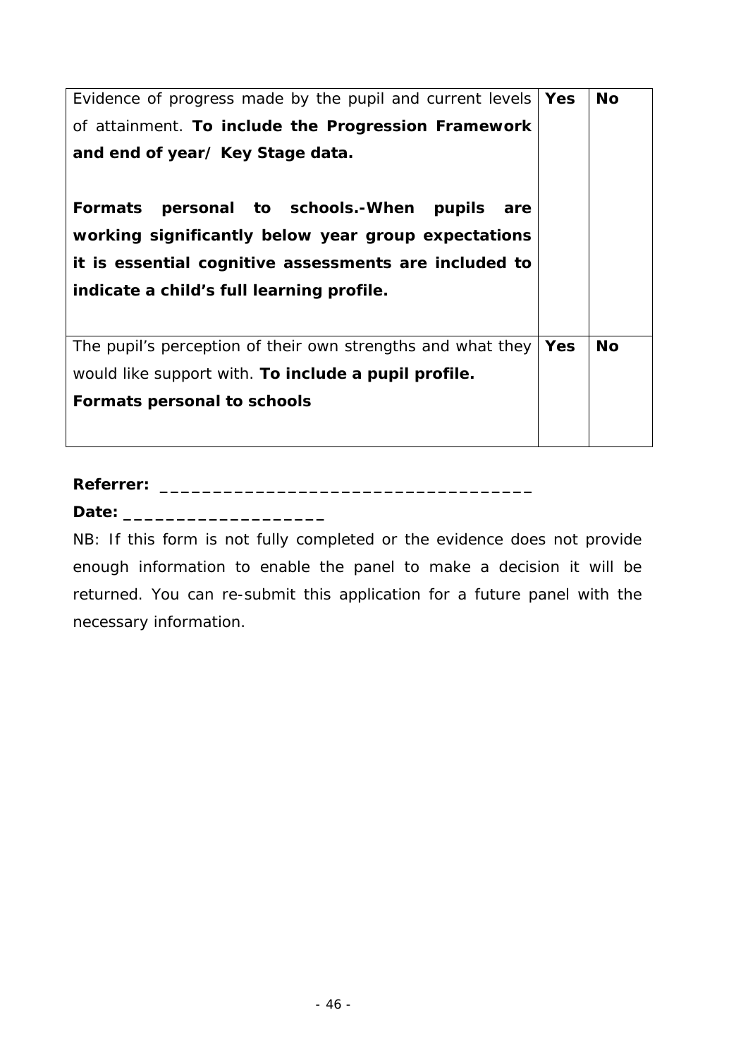| | | |
|---|---|---|
| Evidence of progress made by the pupil and current levels of attainment. **To include the Progression Framework and end of year/ Key Stage data.**<br><br>**Formats personal to schools.-When pupils are working significantly below year group expectations it is essential cognitive assessments are included to indicate a child's full learning profile.** | **Yes** | **No** |
| The pupil's perception of their own strengths and what they would like support with. **To include a pupil profile.**<br>**Formats personal to schools** | **Yes** | **No** |

**Referrer: ___________________________________**

**Date: ___________________**

NB: If this form is not fully completed or the evidence does not provide enough information to enable the panel to make a decision it will be returned. You can re-submit this application for a future panel with the necessary information.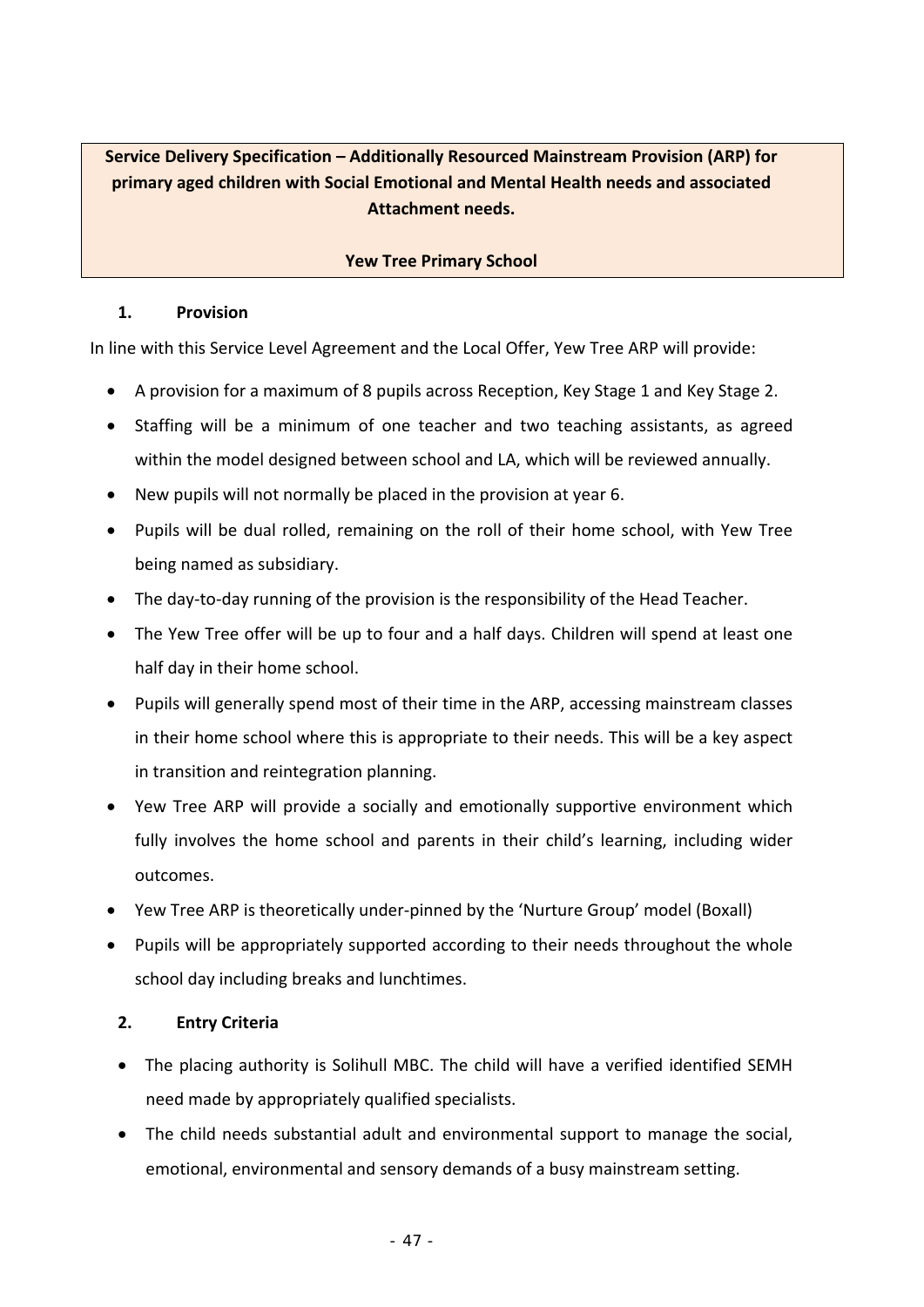**Service Delivery Specification – Additionally Resourced Mainstream Provision (ARP) for primary aged children with Social Emotional and Mental Health needs and associated Attachment needs.**

**Yew Tree Primary School**

## 1. Provision

In line with this Service Level Agreement and the Local Offer, Yew Tree ARP will provide:

- A provision for a maximum of 8 pupils across Reception, Key Stage 1 and Key Stage 2.
- Staffing will be a minimum of one teacher and two teaching assistants, as agreed within the model designed between school and LA, which will be reviewed annually.
- New pupils will not normally be placed in the provision at year 6.
- Pupils will be dual rolled, remaining on the roll of their home school, with Yew Tree being named as subsidiary.
- The day-to-day running of the provision is the responsibility of the Head Teacher.
- The Yew Tree offer will be up to four and a half days. Children will spend at least one half day in their home school.
- Pupils will generally spend most of their time in the ARP, accessing mainstream classes in their home school where this is appropriate to their needs. This will be a key aspect in transition and reintegration planning.
- Yew Tree ARP will provide a socially and emotionally supportive environment which fully involves the home school and parents in their child's learning, including wider outcomes.
- Yew Tree ARP is theoretically under-pinned by the 'Nurture Group' model (Boxall)
- Pupils will be appropriately supported according to their needs throughout the whole school day including breaks and lunchtimes.

## 2. Entry Criteria

- The placing authority is Solihull MBC. The child will have a verified identified SEMH need made by appropriately qualified specialists.
- The child needs substantial adult and environmental support to manage the social, emotional, environmental and sensory demands of a busy mainstream setting.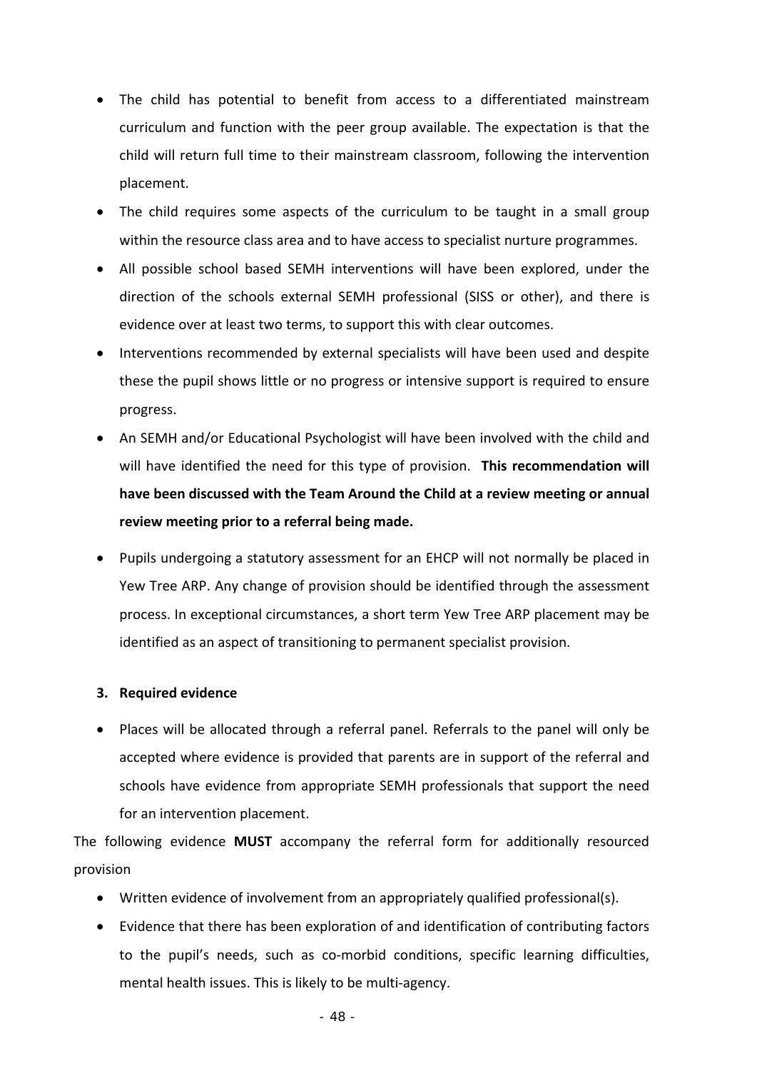- The child has potential to benefit from access to a differentiated mainstream curriculum and function with the peer group available. The expectation is that the child will return full time to their mainstream classroom, following the intervention placement.
- The child requires some aspects of the curriculum to be taught in a small group within the resource class area and to have access to specialist nurture programmes.
- All possible school based SEMH interventions will have been explored, under the direction of the schools external SEMH professional (SISS or other), and there is evidence over at least two terms, to support this with clear outcomes.
- Interventions recommended by external specialists will have been used and despite these the pupil shows little or no progress or intensive support is required to ensure progress.
- An SEMH and/or Educational Psychologist will have been involved with the child and will have identified the need for this type of provision. **This recommendation will have been discussed with the Team Around the Child at a review meeting or annual review meeting prior to a referral being made.**
- Pupils undergoing a statutory assessment for an EHCP will not normally be placed in Yew Tree ARP. Any change of provision should be identified through the assessment process. In exceptional circumstances, a short term Yew Tree ARP placement may be identified as an aspect of transitioning to permanent specialist provision.

**3. Required evidence**

- Places will be allocated through a referral panel. Referrals to the panel will only be accepted where evidence is provided that parents are in support of the referral and schools have evidence from appropriate SEMH professionals that support the need for an intervention placement.

The following evidence **MUST** accompany the referral form for additionally resourced provision

- Written evidence of involvement from an appropriately qualified professional(s).
- Evidence that there has been exploration of and identification of contributing factors to the pupil's needs, such as co-morbid conditions, specific learning difficulties, mental health issues. This is likely to be multi-agency.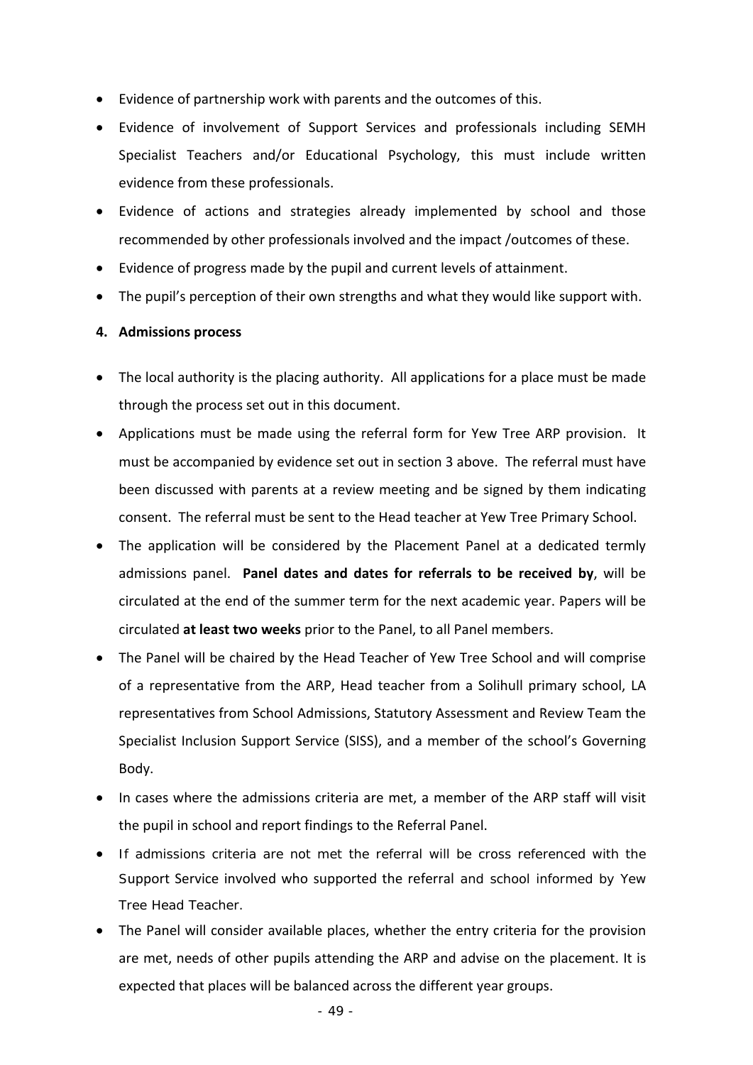- Evidence of partnership work with parents and the outcomes of this.
- Evidence of involvement of Support Services and professionals including SEMH Specialist Teachers and/or Educational Psychology, this must include written evidence from these professionals.
- Evidence of actions and strategies already implemented by school and those recommended by other professionals involved and the impact /outcomes of these.
- Evidence of progress made by the pupil and current levels of attainment.
- The pupil's perception of their own strengths and what they would like support with.

**4. Admissions process**

- The local authority is the placing authority. All applications for a place must be made through the process set out in this document.
- Applications must be made using the referral form for Yew Tree ARP provision. It must be accompanied by evidence set out in section 3 above. The referral must have been discussed with parents at a review meeting and be signed by them indicating consent. The referral must be sent to the Head teacher at Yew Tree Primary School.
- The application will be considered by the Placement Panel at a dedicated termly admissions panel. **Panel dates and dates for referrals to be received by**, will be circulated at the end of the summer term for the next academic year. Papers will be circulated **at least two weeks** prior to the Panel, to all Panel members.
- The Panel will be chaired by the Head Teacher of Yew Tree School and will comprise of a representative from the ARP, Head teacher from a Solihull primary school, LA representatives from School Admissions, Statutory Assessment and Review Team the Specialist Inclusion Support Service (SISS), and a member of the school's Governing Body.
- In cases where the admissions criteria are met, a member of the ARP staff will visit the pupil in school and report findings to the Referral Panel.
- If admissions criteria are not met the referral will be cross referenced with the Support Service involved who supported the referral and school informed by Yew Tree Head Teacher.
- The Panel will consider available places, whether the entry criteria for the provision are met, needs of other pupils attending the ARP and advise on the placement. It is expected that places will be balanced across the different year groups.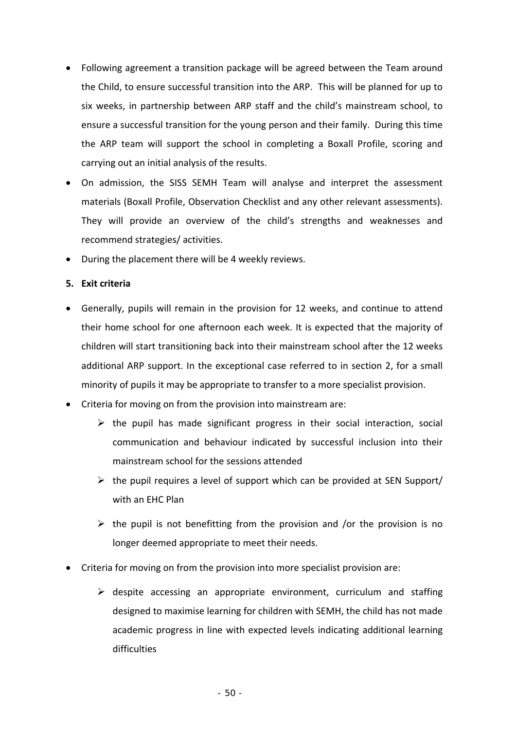- Following agreement a transition package will be agreed between the Team around the Child, to ensure successful transition into the ARP. This will be planned for up to six weeks, in partnership between ARP staff and the child's mainstream school, to ensure a successful transition for the young person and their family. During this time the ARP team will support the school in completing a Boxall Profile, scoring and carrying out an initial analysis of the results.
- On admission, the SISS SEMH Team will analyse and interpret the assessment materials (Boxall Profile, Observation Checklist and any other relevant assessments). They will provide an overview of the child's strengths and weaknesses and recommend strategies/ activities.
- During the placement there will be 4 weekly reviews.

**5. Exit criteria**

- Generally, pupils will remain in the provision for 12 weeks, and continue to attend their home school for one afternoon each week. It is expected that the majority of children will start transitioning back into their mainstream school after the 12 weeks additional ARP support. In the exceptional case referred to in section 2, for a small minority of pupils it may be appropriate to transfer to a more specialist provision.
- Criteria for moving on from the provision into mainstream are:
  - the pupil has made significant progress in their social interaction, social communication and behaviour indicated by successful inclusion into their mainstream school for the sessions attended
  - the pupil requires a level of support which can be provided at SEN Support/ with an EHC Plan
  - the pupil is not benefitting from the provision and /or the provision is no longer deemed appropriate to meet their needs.
- Criteria for moving on from the provision into more specialist provision are:
  - despite accessing an appropriate environment, curriculum and staffing designed to maximise learning for children with SEMH, the child has not made academic progress in line with expected levels indicating additional learning difficulties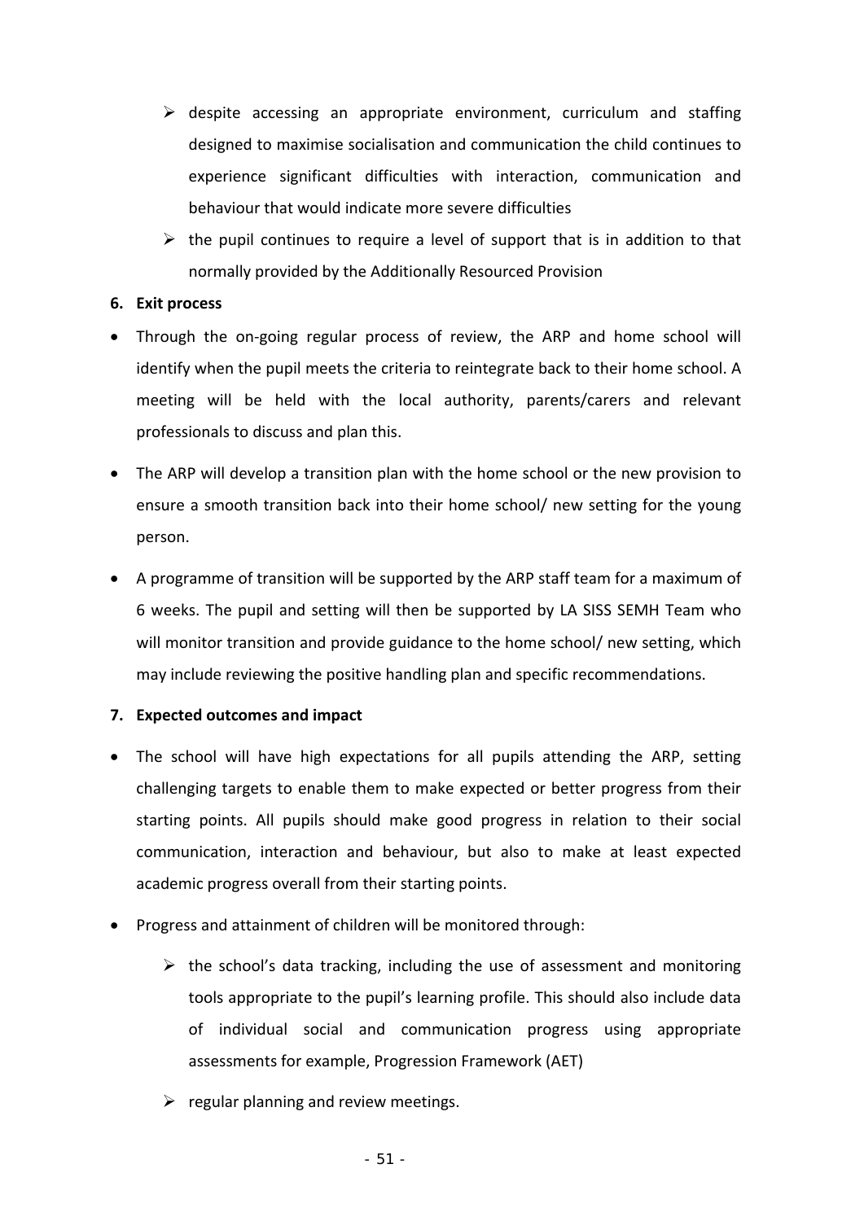- despite accessing an appropriate environment, curriculum and staffing designed to maximise socialisation and communication the child continues to experience significant difficulties with interaction, communication and behaviour that would indicate more severe difficulties
- the pupil continues to require a level of support that is in addition to that normally provided by the Additionally Resourced Provision

**6. Exit process**

- Through the on-going regular process of review, the ARP and home school will identify when the pupil meets the criteria to reintegrate back to their home school. A meeting will be held with the local authority, parents/carers and relevant professionals to discuss and plan this.
- The ARP will develop a transition plan with the home school or the new provision to ensure a smooth transition back into their home school/ new setting for the young person.
- A programme of transition will be supported by the ARP staff team for a maximum of 6 weeks. The pupil and setting will then be supported by LA SISS SEMH Team who will monitor transition and provide guidance to the home school/ new setting, which may include reviewing the positive handling plan and specific recommendations.

**7. Expected outcomes and impact**

- The school will have high expectations for all pupils attending the ARP, setting challenging targets to enable them to make expected or better progress from their starting points. All pupils should make good progress in relation to their social communication, interaction and behaviour, but also to make at least expected academic progress overall from their starting points.
- Progress and attainment of children will be monitored through:
  - the school's data tracking, including the use of assessment and monitoring tools appropriate to the pupil's learning profile. This should also include data of individual social and communication progress using appropriate assessments for example, Progression Framework (AET)
  - regular planning and review meetings.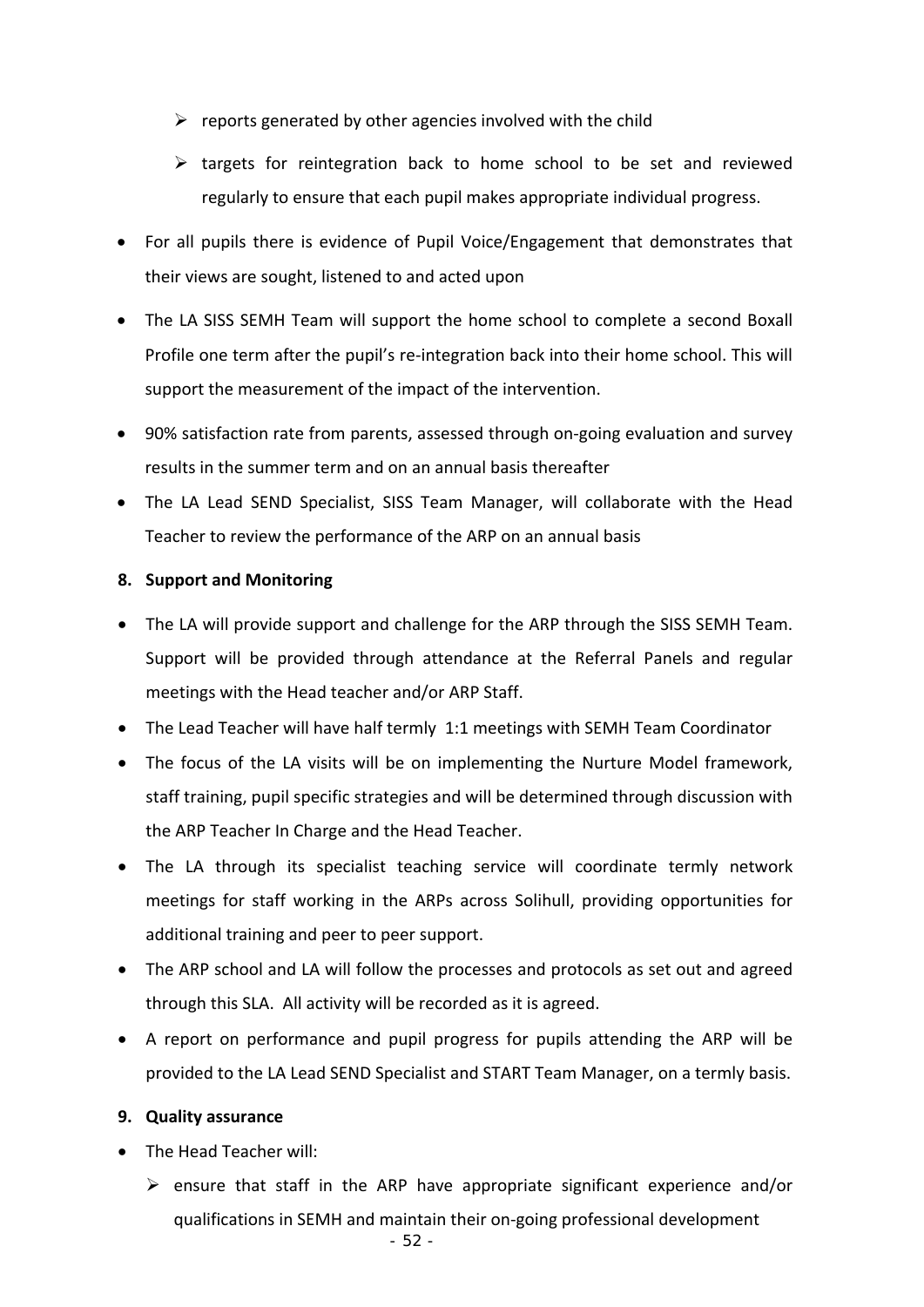- reports generated by other agencies involved with the child
- targets for reintegration back to home school to be set and reviewed regularly to ensure that each pupil makes appropriate individual progress.

- For all pupils there is evidence of Pupil Voice/Engagement that demonstrates that their views are sought, listened to and acted upon
- The LA SISS SEMH Team will support the home school to complete a second Boxall Profile one term after the pupil's re-integration back into their home school. This will support the measurement of the impact of the intervention.
- 90% satisfaction rate from parents, assessed through on-going evaluation and survey results in the summer term and on an annual basis thereafter
- The LA Lead SEND Specialist, SISS Team Manager, will collaborate with the Head Teacher to review the performance of the ARP on an annual basis

**8. Support and Monitoring**

- The LA will provide support and challenge for the ARP through the SISS SEMH Team. Support will be provided through attendance at the Referral Panels and regular meetings with the Head teacher and/or ARP Staff.
- The Lead Teacher will have half termly 1:1 meetings with SEMH Team Coordinator
- The focus of the LA visits will be on implementing the Nurture Model framework, staff training, pupil specific strategies and will be determined through discussion with the ARP Teacher In Charge and the Head Teacher.
- The LA through its specialist teaching service will coordinate termly network meetings for staff working in the ARPs across Solihull, providing opportunities for additional training and peer to peer support.
- The ARP school and LA will follow the processes and protocols as set out and agreed through this SLA. All activity will be recorded as it is agreed.
- A report on performance and pupil progress for pupils attending the ARP will be provided to the LA Lead SEND Specialist and START Team Manager, on a termly basis.

**9. Quality assurance**

- The Head Teacher will:
  - ensure that staff in the ARP have appropriate significant experience and/or qualifications in SEMH and maintain their on-going professional development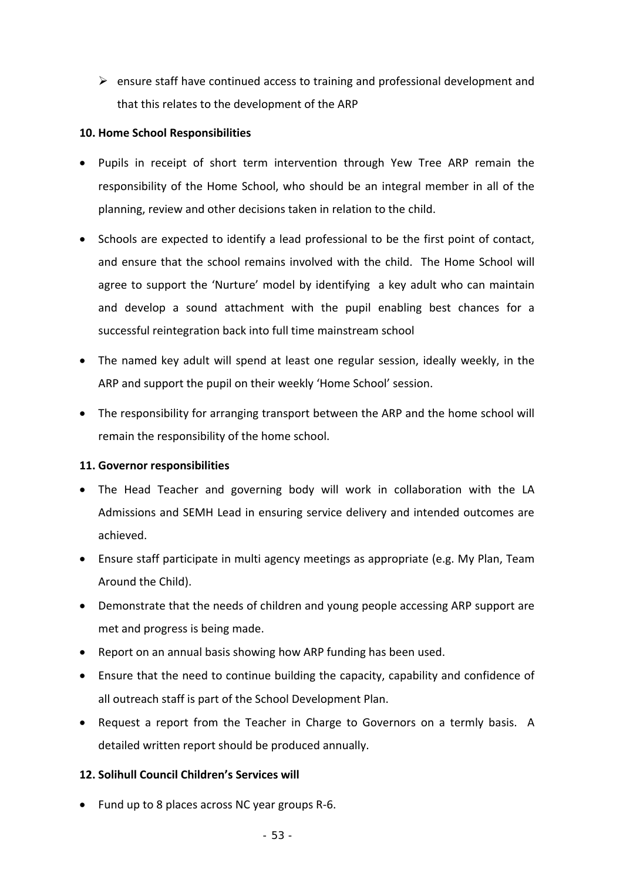- ensure staff have continued access to training and professional development and that this relates to the development of the ARP

**10. Home School Responsibilities**

- Pupils in receipt of short term intervention through Yew Tree ARP remain the responsibility of the Home School, who should be an integral member in all of the planning, review and other decisions taken in relation to the child.
- Schools are expected to identify a lead professional to be the first point of contact, and ensure that the school remains involved with the child. The Home School will agree to support the 'Nurture' model by identifying a key adult who can maintain and develop a sound attachment with the pupil enabling best chances for a successful reintegration back into full time mainstream school
- The named key adult will spend at least one regular session, ideally weekly, in the ARP and support the pupil on their weekly 'Home School' session.
- The responsibility for arranging transport between the ARP and the home school will remain the responsibility of the home school.

**11. Governor responsibilities**

- The Head Teacher and governing body will work in collaboration with the LA Admissions and SEMH Lead in ensuring service delivery and intended outcomes are achieved.
- Ensure staff participate in multi agency meetings as appropriate (e.g. My Plan, Team Around the Child).
- Demonstrate that the needs of children and young people accessing ARP support are met and progress is being made.
- Report on an annual basis showing how ARP funding has been used.
- Ensure that the need to continue building the capacity, capability and confidence of all outreach staff is part of the School Development Plan.
- Request a report from the Teacher in Charge to Governors on a termly basis. A detailed written report should be produced annually.

**12. Solihull Council Children's Services will**

- Fund up to 8 places across NC year groups R-6.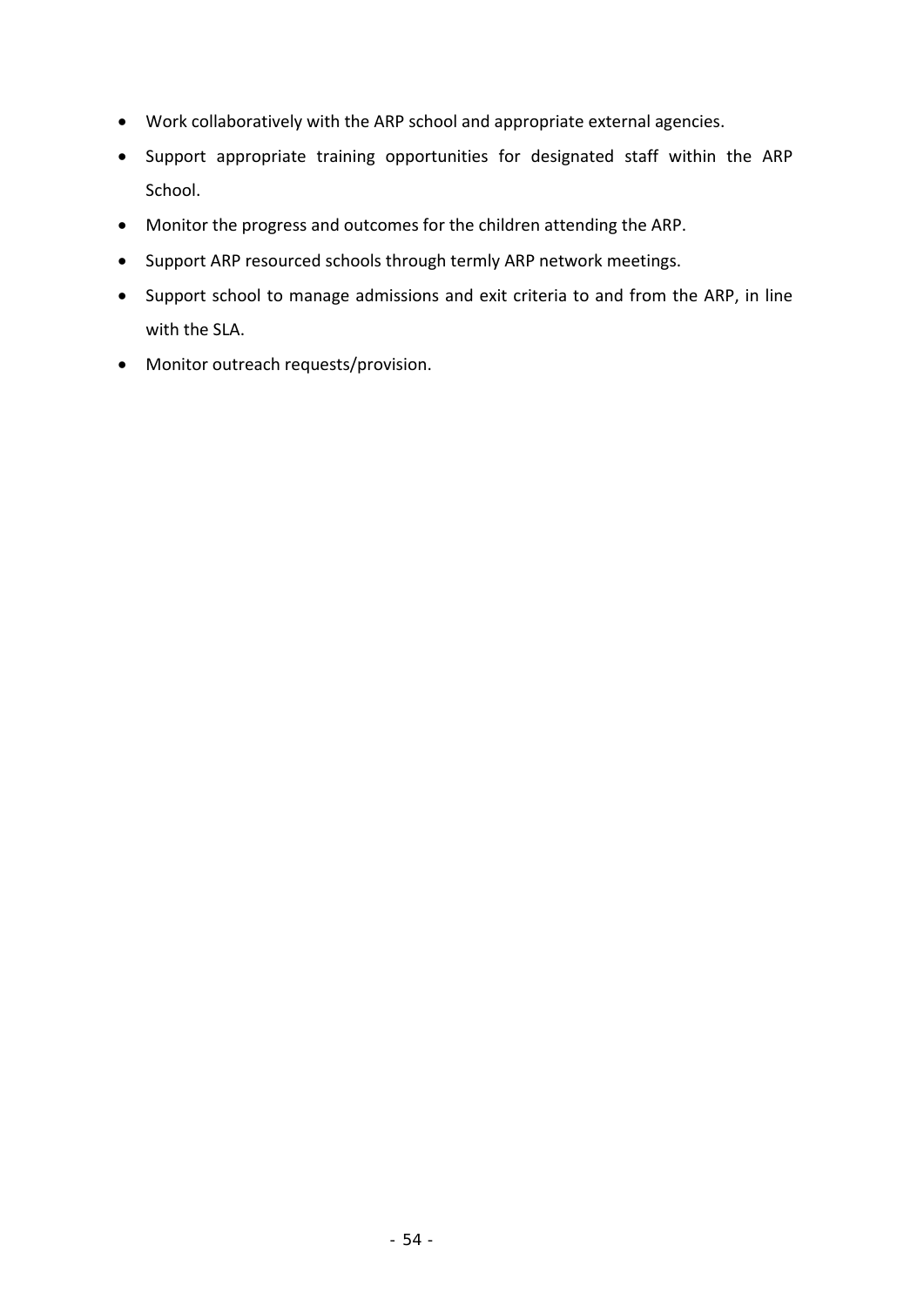- Work collaboratively with the ARP school and appropriate external agencies.
- Support appropriate training opportunities for designated staff within the ARP School.
- Monitor the progress and outcomes for the children attending the ARP.
- Support ARP resourced schools through termly ARP network meetings.
- Support school to manage admissions and exit criteria to and from the ARP, in line with the SLA.
- Monitor outreach requests/provision.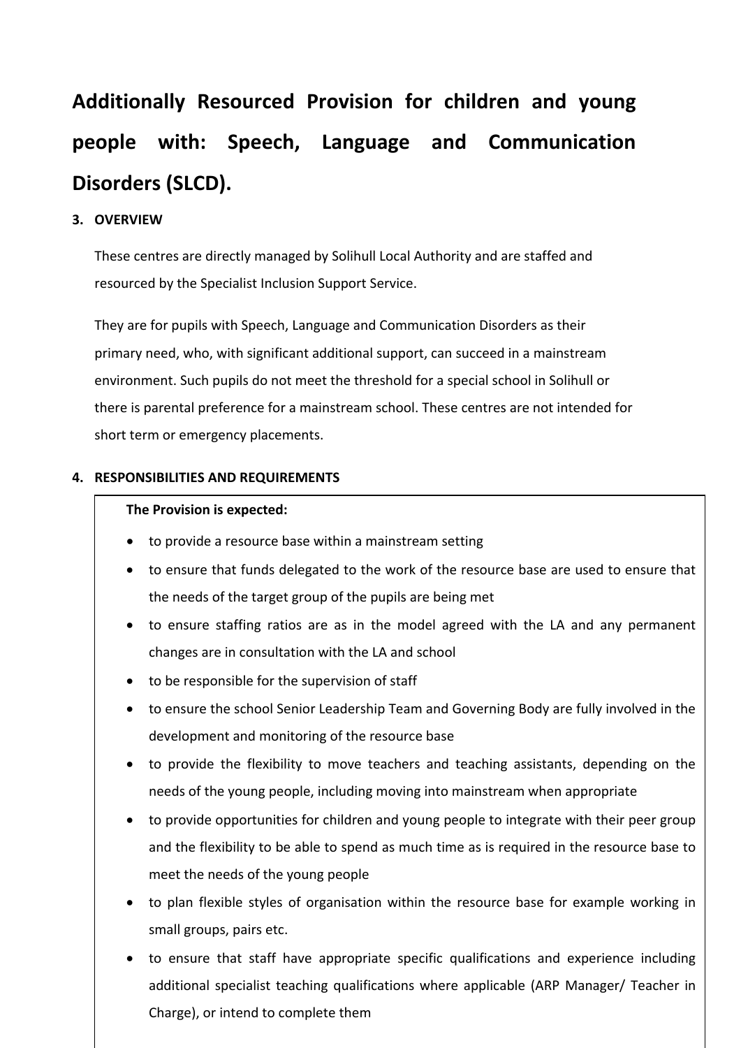# Additionally Resourced Provision for children and young people with: Speech, Language and Communication Disorders (SLCD).

## 3. OVERVIEW

These centres are directly managed by Solihull Local Authority and are staffed and resourced by the Specialist Inclusion Support Service.

They are for pupils with Speech, Language and Communication Disorders as their primary need, who, with significant additional support, can succeed in a mainstream environment. Such pupils do not meet the threshold for a special school in Solihull or there is parental preference for a mainstream school. These centres are not intended for short term or emergency placements.

## 4. RESPONSIBILITIES AND REQUIREMENTS

**The Provision is expected:**

- to provide a resource base within a mainstream setting
- to ensure that funds delegated to the work of the resource base are used to ensure that the needs of the target group of the pupils are being met
- to ensure staffing ratios are as in the model agreed with the LA and any permanent changes are in consultation with the LA and school
- to be responsible for the supervision of staff
- to ensure the school Senior Leadership Team and Governing Body are fully involved in the development and monitoring of the resource base
- to provide the flexibility to move teachers and teaching assistants, depending on the needs of the young people, including moving into mainstream when appropriate
- to provide opportunities for children and young people to integrate with their peer group and the flexibility to be able to spend as much time as is required in the resource base to meet the needs of the young people
- to plan flexible styles of organisation within the resource base for example working in small groups, pairs etc.
- to ensure that staff have appropriate specific qualifications and experience including additional specialist teaching qualifications where applicable (ARP Manager/ Teacher in Charge), or intend to complete them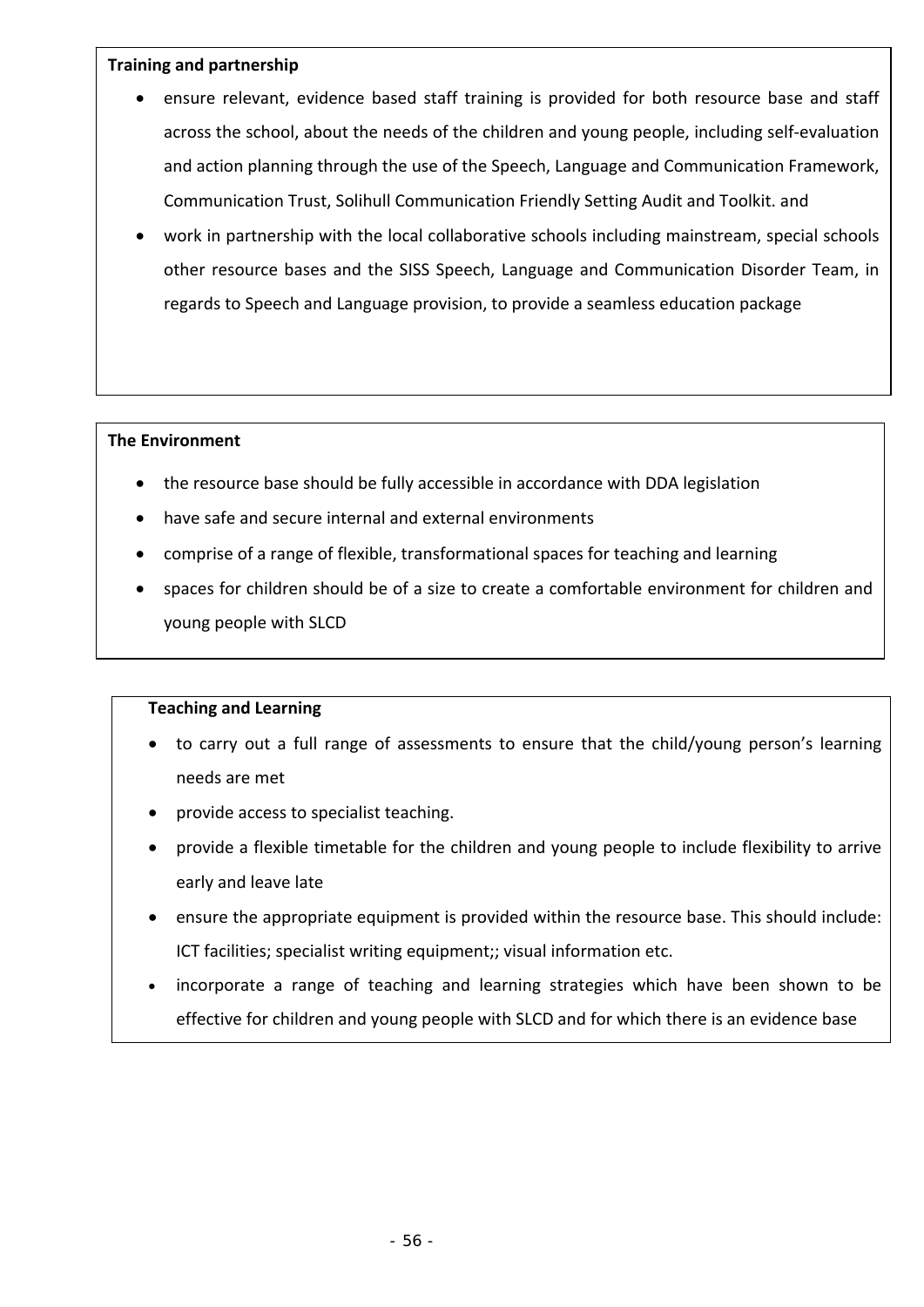**Training and partnership**

- ensure relevant, evidence based staff training is provided for both resource base and staff across the school, about the needs of the children and young people, including self-evaluation and action planning through the use of the Speech, Language and Communication Framework, Communication Trust, Solihull Communication Friendly Setting Audit and Toolkit. and
- work in partnership with the local collaborative schools including mainstream, special schools other resource bases and the SISS Speech, Language and Communication Disorder Team, in regards to Speech and Language provision, to provide a seamless education package

**The Environment**

- the resource base should be fully accessible in accordance with DDA legislation
- have safe and secure internal and external environments
- comprise of a range of flexible, transformational spaces for teaching and learning
- spaces for children should be of a size to create a comfortable environment for children and young people with SLCD

**Teaching and Learning**

- to carry out a full range of assessments to ensure that the child/young person's learning needs are met
- provide access to specialist teaching.
- provide a flexible timetable for the children and young people to include flexibility to arrive early and leave late
- ensure the appropriate equipment is provided within the resource base. This should include: ICT facilities; specialist writing equipment;; visual information etc.
- incorporate a range of teaching and learning strategies which have been shown to be effective for children and young people with SLCD and for which there is an evidence base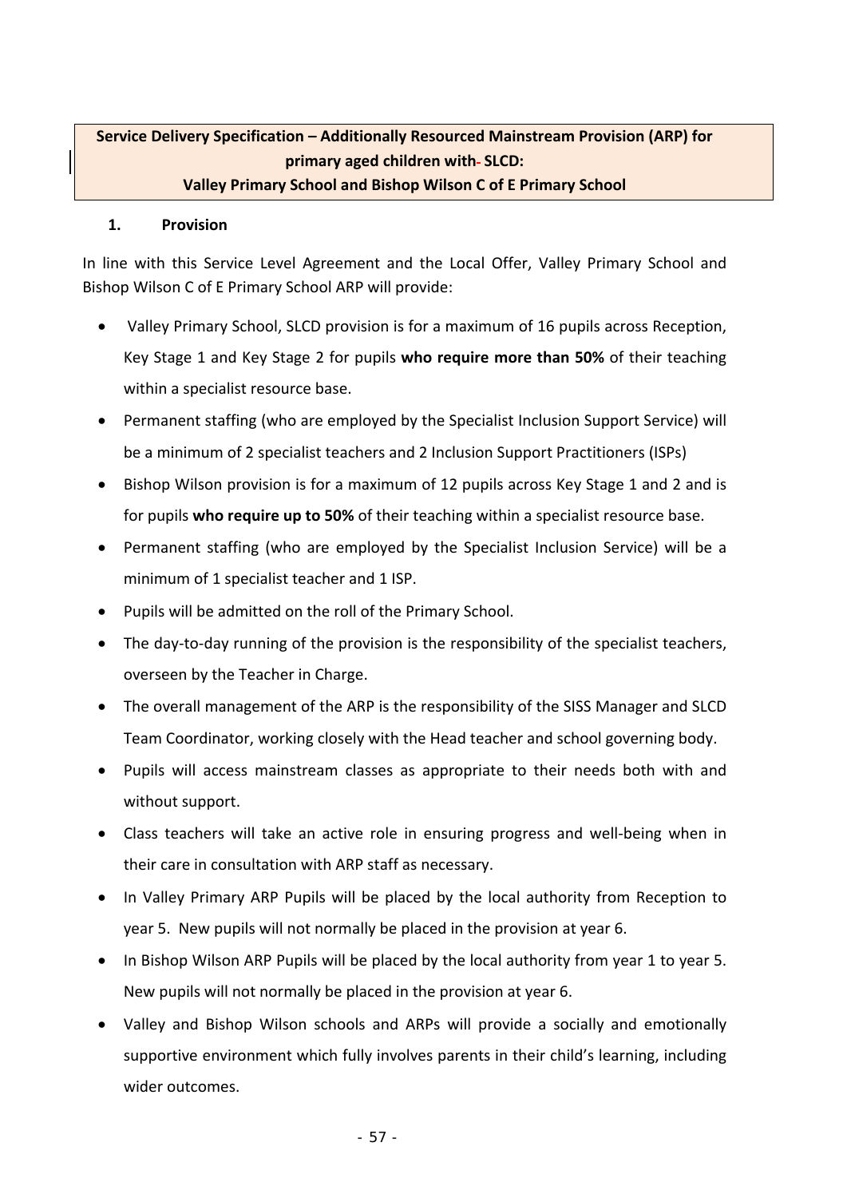**Service Delivery Specification – Additionally Resourced Mainstream Provision (ARP) for primary aged children with SLCD: Valley Primary School and Bishop Wilson C of E Primary School**

**1. Provision**

In line with this Service Level Agreement and the Local Offer, Valley Primary School and Bishop Wilson C of E Primary School ARP will provide:

- Valley Primary School, SLCD provision is for a maximum of 16 pupils across Reception, Key Stage 1 and Key Stage 2 for pupils **who require more than 50%** of their teaching within a specialist resource base.
- Permanent staffing (who are employed by the Specialist Inclusion Support Service) will be a minimum of 2 specialist teachers and 2 Inclusion Support Practitioners (ISPs)
- Bishop Wilson provision is for a maximum of 12 pupils across Key Stage 1 and 2 and is for pupils **who require up to 50%** of their teaching within a specialist resource base.
- Permanent staffing (who are employed by the Specialist Inclusion Service) will be a minimum of 1 specialist teacher and 1 ISP.
- Pupils will be admitted on the roll of the Primary School.
- The day-to-day running of the provision is the responsibility of the specialist teachers, overseen by the Teacher in Charge.
- The overall management of the ARP is the responsibility of the SISS Manager and SLCD Team Coordinator, working closely with the Head teacher and school governing body.
- Pupils will access mainstream classes as appropriate to their needs both with and without support.
- Class teachers will take an active role in ensuring progress and well-being when in their care in consultation with ARP staff as necessary.
- In Valley Primary ARP Pupils will be placed by the local authority from Reception to year 5. New pupils will not normally be placed in the provision at year 6.
- In Bishop Wilson ARP Pupils will be placed by the local authority from year 1 to year 5. New pupils will not normally be placed in the provision at year 6.
- Valley and Bishop Wilson schools and ARPs will provide a socially and emotionally supportive environment which fully involves parents in their child's learning, including wider outcomes.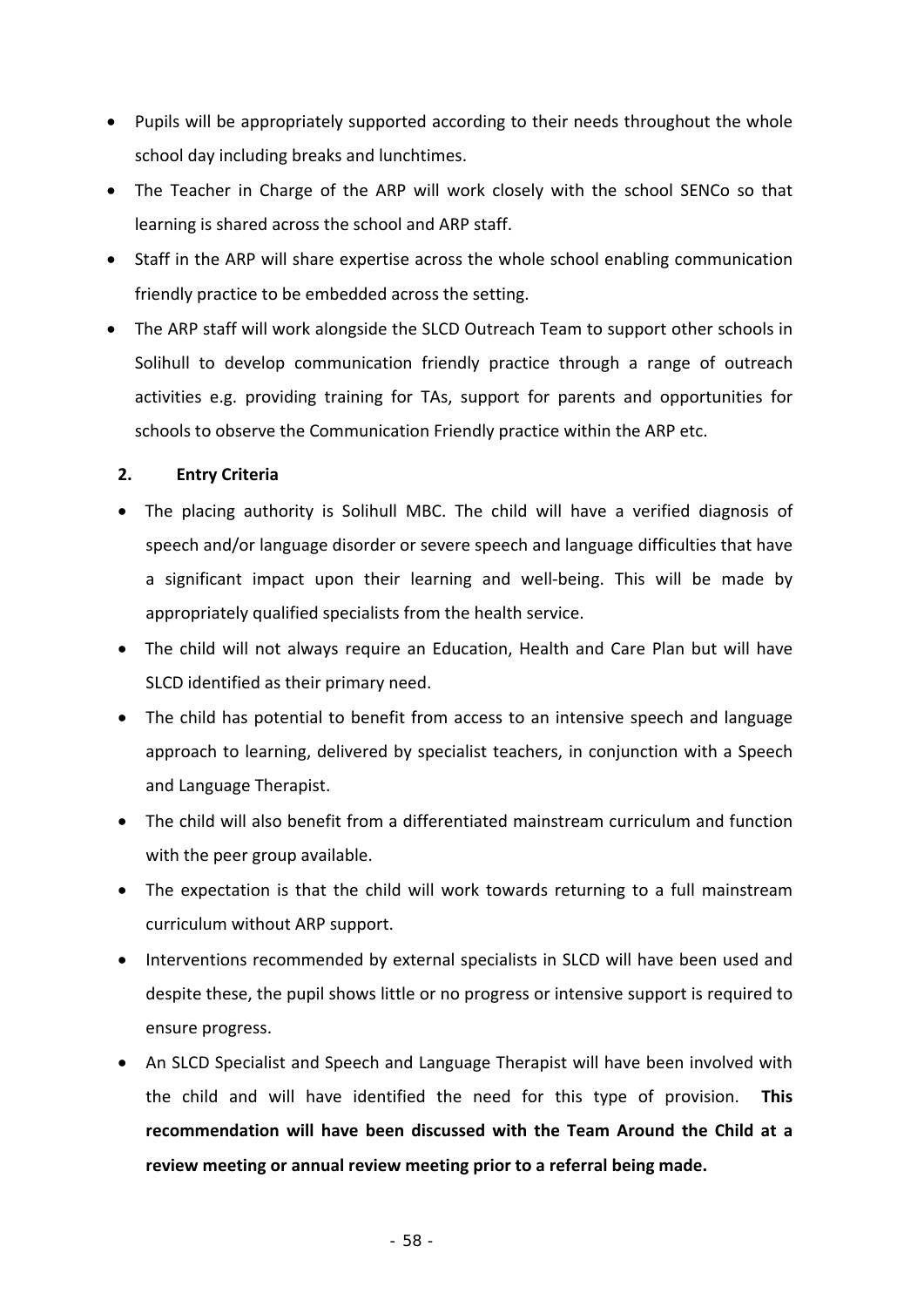- Pupils will be appropriately supported according to their needs throughout the whole school day including breaks and lunchtimes.
- The Teacher in Charge of the ARP will work closely with the school SENCo so that learning is shared across the school and ARP staff.
- Staff in the ARP will share expertise across the whole school enabling communication friendly practice to be embedded across the setting.
- The ARP staff will work alongside the SLCD Outreach Team to support other schools in Solihull to develop communication friendly practice through a range of outreach activities e.g. providing training for TAs, support for parents and opportunities for schools to observe the Communication Friendly practice within the ARP etc.

**2. Entry Criteria**

- The placing authority is Solihull MBC. The child will have a verified diagnosis of speech and/or language disorder or severe speech and language difficulties that have a significant impact upon their learning and well-being. This will be made by appropriately qualified specialists from the health service.
- The child will not always require an Education, Health and Care Plan but will have SLCD identified as their primary need.
- The child has potential to benefit from access to an intensive speech and language approach to learning, delivered by specialist teachers, in conjunction with a Speech and Language Therapist.
- The child will also benefit from a differentiated mainstream curriculum and function with the peer group available.
- The expectation is that the child will work towards returning to a full mainstream curriculum without ARP support.
- Interventions recommended by external specialists in SLCD will have been used and despite these, the pupil shows little or no progress or intensive support is required to ensure progress.
- An SLCD Specialist and Speech and Language Therapist will have been involved with the child and will have identified the need for this type of provision. **This recommendation will have been discussed with the Team Around the Child at a review meeting or annual review meeting prior to a referral being made.**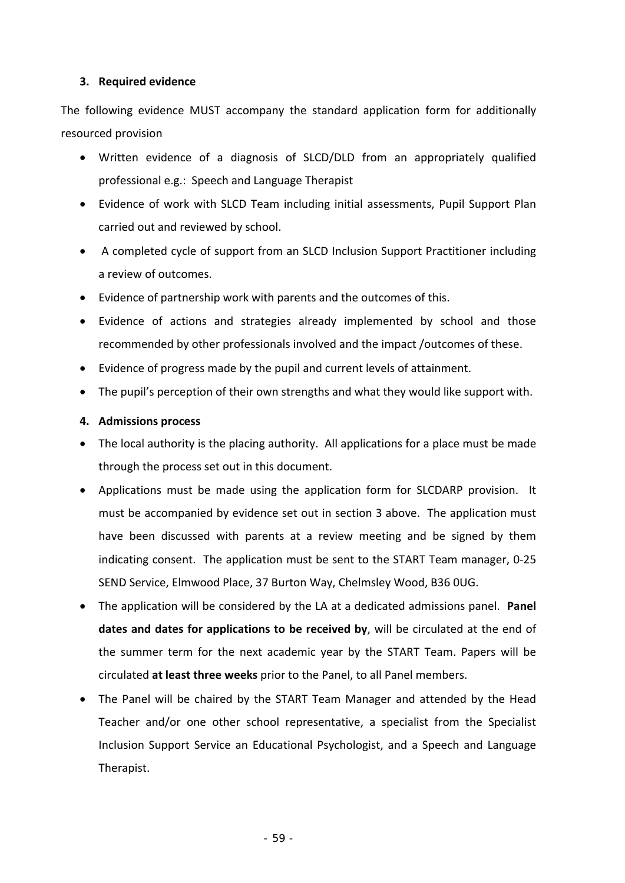### 3. Required evidence

The following evidence MUST accompany the standard application form for additionally resourced provision

- Written evidence of a diagnosis of SLCD/DLD from an appropriately qualified professional e.g.: Speech and Language Therapist
- Evidence of work with SLCD Team including initial assessments, Pupil Support Plan carried out and reviewed by school.
- A completed cycle of support from an SLCD Inclusion Support Practitioner including a review of outcomes.
- Evidence of partnership work with parents and the outcomes of this.
- Evidence of actions and strategies already implemented by school and those recommended by other professionals involved and the impact /outcomes of these.
- Evidence of progress made by the pupil and current levels of attainment.
- The pupil's perception of their own strengths and what they would like support with.

### 4. Admissions process

- The local authority is the placing authority. All applications for a place must be made through the process set out in this document.
- Applications must be made using the application form for SLCDARP provision. It must be accompanied by evidence set out in section 3 above. The application must have been discussed with parents at a review meeting and be signed by them indicating consent. The application must be sent to the START Team manager, 0-25 SEND Service, Elmwood Place, 37 Burton Way, Chelmsley Wood, B36 0UG.
- The application will be considered by the LA at a dedicated admissions panel. **Panel dates and dates for applications to be received by**, will be circulated at the end of the summer term for the next academic year by the START Team. Papers will be circulated **at least three weeks** prior to the Panel, to all Panel members.
- The Panel will be chaired by the START Team Manager and attended by the Head Teacher and/or one other school representative, a specialist from the Specialist Inclusion Support Service an Educational Psychologist, and a Speech and Language Therapist.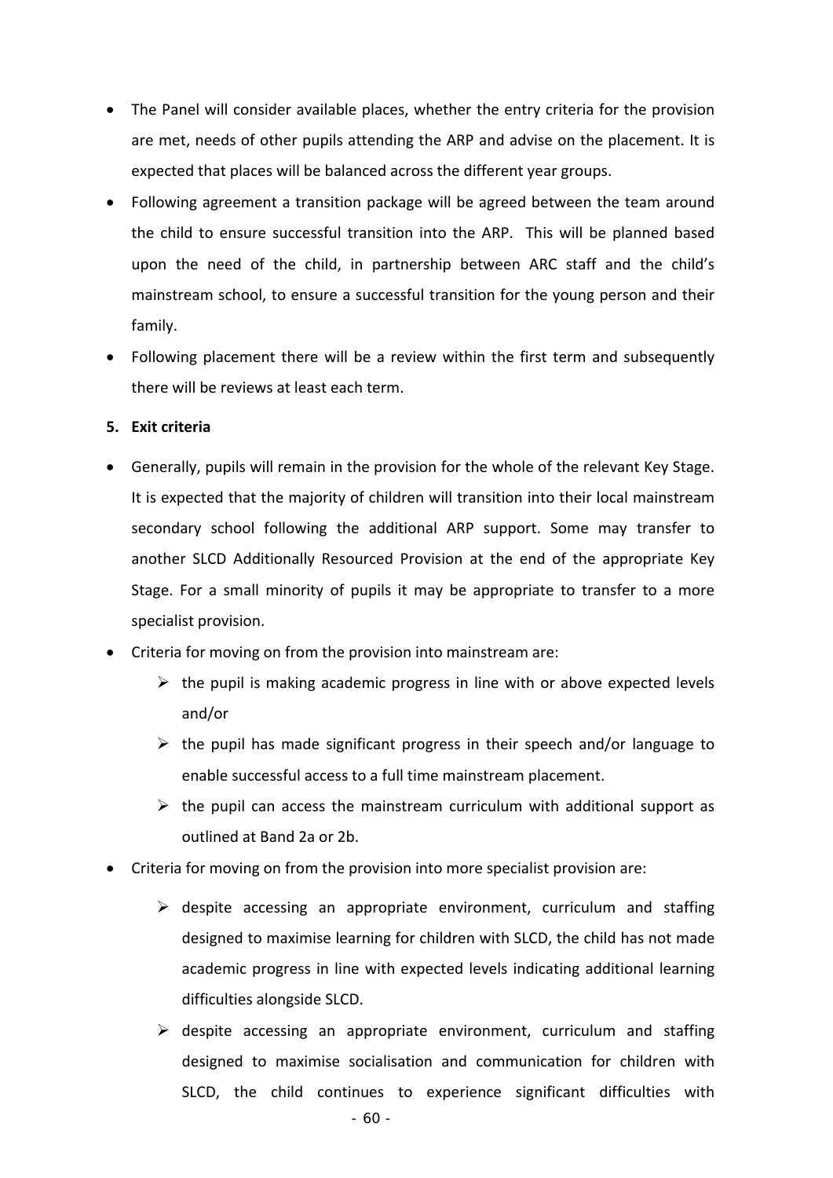- The Panel will consider available places, whether the entry criteria for the provision are met, needs of other pupils attending the ARP and advise on the placement. It is expected that places will be balanced across the different year groups.
- Following agreement a transition package will be agreed between the team around the child to ensure successful transition into the ARP. This will be planned based upon the need of the child, in partnership between ARC staff and the child's mainstream school, to ensure a successful transition for the young person and their family.
- Following placement there will be a review within the first term and subsequently there will be reviews at least each term.

**5. Exit criteria**

- Generally, pupils will remain in the provision for the whole of the relevant Key Stage. It is expected that the majority of children will transition into their local mainstream secondary school following the additional ARP support. Some may transfer to another SLCD Additionally Resourced Provision at the end of the appropriate Key Stage. For a small minority of pupils it may be appropriate to transfer to a more specialist provision.
- Criteria for moving on from the provision into mainstream are:
  - the pupil is making academic progress in line with or above expected levels and/or
  - the pupil has made significant progress in their speech and/or language to enable successful access to a full time mainstream placement.
  - the pupil can access the mainstream curriculum with additional support as outlined at Band 2a or 2b.
- Criteria for moving on from the provision into more specialist provision are:
  - despite accessing an appropriate environment, curriculum and staffing designed to maximise learning for children with SLCD, the child has not made academic progress in line with expected levels indicating additional learning difficulties alongside SLCD.
  - despite accessing an appropriate environment, curriculum and staffing designed to maximise socialisation and communication for children with SLCD, the child continues to experience significant difficulties with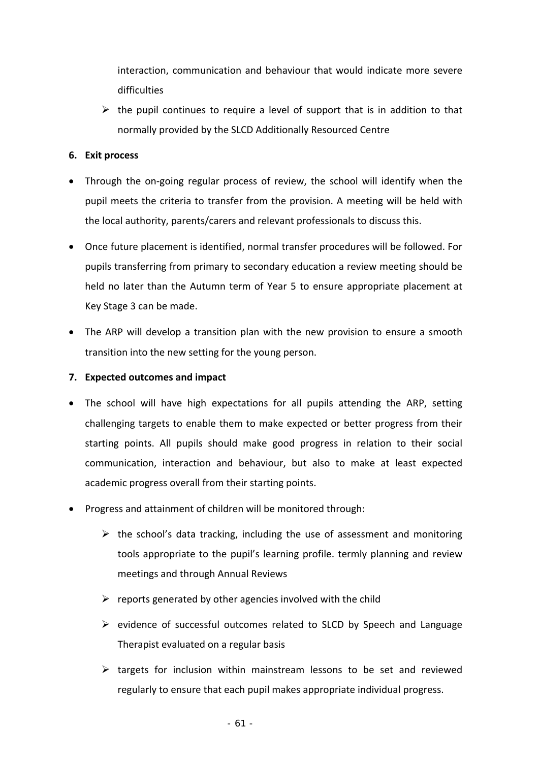interaction, communication and behaviour that would indicate more severe difficulties

- the pupil continues to require a level of support that is in addition to that normally provided by the SLCD Additionally Resourced Centre

**6. Exit process**

- Through the on-going regular process of review, the school will identify when the pupil meets the criteria to transfer from the provision. A meeting will be held with the local authority, parents/carers and relevant professionals to discuss this.
- Once future placement is identified, normal transfer procedures will be followed. For pupils transferring from primary to secondary education a review meeting should be held no later than the Autumn term of Year 5 to ensure appropriate placement at Key Stage 3 can be made.
- The ARP will develop a transition plan with the new provision to ensure a smooth transition into the new setting for the young person.

**7. Expected outcomes and impact**

- The school will have high expectations for all pupils attending the ARP, setting challenging targets to enable them to make expected or better progress from their starting points. All pupils should make good progress in relation to their social communication, interaction and behaviour, but also to make at least expected academic progress overall from their starting points.
- Progress and attainment of children will be monitored through:
  - the school's data tracking, including the use of assessment and monitoring tools appropriate to the pupil's learning profile. termly planning and review meetings and through Annual Reviews
  - reports generated by other agencies involved with the child
  - evidence of successful outcomes related to SLCD by Speech and Language Therapist evaluated on a regular basis
  - targets for inclusion within mainstream lessons to be set and reviewed regularly to ensure that each pupil makes appropriate individual progress.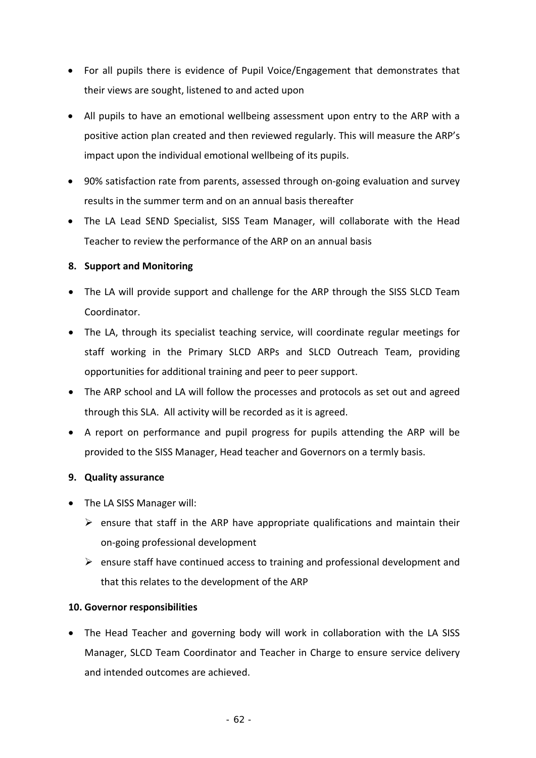- For all pupils there is evidence of Pupil Voice/Engagement that demonstrates that their views are sought, listened to and acted upon
- All pupils to have an emotional wellbeing assessment upon entry to the ARP with a positive action plan created and then reviewed regularly. This will measure the ARP's impact upon the individual emotional wellbeing of its pupils.
- 90% satisfaction rate from parents, assessed through on-going evaluation and survey results in the summer term and on an annual basis thereafter
- The LA Lead SEND Specialist, SISS Team Manager, will collaborate with the Head Teacher to review the performance of the ARP on an annual basis

**8. Support and Monitoring**

- The LA will provide support and challenge for the ARP through the SISS SLCD Team Coordinator.
- The LA, through its specialist teaching service, will coordinate regular meetings for staff working in the Primary SLCD ARPs and SLCD Outreach Team, providing opportunities for additional training and peer to peer support.
- The ARP school and LA will follow the processes and protocols as set out and agreed through this SLA. All activity will be recorded as it is agreed.
- A report on performance and pupil progress for pupils attending the ARP will be provided to the SISS Manager, Head teacher and Governors on a termly basis.

**9. Quality assurance**

- The LA SISS Manager will:
  - ensure that staff in the ARP have appropriate qualifications and maintain their on-going professional development
  - ensure staff have continued access to training and professional development and that this relates to the development of the ARP

**10. Governor responsibilities**

- The Head Teacher and governing body will work in collaboration with the LA SISS Manager, SLCD Team Coordinator and Teacher in Charge to ensure service delivery and intended outcomes are achieved.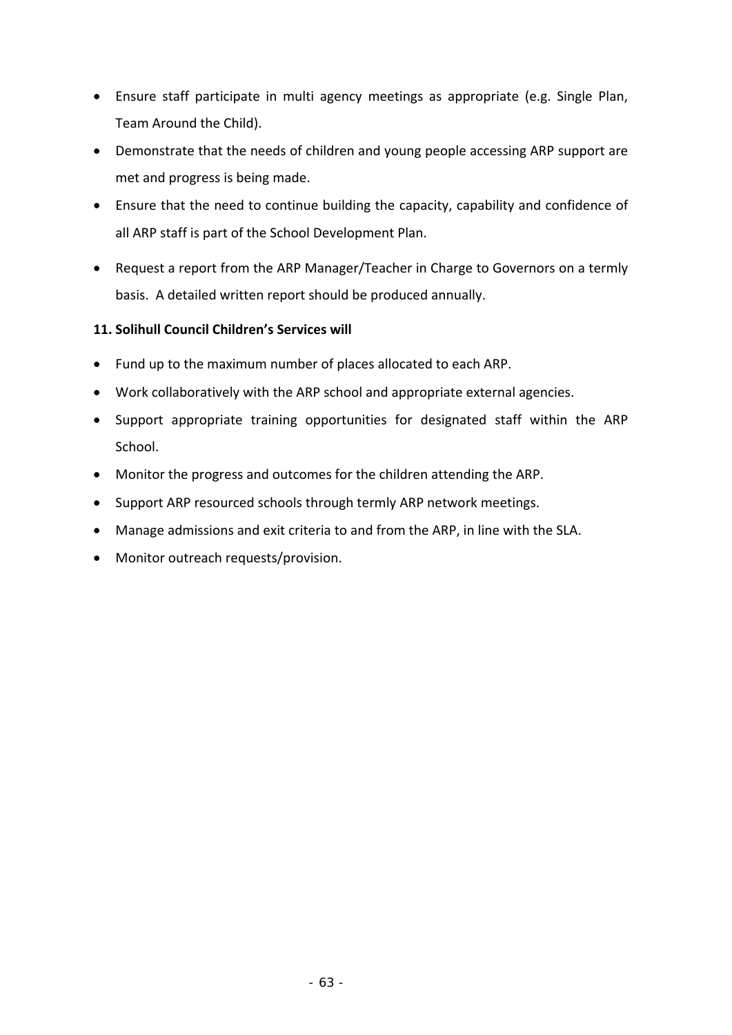- Ensure staff participate in multi agency meetings as appropriate (e.g. Single Plan, Team Around the Child).
- Demonstrate that the needs of children and young people accessing ARP support are met and progress is being made.
- Ensure that the need to continue building the capacity, capability and confidence of all ARP staff is part of the School Development Plan.
- Request a report from the ARP Manager/Teacher in Charge to Governors on a termly basis. A detailed written report should be produced annually.

**11. Solihull Council Children's Services will**

- Fund up to the maximum number of places allocated to each ARP.
- Work collaboratively with the ARP school and appropriate external agencies.
- Support appropriate training opportunities for designated staff within the ARP School.
- Monitor the progress and outcomes for the children attending the ARP.
- Support ARP resourced schools through termly ARP network meetings.
- Manage admissions and exit criteria to and from the ARP, in line with the SLA.
- Monitor outreach requests/provision.